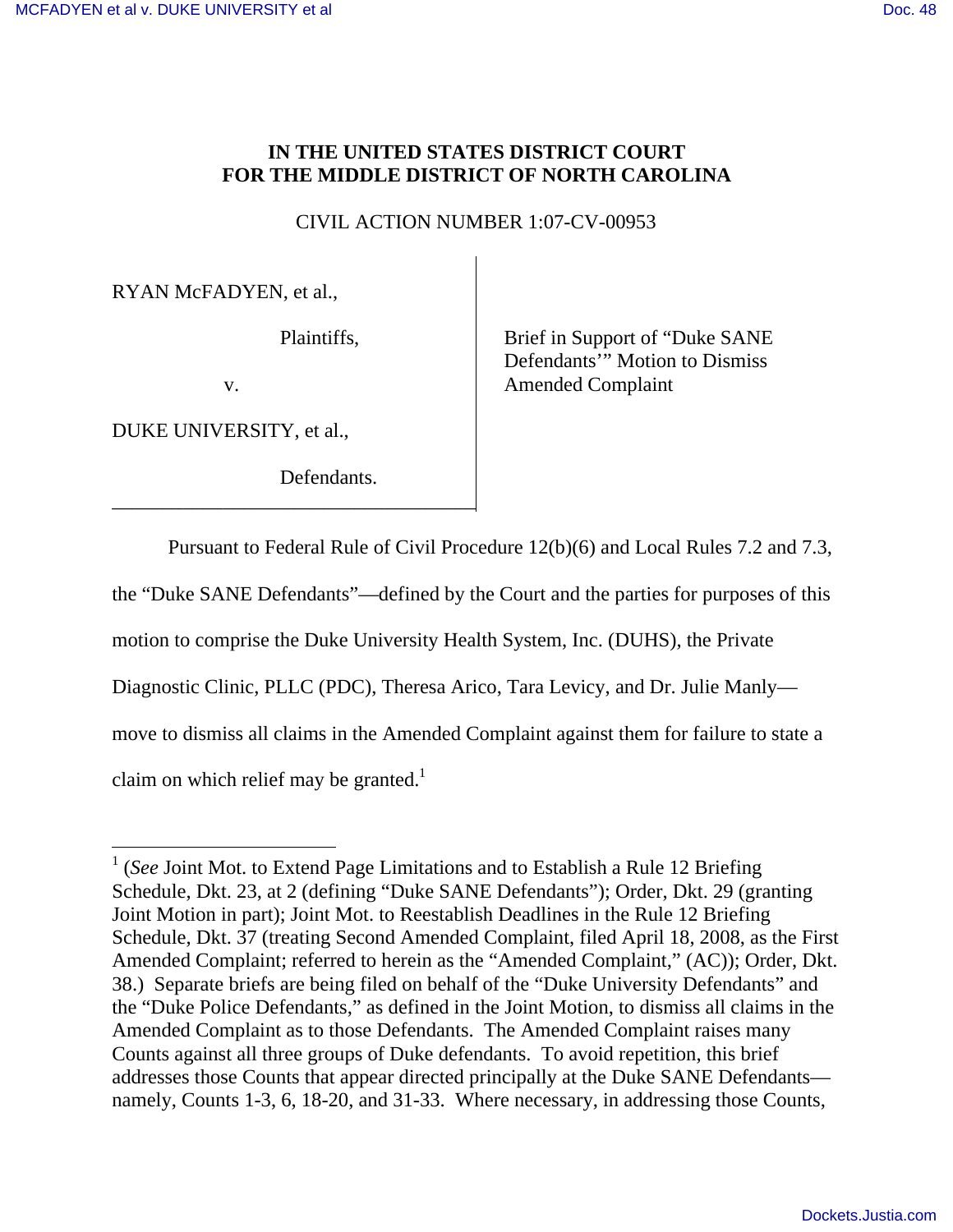# IN THE UNITED STATES DISTRICT COURT FOR THE MIDDLE DISTRICT OF NORTH CAROLINA

CIVIL ACTION NUMBER 1:07-CV-00953

| | |
|---|---|
| RYAN McFADYEN, et al.,<br><br>Plaintiffs,<br><br>v.<br><br>DUKE UNIVERSITY, et al.,<br><br>Defendants. | Brief in Support of "Duke SANE Defendants'" Motion to Dismiss Amended Complaint |

Pursuant to Federal Rule of Civil Procedure 12(b)(6) and Local Rules 7.2 and 7.3, the "Duke SANE Defendants"—defined by the Court and the parties for purposes of this motion to comprise the Duke University Health System, Inc. (DUHS), the Private Diagnostic Clinic, PLLC (PDC), Theresa Arico, Tara Levicy, and Dr. Julie Manly—move to dismiss all claims in the Amended Complaint against them for failure to state a claim on which relief may be granted.[1]

---

[1] (*See* Joint Mot. to Extend Page Limitations and to Establish a Rule 12 Briefing Schedule, Dkt. 23, at 2 (defining "Duke SANE Defendants"); Order, Dkt. 29 (granting Joint Motion in part); Joint Mot. to Reestablish Deadlines in the Rule 12 Briefing Schedule, Dkt. 37 (treating Second Amended Complaint, filed April 18, 2008, as the First Amended Complaint; referred to herein as the "Amended Complaint," (AC)); Order, Dkt. 38.) Separate briefs are being filed on behalf of the "Duke University Defendants" and the "Duke Police Defendants," as defined in the Joint Motion, to dismiss all claims in the Amended Complaint as to those Defendants. The Amended Complaint raises many Counts against all three groups of Duke defendants. To avoid repetition, this brief addresses those Counts that appear directed principally at the Duke SANE Defendants—namely, Counts 1-3, 6, 18-20, and 31-33. Where necessary, in addressing those Counts,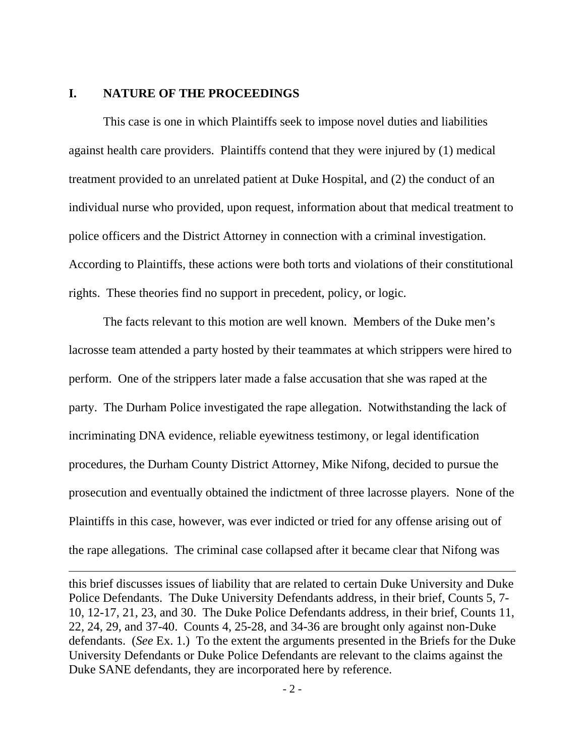## I. NATURE OF THE PROCEEDINGS

This case is one in which Plaintiffs seek to impose novel duties and liabilities against health care providers. Plaintiffs contend that they were injured by (1) medical treatment provided to an unrelated patient at Duke Hospital, and (2) the conduct of an individual nurse who provided, upon request, information about that medical treatment to police officers and the District Attorney in connection with a criminal investigation. According to Plaintiffs, these actions were both torts and violations of their constitutional rights. These theories find no support in precedent, policy, or logic.

The facts relevant to this motion are well known. Members of the Duke men's lacrosse team attended a party hosted by their teammates at which strippers were hired to perform. One of the strippers later made a false accusation that she was raped at the party. The Durham Police investigated the rape allegation. Notwithstanding the lack of incriminating DNA evidence, reliable eyewitness testimony, or legal identification procedures, the Durham County District Attorney, Mike Nifong, decided to pursue the prosecution and eventually obtained the indictment of three lacrosse players. None of the Plaintiffs in this case, however, was ever indicted or tried for any offense arising out of the rape allegations. The criminal case collapsed after it became clear that Nifong was

---

this brief discusses issues of liability that are related to certain Duke University and Duke Police Defendants. The Duke University Defendants address, in their brief, Counts 5, 7-10, 12-17, 21, 23, and 30. The Duke Police Defendants address, in their brief, Counts 11, 22, 24, 29, and 37-40. Counts 4, 25-28, and 34-36 are brought only against non-Duke defendants. (*See* Ex. 1.) To the extent the arguments presented in the Briefs for the Duke University Defendants or Duke Police Defendants are relevant to the claims against the Duke SANE defendants, they are incorporated here by reference.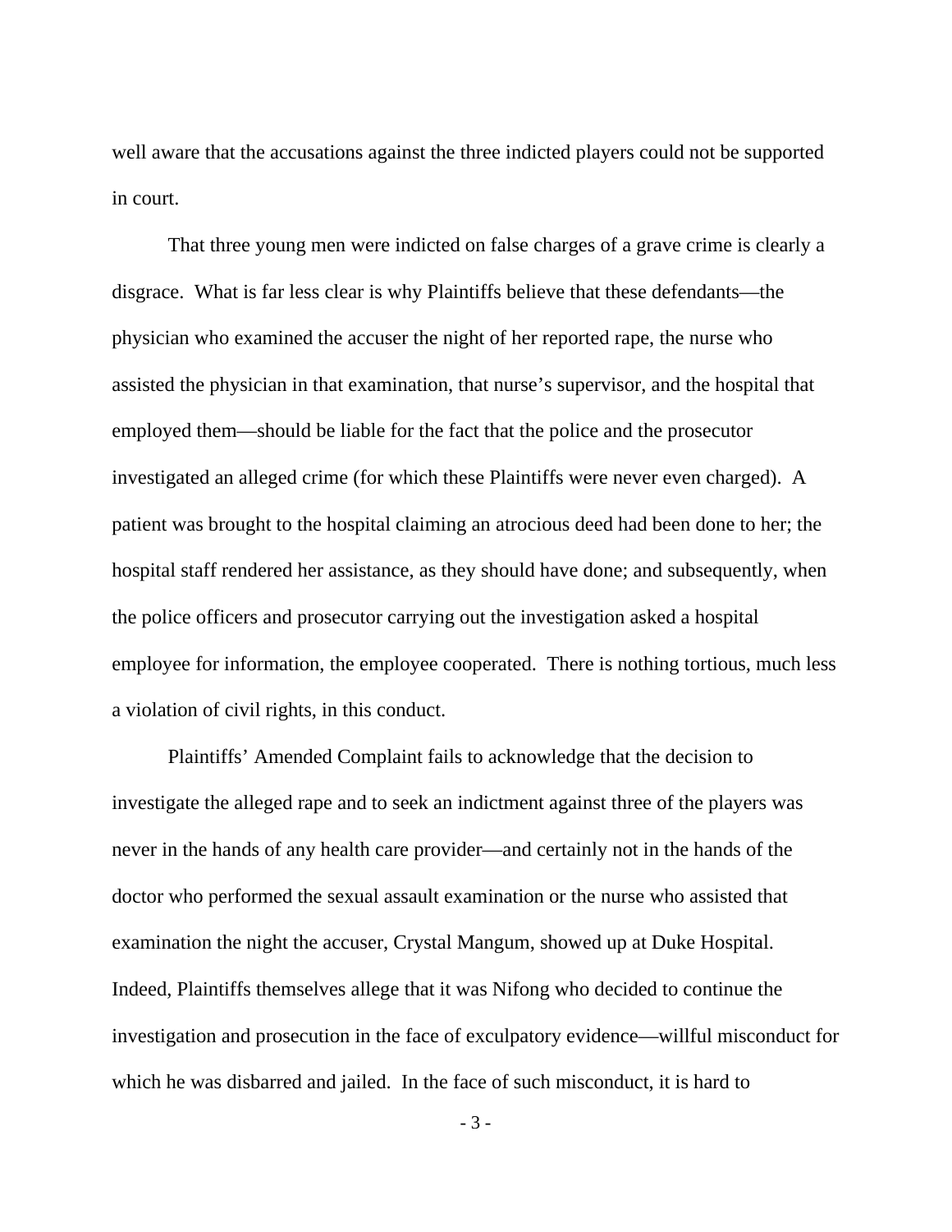well aware that the accusations against the three indicted players could not be supported in court.

That three young men were indicted on false charges of a grave crime is clearly a disgrace. What is far less clear is why Plaintiffs believe that these defendants—the physician who examined the accuser the night of her reported rape, the nurse who assisted the physician in that examination, that nurse's supervisor, and the hospital that employed them—should be liable for the fact that the police and the prosecutor investigated an alleged crime (for which these Plaintiffs were never even charged). A patient was brought to the hospital claiming an atrocious deed had been done to her; the hospital staff rendered her assistance, as they should have done; and subsequently, when the police officers and prosecutor carrying out the investigation asked a hospital employee for information, the employee cooperated. There is nothing tortious, much less a violation of civil rights, in this conduct.

Plaintiffs' Amended Complaint fails to acknowledge that the decision to investigate the alleged rape and to seek an indictment against three of the players was never in the hands of any health care provider—and certainly not in the hands of the doctor who performed the sexual assault examination or the nurse who assisted that examination the night the accuser, Crystal Mangum, showed up at Duke Hospital. Indeed, Plaintiffs themselves allege that it was Nifong who decided to continue the investigation and prosecution in the face of exculpatory evidence—willful misconduct for which he was disbarred and jailed. In the face of such misconduct, it is hard to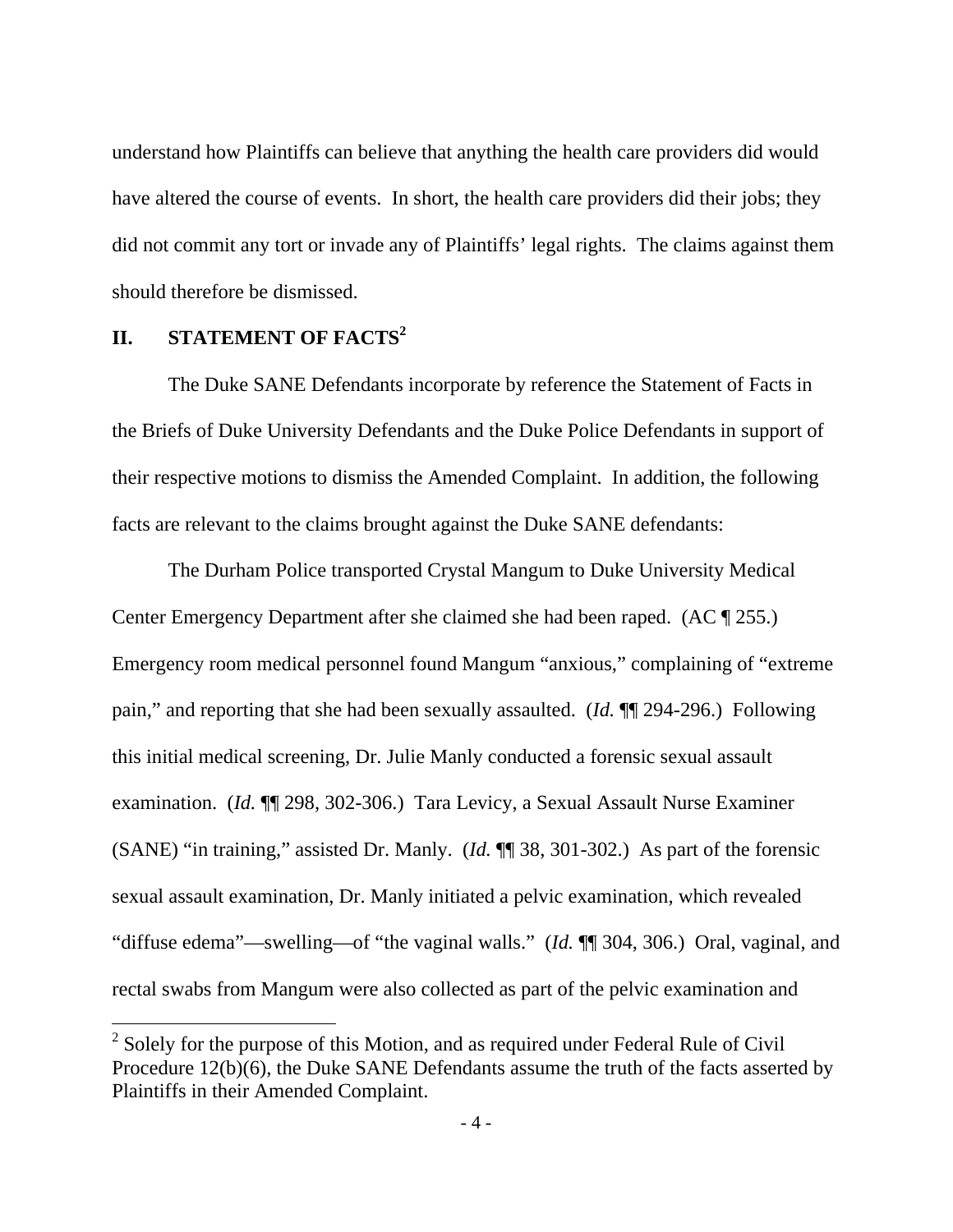understand how Plaintiffs can believe that anything the health care providers did would have altered the course of events. In short, the health care providers did their jobs; they did not commit any tort or invade any of Plaintiffs' legal rights. The claims against them should therefore be dismissed.

## II. STATEMENT OF FACTS[2]

The Duke SANE Defendants incorporate by reference the Statement of Facts in the Briefs of Duke University Defendants and the Duke Police Defendants in support of their respective motions to dismiss the Amended Complaint. In addition, the following facts are relevant to the claims brought against the Duke SANE defendants:

The Durham Police transported Crystal Mangum to Duke University Medical Center Emergency Department after she claimed she had been raped. (AC ¶ 255.) Emergency room medical personnel found Mangum "anxious," complaining of "extreme pain," and reporting that she had been sexually assaulted. (*Id.* ¶¶ 294-296.) Following this initial medical screening, Dr. Julie Manly conducted a forensic sexual assault examination. (*Id.* ¶¶ 298, 302-306.) Tara Levicy, a Sexual Assault Nurse Examiner (SANE) "in training," assisted Dr. Manly. (*Id.* ¶¶ 38, 301-302.) As part of the forensic sexual assault examination, Dr. Manly initiated a pelvic examination, which revealed "diffuse edema"—swelling—of "the vaginal walls." (*Id.* ¶¶ 304, 306.) Oral, vaginal, and rectal swabs from Mangum were also collected as part of the pelvic examination and

[2] Solely for the purpose of this Motion, and as required under Federal Rule of Civil Procedure 12(b)(6), the Duke SANE Defendants assume the truth of the facts asserted by Plaintiffs in their Amended Complaint.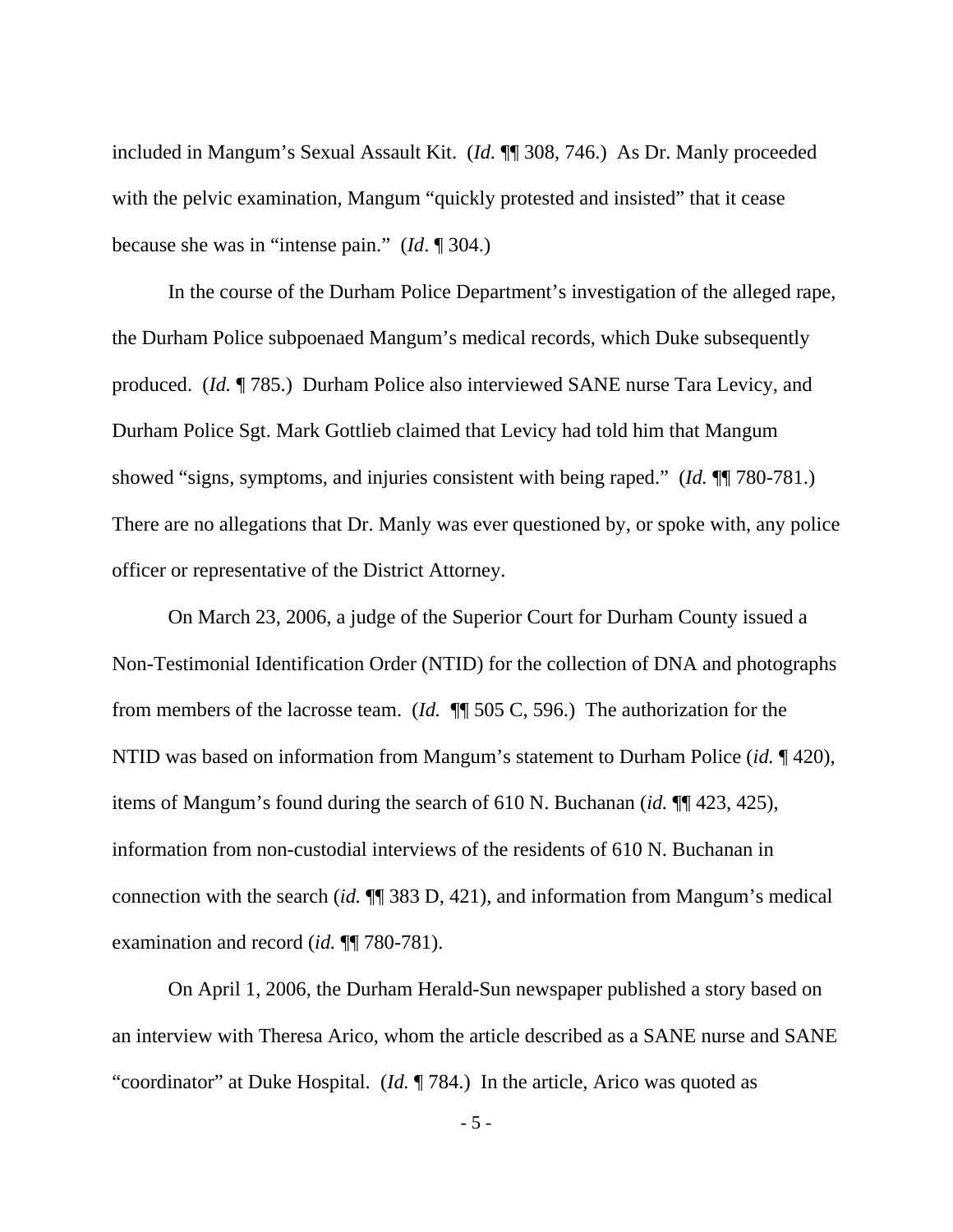included in Mangum's Sexual Assault Kit. (*Id.* ¶¶ 308, 746.) As Dr. Manly proceeded with the pelvic examination, Mangum "quickly protested and insisted" that it cease because she was in "intense pain." (*Id*. ¶ 304.)

In the course of the Durham Police Department's investigation of the alleged rape, the Durham Police subpoenaed Mangum's medical records, which Duke subsequently produced. (*Id.* ¶ 785.) Durham Police also interviewed SANE nurse Tara Levicy, and Durham Police Sgt. Mark Gottlieb claimed that Levicy had told him that Mangum showed "signs, symptoms, and injuries consistent with being raped." (*Id.* ¶¶ 780-781.) There are no allegations that Dr. Manly was ever questioned by, or spoke with, any police officer or representative of the District Attorney.

On March 23, 2006, a judge of the Superior Court for Durham County issued a Non-Testimonial Identification Order (NTID) for the collection of DNA and photographs from members of the lacrosse team. (*Id.* ¶¶ 505 C, 596.) The authorization for the NTID was based on information from Mangum's statement to Durham Police (*id.* ¶ 420), items of Mangum's found during the search of 610 N. Buchanan (*id.* ¶¶ 423, 425), information from non-custodial interviews of the residents of 610 N. Buchanan in connection with the search (*id.* ¶¶ 383 D, 421), and information from Mangum's medical examination and record (*id.* ¶¶ 780-781).

On April 1, 2006, the Durham Herald-Sun newspaper published a story based on an interview with Theresa Arico, whom the article described as a SANE nurse and SANE "coordinator" at Duke Hospital. (*Id.* ¶ 784.) In the article, Arico was quoted as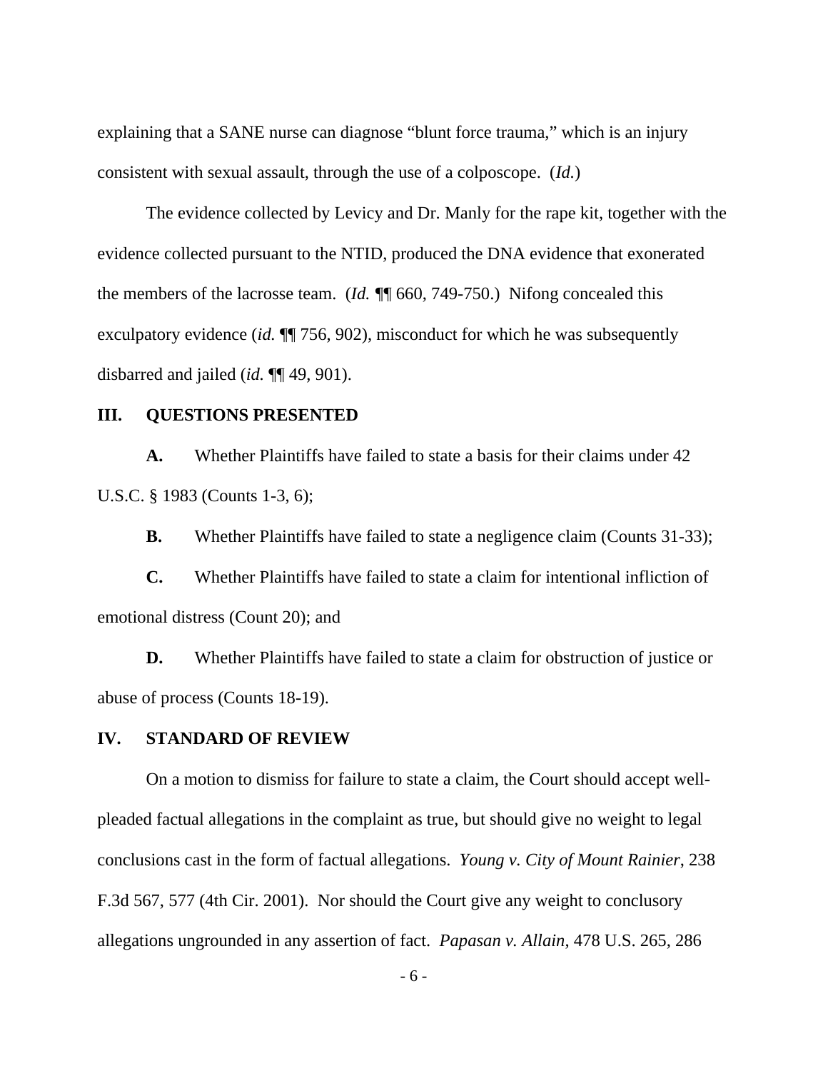explaining that a SANE nurse can diagnose "blunt force trauma," which is an injury consistent with sexual assault, through the use of a colposcope. (*Id.*)

The evidence collected by Levicy and Dr. Manly for the rape kit, together with the evidence collected pursuant to the NTID, produced the DNA evidence that exonerated the members of the lacrosse team. (*Id.* ¶¶ 660, 749-750.) Nifong concealed this exculpatory evidence (*id.* ¶¶ 756, 902), misconduct for which he was subsequently disbarred and jailed (*id.* ¶¶ 49, 901).

## III. QUESTIONS PRESENTED

**A.** Whether Plaintiffs have failed to state a basis for their claims under 42 U.S.C. § 1983 (Counts 1-3, 6);

**B.** Whether Plaintiffs have failed to state a negligence claim (Counts 31-33);

**C.** Whether Plaintiffs have failed to state a claim for intentional infliction of emotional distress (Count 20); and

**D.** Whether Plaintiffs have failed to state a claim for obstruction of justice or abuse of process (Counts 18-19).

## IV. STANDARD OF REVIEW

On a motion to dismiss for failure to state a claim, the Court should accept well-pleaded factual allegations in the complaint as true, but should give no weight to legal conclusions cast in the form of factual allegations. *Young v. City of Mount Rainier*, 238 F.3d 567, 577 (4th Cir. 2001). Nor should the Court give any weight to conclusory allegations ungrounded in any assertion of fact. *Papasan v. Allain*, 478 U.S. 265, 286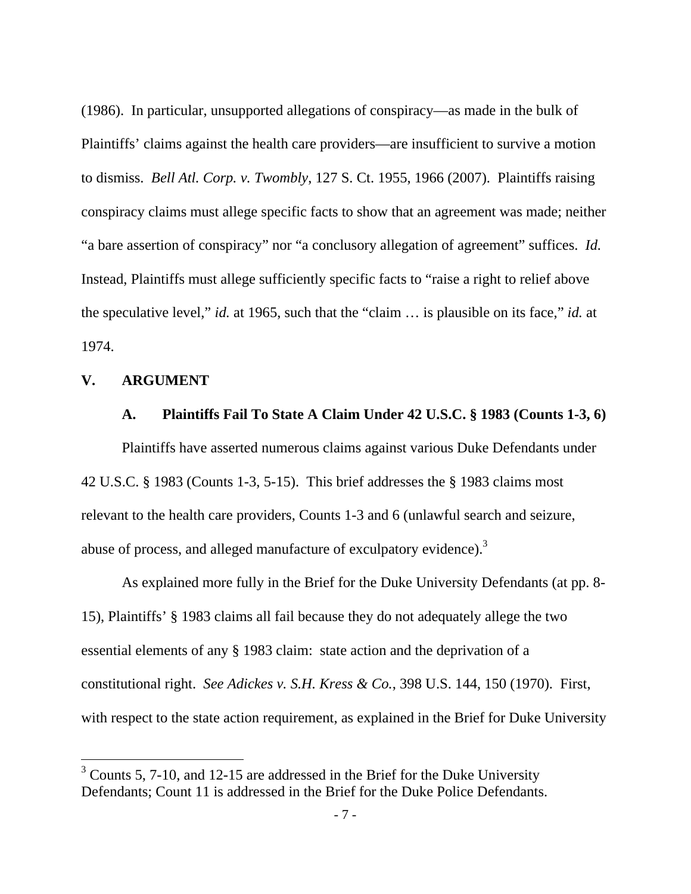(1986). In particular, unsupported allegations of conspiracy—as made in the bulk of Plaintiffs' claims against the health care providers—are insufficient to survive a motion to dismiss. *Bell Atl. Corp. v. Twombly*, 127 S. Ct. 1955, 1966 (2007). Plaintiffs raising conspiracy claims must allege specific facts to show that an agreement was made; neither "a bare assertion of conspiracy" nor "a conclusory allegation of agreement" suffices. *Id.* Instead, Plaintiffs must allege sufficiently specific facts to "raise a right to relief above the speculative level," *id.* at 1965, such that the "claim … is plausible on its face," *id.* at 1974.

## V. ARGUMENT

### A. Plaintiffs Fail To State A Claim Under 42 U.S.C. § 1983 (Counts 1-3, 6)

Plaintiffs have asserted numerous claims against various Duke Defendants under 42 U.S.C. § 1983 (Counts 1-3, 5-15). This brief addresses the § 1983 claims most relevant to the health care providers, Counts 1-3 and 6 (unlawful search and seizure, abuse of process, and alleged manufacture of exculpatory evidence).[3]

As explained more fully in the Brief for the Duke University Defendants (at pp. 8-15), Plaintiffs' § 1983 claims all fail because they do not adequately allege the two essential elements of any § 1983 claim: state action and the deprivation of a constitutional right. *See Adickes v. S.H. Kress & Co.*, 398 U.S. 144, 150 (1970). First, with respect to the state action requirement, as explained in the Brief for Duke University

[3] Counts 5, 7-10, and 12-15 are addressed in the Brief for the Duke University Defendants; Count 11 is addressed in the Brief for the Duke Police Defendants.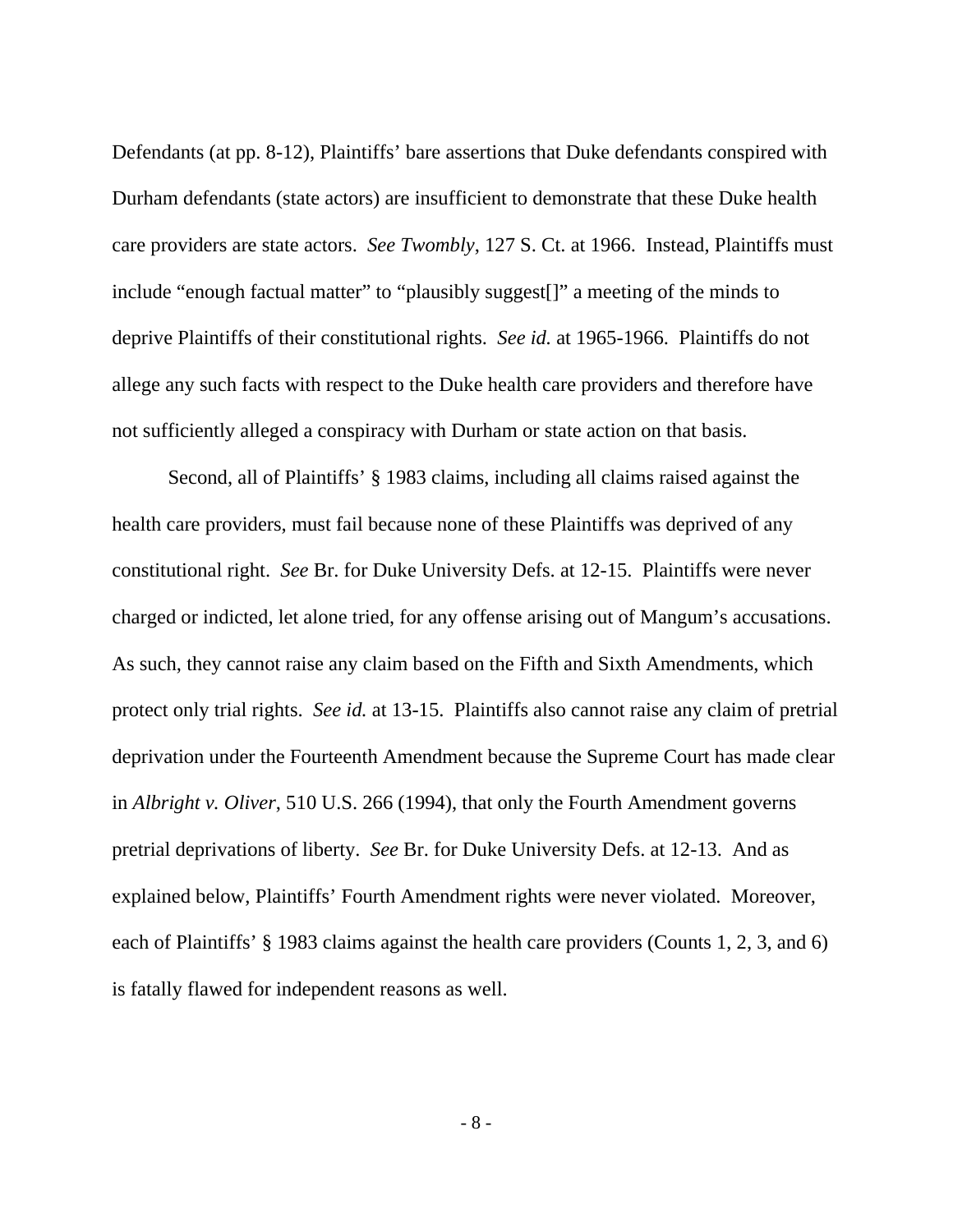Defendants (at pp. 8-12), Plaintiffs' bare assertions that Duke defendants conspired with Durham defendants (state actors) are insufficient to demonstrate that these Duke health care providers are state actors. *See Twombly*, 127 S. Ct. at 1966. Instead, Plaintiffs must include "enough factual matter" to "plausibly suggest[]" a meeting of the minds to deprive Plaintiffs of their constitutional rights. *See id.* at 1965-1966. Plaintiffs do not allege any such facts with respect to the Duke health care providers and therefore have not sufficiently alleged a conspiracy with Durham or state action on that basis.

Second, all of Plaintiffs' § 1983 claims, including all claims raised against the health care providers, must fail because none of these Plaintiffs was deprived of any constitutional right. *See* Br. for Duke University Defs. at 12-15. Plaintiffs were never charged or indicted, let alone tried, for any offense arising out of Mangum's accusations. As such, they cannot raise any claim based on the Fifth and Sixth Amendments, which protect only trial rights. *See id.* at 13-15. Plaintiffs also cannot raise any claim of pretrial deprivation under the Fourteenth Amendment because the Supreme Court has made clear in *Albright v. Oliver*, 510 U.S. 266 (1994), that only the Fourth Amendment governs pretrial deprivations of liberty. *See* Br. for Duke University Defs. at 12-13. And as explained below, Plaintiffs' Fourth Amendment rights were never violated. Moreover, each of Plaintiffs' § 1983 claims against the health care providers (Counts 1, 2, 3, and 6) is fatally flawed for independent reasons as well.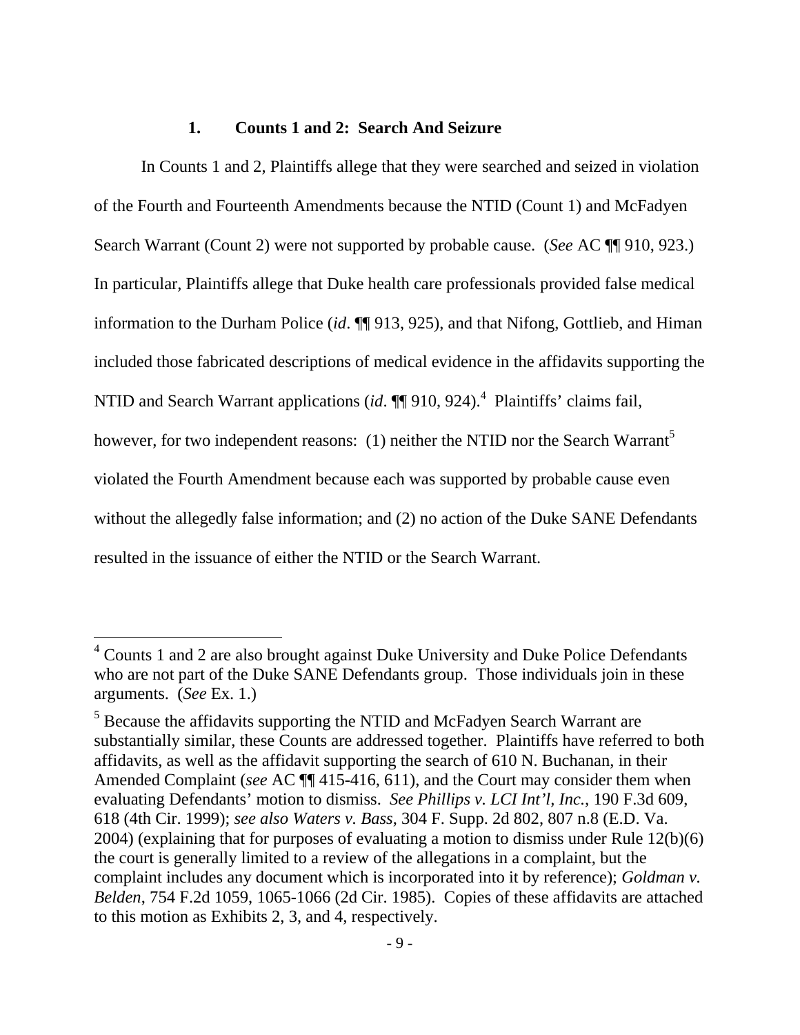### 1. Counts 1 and 2: Search And Seizure

In Counts 1 and 2, Plaintiffs allege that they were searched and seized in violation of the Fourth and Fourteenth Amendments because the NTID (Count 1) and McFadyen Search Warrant (Count 2) were not supported by probable cause. (*See* AC ¶¶ 910, 923.) In particular, Plaintiffs allege that Duke health care professionals provided false medical information to the Durham Police (*id*. ¶¶ 913, 925), and that Nifong, Gottlieb, and Himan included those fabricated descriptions of medical evidence in the affidavits supporting the NTID and Search Warrant applications (*id*. ¶¶ 910, 924).[4] Plaintiffs' claims fail, however, for two independent reasons: (1) neither the NTID nor the Search Warrant[5] violated the Fourth Amendment because each was supported by probable cause even without the allegedly false information; and (2) no action of the Duke SANE Defendants resulted in the issuance of either the NTID or the Search Warrant.

---

[4] Counts 1 and 2 are also brought against Duke University and Duke Police Defendants who are not part of the Duke SANE Defendants group. Those individuals join in these arguments. (*See* Ex. 1.)

[5] Because the affidavits supporting the NTID and McFadyen Search Warrant are substantially similar, these Counts are addressed together. Plaintiffs have referred to both affidavits, as well as the affidavit supporting the search of 610 N. Buchanan, in their Amended Complaint (*see* AC ¶¶ 415-416, 611), and the Court may consider them when evaluating Defendants' motion to dismiss. *See Phillips v. LCI Int'l, Inc.*, 190 F.3d 609, 618 (4th Cir. 1999); *see also Waters v. Bass*, 304 F. Supp. 2d 802, 807 n.8 (E.D. Va. 2004) (explaining that for purposes of evaluating a motion to dismiss under Rule 12(b)(6) the court is generally limited to a review of the allegations in a complaint, but the complaint includes any document which is incorporated into it by reference); *Goldman v. Belden*, 754 F.2d 1059, 1065-1066 (2d Cir. 1985). Copies of these affidavits are attached to this motion as Exhibits 2, 3, and 4, respectively.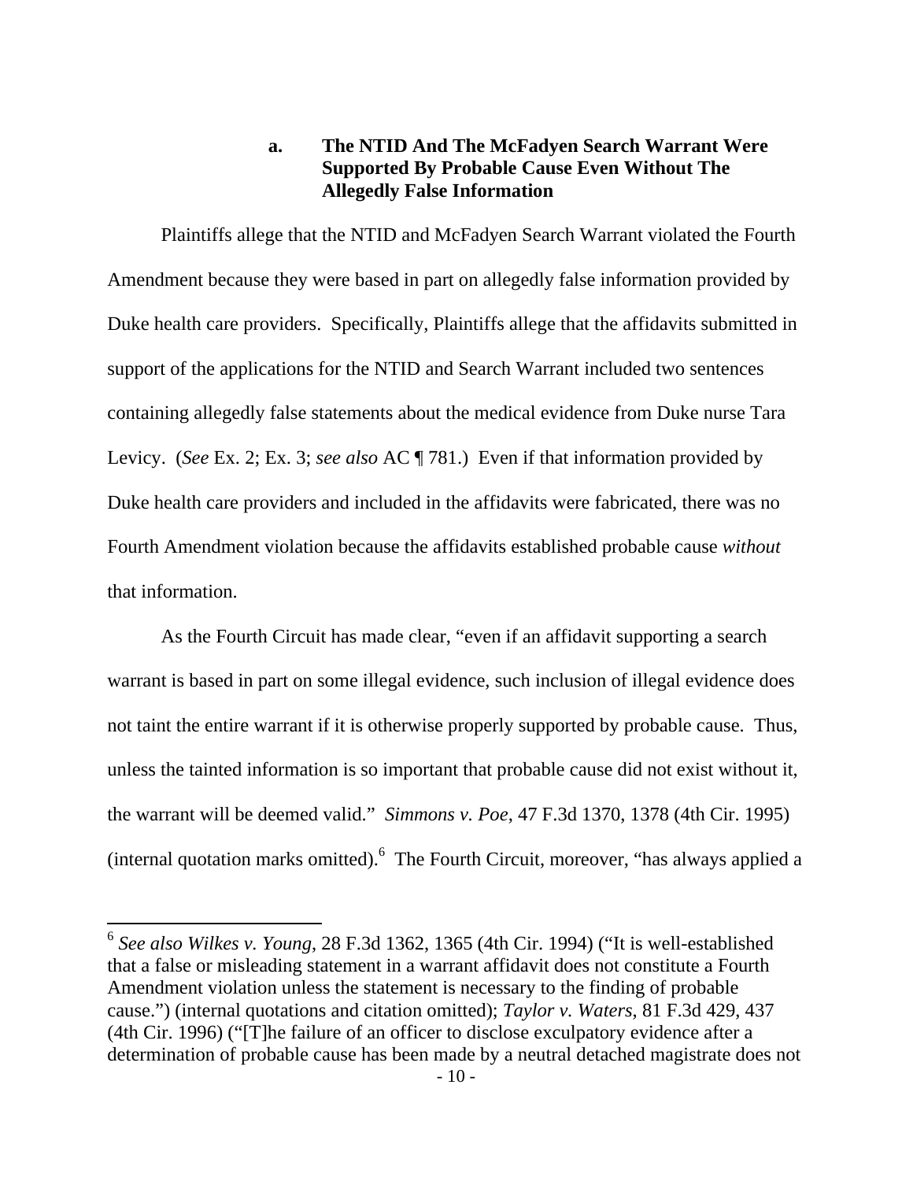### a. The NTID And The McFadyen Search Warrant Were Supported By Probable Cause Even Without The Allegedly False Information

Plaintiffs allege that the NTID and McFadyen Search Warrant violated the Fourth Amendment because they were based in part on allegedly false information provided by Duke health care providers. Specifically, Plaintiffs allege that the affidavits submitted in support of the applications for the NTID and Search Warrant included two sentences containing allegedly false statements about the medical evidence from Duke nurse Tara Levicy. (*See* Ex. 2; Ex. 3; *see also* AC ¶ 781.) Even if that information provided by Duke health care providers and included in the affidavits were fabricated, there was no Fourth Amendment violation because the affidavits established probable cause *without* that information.

As the Fourth Circuit has made clear, "even if an affidavit supporting a search warrant is based in part on some illegal evidence, such inclusion of illegal evidence does not taint the entire warrant if it is otherwise properly supported by probable cause. Thus, unless the tainted information is so important that probable cause did not exist without it, the warrant will be deemed valid." *Simmons v. Poe*, 47 F.3d 1370, 1378 (4th Cir. 1995) (internal quotation marks omitted).[6] The Fourth Circuit, moreover, "has always applied a

---

[6] *See also Wilkes v. Young*, 28 F.3d 1362, 1365 (4th Cir. 1994) ("It is well-established that a false or misleading statement in a warrant affidavit does not constitute a Fourth Amendment violation unless the statement is necessary to the finding of probable cause.") (internal quotations and citation omitted); *Taylor v. Waters*, 81 F.3d 429, 437 (4th Cir. 1996) ("[T]he failure of an officer to disclose exculpatory evidence after a determination of probable cause has been made by a neutral detached magistrate does not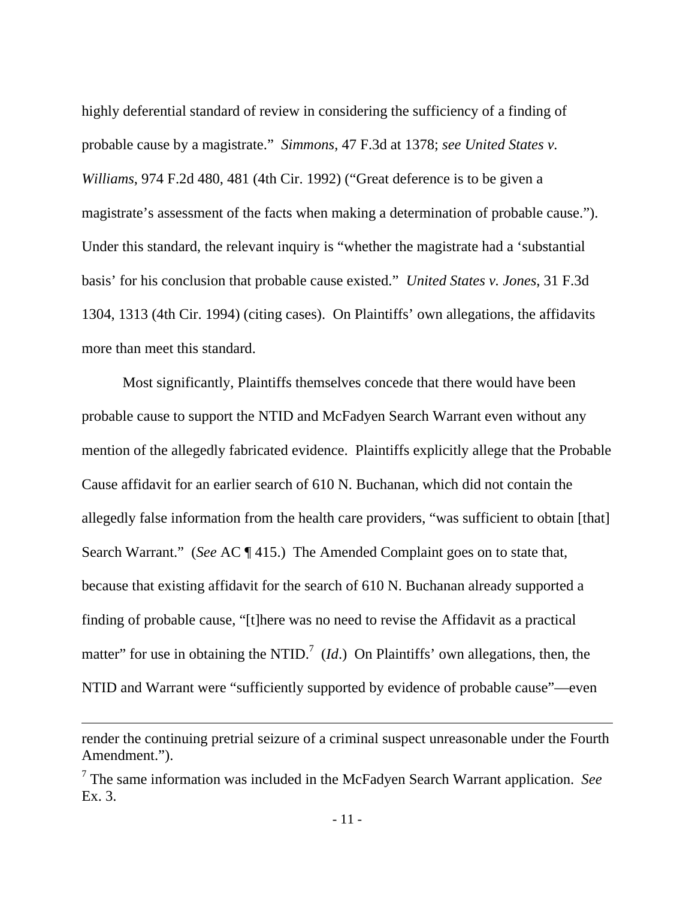highly deferential standard of review in considering the sufficiency of a finding of probable cause by a magistrate." *Simmons*, 47 F.3d at 1378; *see United States v. Williams*, 974 F.2d 480, 481 (4th Cir. 1992) ("Great deference is to be given a magistrate's assessment of the facts when making a determination of probable cause."). Under this standard, the relevant inquiry is "whether the magistrate had a 'substantial basis' for his conclusion that probable cause existed." *United States v. Jones*, 31 F.3d 1304, 1313 (4th Cir. 1994) (citing cases). On Plaintiffs' own allegations, the affidavits more than meet this standard.

Most significantly, Plaintiffs themselves concede that there would have been probable cause to support the NTID and McFadyen Search Warrant even without any mention of the allegedly fabricated evidence. Plaintiffs explicitly allege that the Probable Cause affidavit for an earlier search of 610 N. Buchanan, which did not contain the allegedly false information from the health care providers, "was sufficient to obtain [that] Search Warrant." (*See* AC ¶ 415.) The Amended Complaint goes on to state that, because that existing affidavit for the search of 610 N. Buchanan already supported a finding of probable cause, "[t]here was no need to revise the Affidavit as a practical matter" for use in obtaining the NTID.[7] (*Id*.) On Plaintiffs' own allegations, then, the NTID and Warrant were "sufficiently supported by evidence of probable cause"—even

---

render the continuing pretrial seizure of a criminal suspect unreasonable under the Fourth Amendment.").

[7] The same information was included in the McFadyen Search Warrant application. *See* Ex. 3.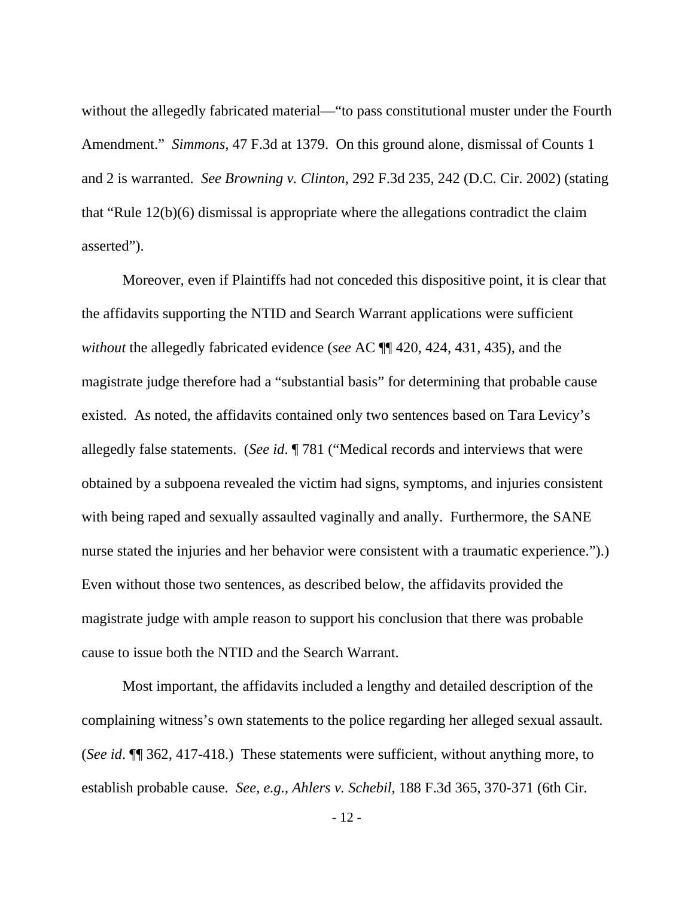without the allegedly fabricated material—"to pass constitutional muster under the Fourth Amendment." *Simmons*, 47 F.3d at 1379. On this ground alone, dismissal of Counts 1 and 2 is warranted. *See Browning v. Clinton*, 292 F.3d 235, 242 (D.C. Cir. 2002) (stating that "Rule 12(b)(6) dismissal is appropriate where the allegations contradict the claim asserted").

Moreover, even if Plaintiffs had not conceded this dispositive point, it is clear that the affidavits supporting the NTID and Search Warrant applications were sufficient *without* the allegedly fabricated evidence (*see* AC ¶¶ 420, 424, 431, 435), and the magistrate judge therefore had a "substantial basis" for determining that probable cause existed. As noted, the affidavits contained only two sentences based on Tara Levicy's allegedly false statements. (*See id*. ¶ 781 ("Medical records and interviews that were obtained by a subpoena revealed the victim had signs, symptoms, and injuries consistent with being raped and sexually assaulted vaginally and anally. Furthermore, the SANE nurse stated the injuries and her behavior were consistent with a traumatic experience.").) Even without those two sentences, as described below, the affidavits provided the magistrate judge with ample reason to support his conclusion that there was probable cause to issue both the NTID and the Search Warrant.

Most important, the affidavits included a lengthy and detailed description of the complaining witness's own statements to the police regarding her alleged sexual assault. (*See id*. ¶¶ 362, 417-418.) These statements were sufficient, without anything more, to establish probable cause. *See, e.g.*, *Ahlers v. Schebil*, 188 F.3d 365, 370-371 (6th Cir.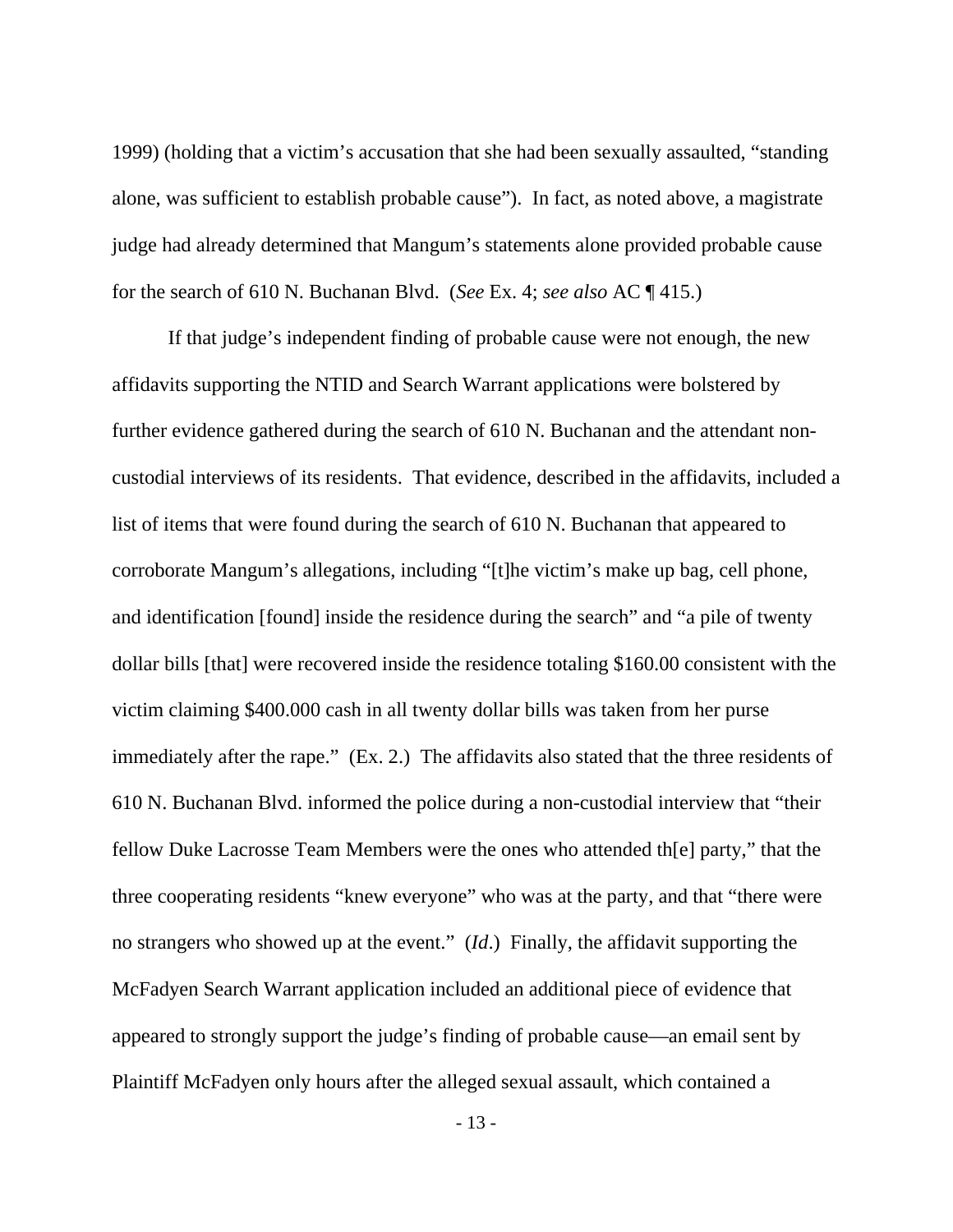1999) (holding that a victim's accusation that she had been sexually assaulted, "standing alone, was sufficient to establish probable cause"). In fact, as noted above, a magistrate judge had already determined that Mangum's statements alone provided probable cause for the search of 610 N. Buchanan Blvd. (*See* Ex. 4; *see also* AC ¶ 415.)

If that judge's independent finding of probable cause were not enough, the new affidavits supporting the NTID and Search Warrant applications were bolstered by further evidence gathered during the search of 610 N. Buchanan and the attendant non-custodial interviews of its residents. That evidence, described in the affidavits, included a list of items that were found during the search of 610 N. Buchanan that appeared to corroborate Mangum's allegations, including "[t]he victim's make up bag, cell phone, and identification [found] inside the residence during the search" and "a pile of twenty dollar bills [that] were recovered inside the residence totaling $160.00 consistent with the victim claiming $400.000 cash in all twenty dollar bills was taken from her purse immediately after the rape." (Ex. 2.) The affidavits also stated that the three residents of 610 N. Buchanan Blvd. informed the police during a non-custodial interview that "their fellow Duke Lacrosse Team Members were the ones who attended th[e] party," that the three cooperating residents "knew everyone" who was at the party, and that "there were no strangers who showed up at the event." (*Id*.) Finally, the affidavit supporting the McFadyen Search Warrant application included an additional piece of evidence that appeared to strongly support the judge's finding of probable cause—an email sent by Plaintiff McFadyen only hours after the alleged sexual assault, which contained a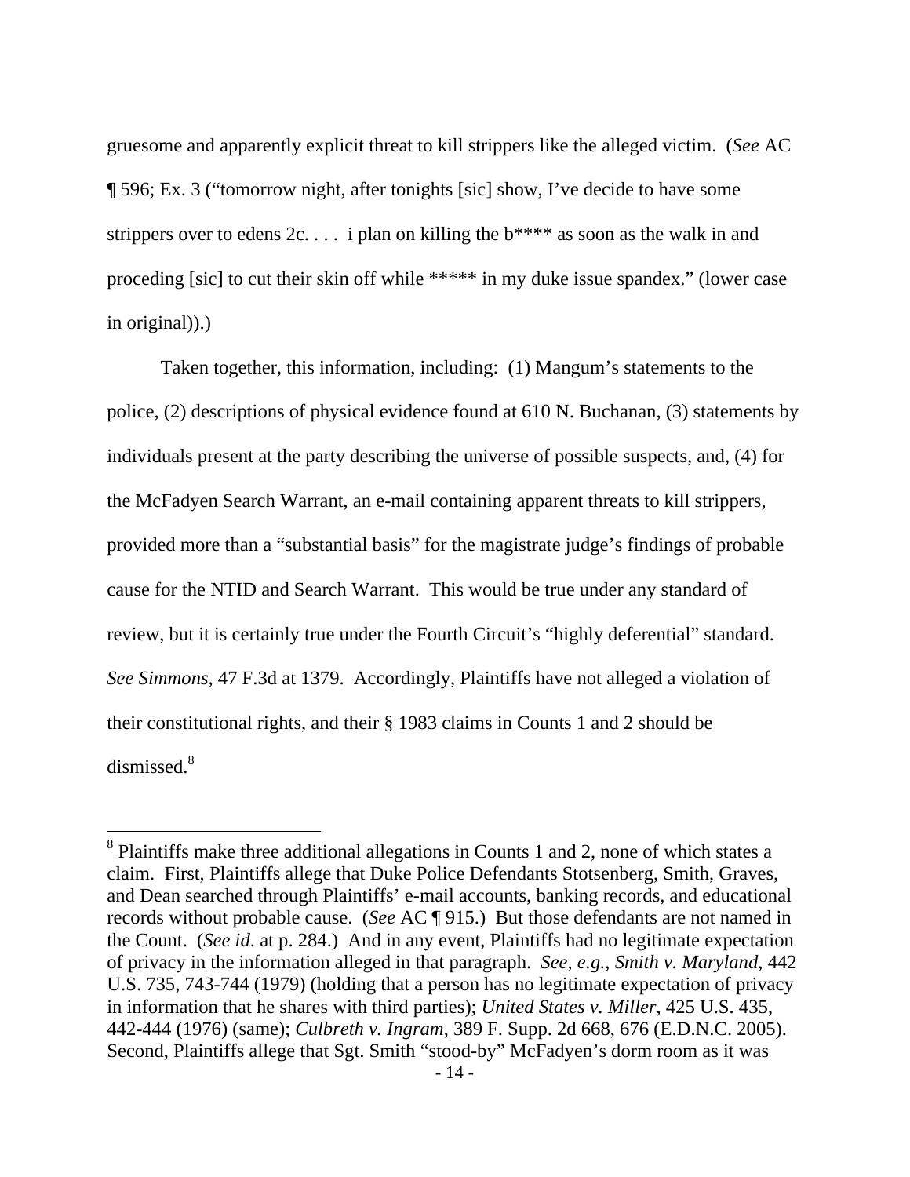gruesome and apparently explicit threat to kill strippers like the alleged victim. (*See* AC ¶ 596; Ex. 3 ("tomorrow night, after tonights [sic] show, I've decide to have some strippers over to edens 2c. . . . i plan on killing the b**** as soon as the walk in and proceding [sic] to cut their skin off while ***** in my duke issue spandex." (lower case in original)).)

Taken together, this information, including: (1) Mangum's statements to the police, (2) descriptions of physical evidence found at 610 N. Buchanan, (3) statements by individuals present at the party describing the universe of possible suspects, and, (4) for the McFadyen Search Warrant, an e-mail containing apparent threats to kill strippers, provided more than a "substantial basis" for the magistrate judge's findings of probable cause for the NTID and Search Warrant. This would be true under any standard of review, but it is certainly true under the Fourth Circuit's "highly deferential" standard. *See Simmons*, 47 F.3d at 1379. Accordingly, Plaintiffs have not alleged a violation of their constitutional rights, and their § 1983 claims in Counts 1 and 2 should be dismissed.[8]

---

[8] Plaintiffs make three additional allegations in Counts 1 and 2, none of which states a claim. First, Plaintiffs allege that Duke Police Defendants Stotsenberg, Smith, Graves, and Dean searched through Plaintiffs' e-mail accounts, banking records, and educational records without probable cause. (*See* AC ¶ 915.) But those defendants are not named in the Count. (*See id*. at p. 284.) And in any event, Plaintiffs had no legitimate expectation of privacy in the information alleged in that paragraph. *See, e.g.*, *Smith v. Maryland*, 442 U.S. 735, 743-744 (1979) (holding that a person has no legitimate expectation of privacy in information that he shares with third parties); *United States v. Miller*, 425 U.S. 435, 442-444 (1976) (same); *Culbreth v. Ingram*, 389 F. Supp. 2d 668, 676 (E.D.N.C. 2005). Second, Plaintiffs allege that Sgt. Smith "stood-by" McFadyen's dorm room as it was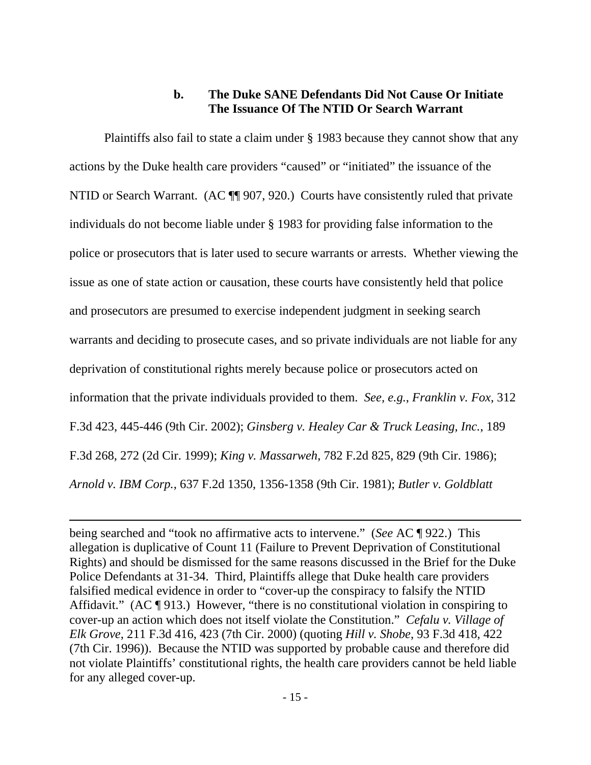### b. The Duke SANE Defendants Did Not Cause Or Initiate The Issuance Of The NTID Or Search Warrant

Plaintiffs also fail to state a claim under § 1983 because they cannot show that any actions by the Duke health care providers "caused" or "initiated" the issuance of the NTID or Search Warrant. (AC ¶¶ 907, 920.) Courts have consistently ruled that private individuals do not become liable under § 1983 for providing false information to the police or prosecutors that is later used to secure warrants or arrests. Whether viewing the issue as one of state action or causation, these courts have consistently held that police and prosecutors are presumed to exercise independent judgment in seeking search warrants and deciding to prosecute cases, and so private individuals are not liable for any deprivation of constitutional rights merely because police or prosecutors acted on information that the private individuals provided to them. *See, e.g.*, *Franklin v. Fox*, 312 F.3d 423, 445-446 (9th Cir. 2002); *Ginsberg v. Healey Car & Truck Leasing, Inc.*, 189 F.3d 268, 272 (2d Cir. 1999); *King v. Massarweh*, 782 F.2d 825, 829 (9th Cir. 1986); *Arnold v. IBM Corp.*, 637 F.2d 1350, 1356-1358 (9th Cir. 1981); *Butler v. Goldblatt*

---

being searched and "took no affirmative acts to intervene." (*See* AC ¶ 922.) This allegation is duplicative of Count 11 (Failure to Prevent Deprivation of Constitutional Rights) and should be dismissed for the same reasons discussed in the Brief for the Duke Police Defendants at 31-34. Third, Plaintiffs allege that Duke health care providers falsified medical evidence in order to "cover-up the conspiracy to falsify the NTID Affidavit." (AC ¶ 913.) However, "there is no constitutional violation in conspiring to cover-up an action which does not itself violate the Constitution." *Cefalu v. Village of Elk Grove*, 211 F.3d 416, 423 (7th Cir. 2000) (quoting *Hill v. Shobe*, 93 F.3d 418, 422 (7th Cir. 1996)). Because the NTID was supported by probable cause and therefore did not violate Plaintiffs' constitutional rights, the health care providers cannot be held liable for any alleged cover-up.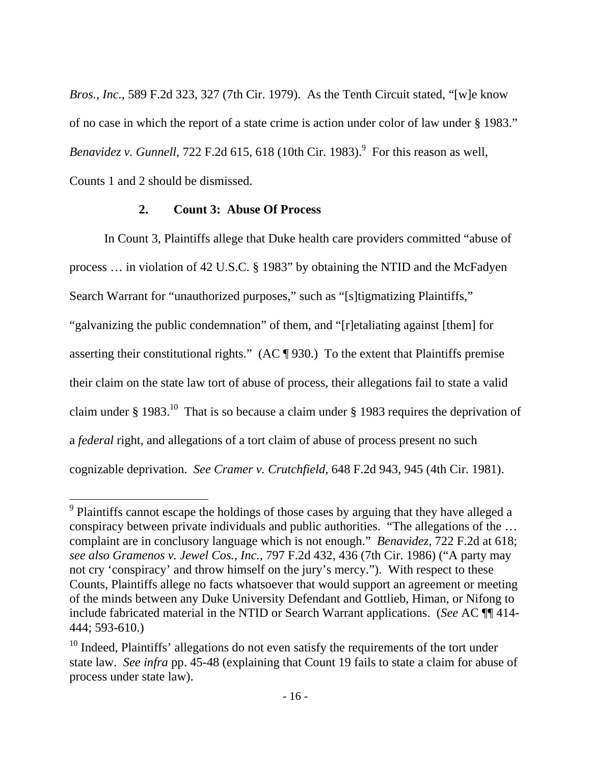*Bros., Inc.*, 589 F.2d 323, 327 (7th Cir. 1979). As the Tenth Circuit stated, "[w]e know of no case in which the report of a state crime is action under color of law under § 1983." *Benavidez v. Gunnell*, 722 F.2d 615, 618 (10th Cir. 1983).[9] For this reason as well, Counts 1 and 2 should be dismissed.

### 2. Count 3: Abuse Of Process

In Count 3, Plaintiffs allege that Duke health care providers committed "abuse of process … in violation of 42 U.S.C. § 1983" by obtaining the NTID and the McFadyen Search Warrant for "unauthorized purposes," such as "[s]tigmatizing Plaintiffs," "galvanizing the public condemnation" of them, and "[r]etaliating against [them] for asserting their constitutional rights." (AC ¶ 930.) To the extent that Plaintiffs premise their claim on the state law tort of abuse of process, their allegations fail to state a valid claim under § 1983.[10] That is so because a claim under § 1983 requires the deprivation of a *federal* right, and allegations of a tort claim of abuse of process present no such cognizable deprivation. *See Cramer v. Crutchfield*, 648 F.2d 943, 945 (4th Cir. 1981).

---

[9] Plaintiffs cannot escape the holdings of those cases by arguing that they have alleged a conspiracy between private individuals and public authorities. "The allegations of the … complaint are in conclusory language which is not enough." *Benavidez*, 722 F.2d at 618; *see also Gramenos v. Jewel Cos., Inc.*, 797 F.2d 432, 436 (7th Cir. 1986) ("A party may not cry 'conspiracy' and throw himself on the jury's mercy."). With respect to these Counts, Plaintiffs allege no facts whatsoever that would support an agreement or meeting of the minds between any Duke University Defendant and Gottlieb, Himan, or Nifong to include fabricated material in the NTID or Search Warrant applications. (*See* AC ¶¶ 414-444; 593-610.)

[10] Indeed, Plaintiffs' allegations do not even satisfy the requirements of the tort under state law. *See infra* pp. 45-48 (explaining that Count 19 fails to state a claim for abuse of process under state law).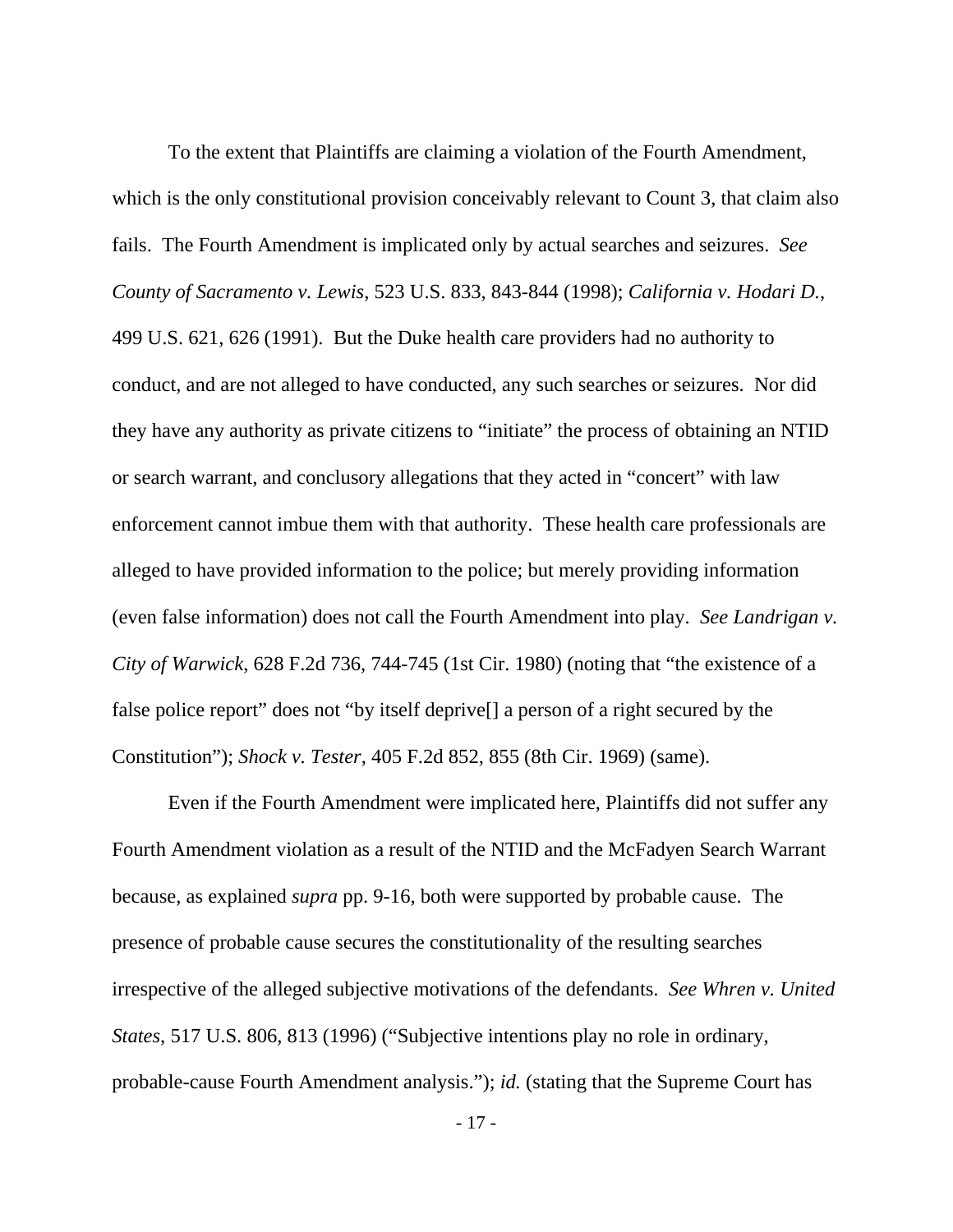To the extent that Plaintiffs are claiming a violation of the Fourth Amendment, which is the only constitutional provision conceivably relevant to Count 3, that claim also fails. The Fourth Amendment is implicated only by actual searches and seizures. *See County of Sacramento v. Lewis*, 523 U.S. 833, 843-844 (1998); *California v. Hodari D.*, 499 U.S. 621, 626 (1991). But the Duke health care providers had no authority to conduct, and are not alleged to have conducted, any such searches or seizures. Nor did they have any authority as private citizens to "initiate" the process of obtaining an NTID or search warrant, and conclusory allegations that they acted in "concert" with law enforcement cannot imbue them with that authority. These health care professionals are alleged to have provided information to the police; but merely providing information (even false information) does not call the Fourth Amendment into play. *See Landrigan v. City of Warwick*, 628 F.2d 736, 744-745 (1st Cir. 1980) (noting that "the existence of a false police report" does not "by itself deprive[] a person of a right secured by the Constitution"); *Shock v. Tester*, 405 F.2d 852, 855 (8th Cir. 1969) (same).

Even if the Fourth Amendment were implicated here, Plaintiffs did not suffer any Fourth Amendment violation as a result of the NTID and the McFadyen Search Warrant because, as explained *supra* pp. 9-16, both were supported by probable cause. The presence of probable cause secures the constitutionality of the resulting searches irrespective of the alleged subjective motivations of the defendants. *See Whren v. United States*, 517 U.S. 806, 813 (1996) ("Subjective intentions play no role in ordinary, probable-cause Fourth Amendment analysis."); *id.* (stating that the Supreme Court has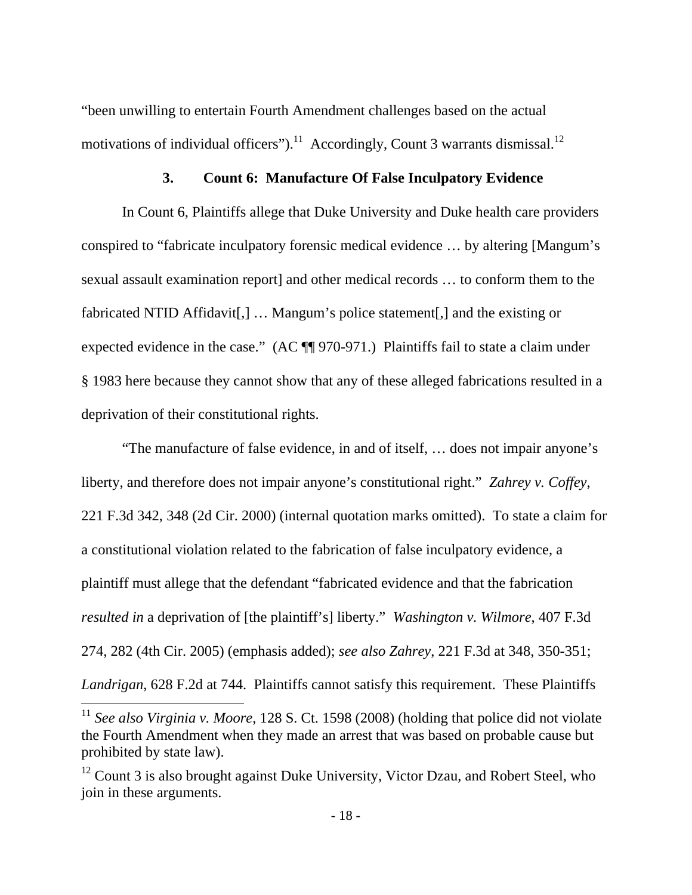"been unwilling to entertain Fourth Amendment challenges based on the actual motivations of individual officers").[11] Accordingly, Count 3 warrants dismissal.[12]

### 3. Count 6: Manufacture Of False Inculpatory Evidence

In Count 6, Plaintiffs allege that Duke University and Duke health care providers conspired to "fabricate inculpatory forensic medical evidence … by altering [Mangum's sexual assault examination report] and other medical records … to conform them to the fabricated NTID Affidavit[,] … Mangum's police statement[,] and the existing or expected evidence in the case." (AC ¶¶ 970-971.) Plaintiffs fail to state a claim under § 1983 here because they cannot show that any of these alleged fabrications resulted in a deprivation of their constitutional rights.

"The manufacture of false evidence, in and of itself, … does not impair anyone's liberty, and therefore does not impair anyone's constitutional right." *Zahrey v. Coffey*, 221 F.3d 342, 348 (2d Cir. 2000) (internal quotation marks omitted). To state a claim for a constitutional violation related to the fabrication of false inculpatory evidence, a plaintiff must allege that the defendant "fabricated evidence and that the fabrication *resulted in* a deprivation of [the plaintiff's] liberty." *Washington v. Wilmore*, 407 F.3d 274, 282 (4th Cir. 2005) (emphasis added); *see also Zahrey*, 221 F.3d at 348, 350-351; *Landrigan*, 628 F.2d at 744. Plaintiffs cannot satisfy this requirement. These Plaintiffs

---

[11] *See also Virginia v. Moore*, 128 S. Ct. 1598 (2008) (holding that police did not violate the Fourth Amendment when they made an arrest that was based on probable cause but prohibited by state law).

[12] Count 3 is also brought against Duke University, Victor Dzau, and Robert Steel, who join in these arguments.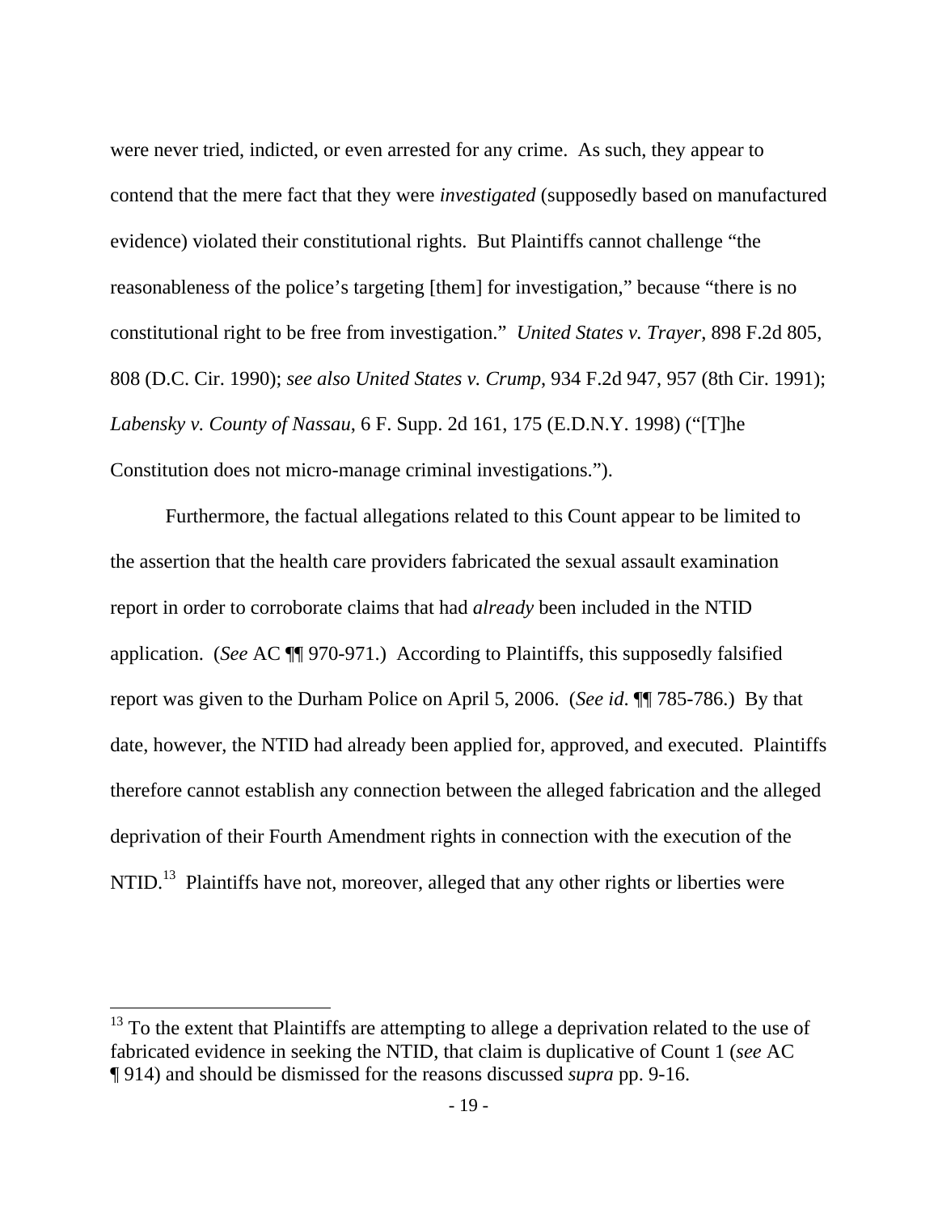were never tried, indicted, or even arrested for any crime. As such, they appear to contend that the mere fact that they were *investigated* (supposedly based on manufactured evidence) violated their constitutional rights. But Plaintiffs cannot challenge "the reasonableness of the police's targeting [them] for investigation," because "there is no constitutional right to be free from investigation." *United States v. Trayer*, 898 F.2d 805, 808 (D.C. Cir. 1990); *see also United States v. Crump*, 934 F.2d 947, 957 (8th Cir. 1991); *Labensky v. County of Nassau*, 6 F. Supp. 2d 161, 175 (E.D.N.Y. 1998) ("[T]he Constitution does not micro-manage criminal investigations.").

Furthermore, the factual allegations related to this Count appear to be limited to the assertion that the health care providers fabricated the sexual assault examination report in order to corroborate claims that had *already* been included in the NTID application. (*See* AC ¶¶ 970-971.) According to Plaintiffs, this supposedly falsified report was given to the Durham Police on April 5, 2006. (*See id*. ¶¶ 785-786.) By that date, however, the NTID had already been applied for, approved, and executed. Plaintiffs therefore cannot establish any connection between the alleged fabrication and the alleged deprivation of their Fourth Amendment rights in connection with the execution of the NTID.[13] Plaintiffs have not, moreover, alleged that any other rights or liberties were

---

[13] To the extent that Plaintiffs are attempting to allege a deprivation related to the use of fabricated evidence in seeking the NTID, that claim is duplicative of Count 1 (*see* AC ¶ 914) and should be dismissed for the reasons discussed *supra* pp. 9-16.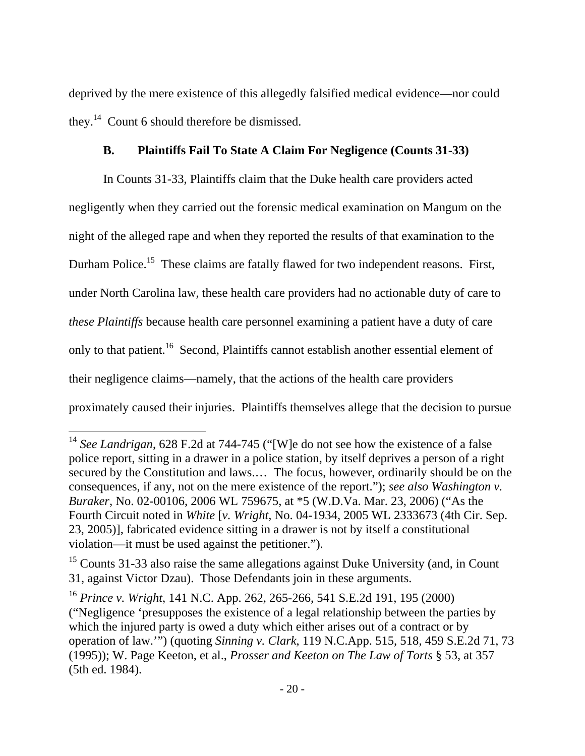deprived by the mere existence of this allegedly falsified medical evidence—nor could they.[14] Count 6 should therefore be dismissed.

### B. Plaintiffs Fail To State A Claim For Negligence (Counts 31-33)

In Counts 31-33, Plaintiffs claim that the Duke health care providers acted negligently when they carried out the forensic medical examination on Mangum on the night of the alleged rape and when they reported the results of that examination to the Durham Police.[15] These claims are fatally flawed for two independent reasons. First, under North Carolina law, these health care providers had no actionable duty of care to *these Plaintiffs* because health care personnel examining a patient have a duty of care only to that patient.[16] Second, Plaintiffs cannot establish another essential element of their negligence claims—namely, that the actions of the health care providers proximately caused their injuries. Plaintiffs themselves allege that the decision to pursue

---

[14] *See Landrigan*, 628 F.2d at 744-745 ("[W]e do not see how the existence of a false police report, sitting in a drawer in a police station, by itself deprives a person of a right secured by the Constitution and laws.… The focus, however, ordinarily should be on the consequences, if any, not on the mere existence of the report."); *see also Washington v. Buraker*, No. 02-00106, 2006 WL 759675, at *5 (W.D.Va. Mar. 23, 2006) ("As the Fourth Circuit noted in *White* [*v. Wright*, No. 04-1934, 2005 WL 2333673 (4th Cir. Sep. 23, 2005)], fabricated evidence sitting in a drawer is not by itself a constitutional violation—it must be used against the petitioner.").

[15] Counts 31-33 also raise the same allegations against Duke University (and, in Count 31, against Victor Dzau). Those Defendants join in these arguments.

[16] *Prince v. Wright*, 141 N.C. App. 262, 265-266, 541 S.E.2d 191, 195 (2000) ("Negligence 'presupposes the existence of a legal relationship between the parties by which the injured party is owed a duty which either arises out of a contract or by operation of law.'") (quoting *Sinning v. Clark*, 119 N.C.App. 515, 518, 459 S.E.2d 71, 73 (1995)); W. Page Keeton, et al., *Prosser and Keeton on The Law of Torts* § 53, at 357 (5th ed. 1984).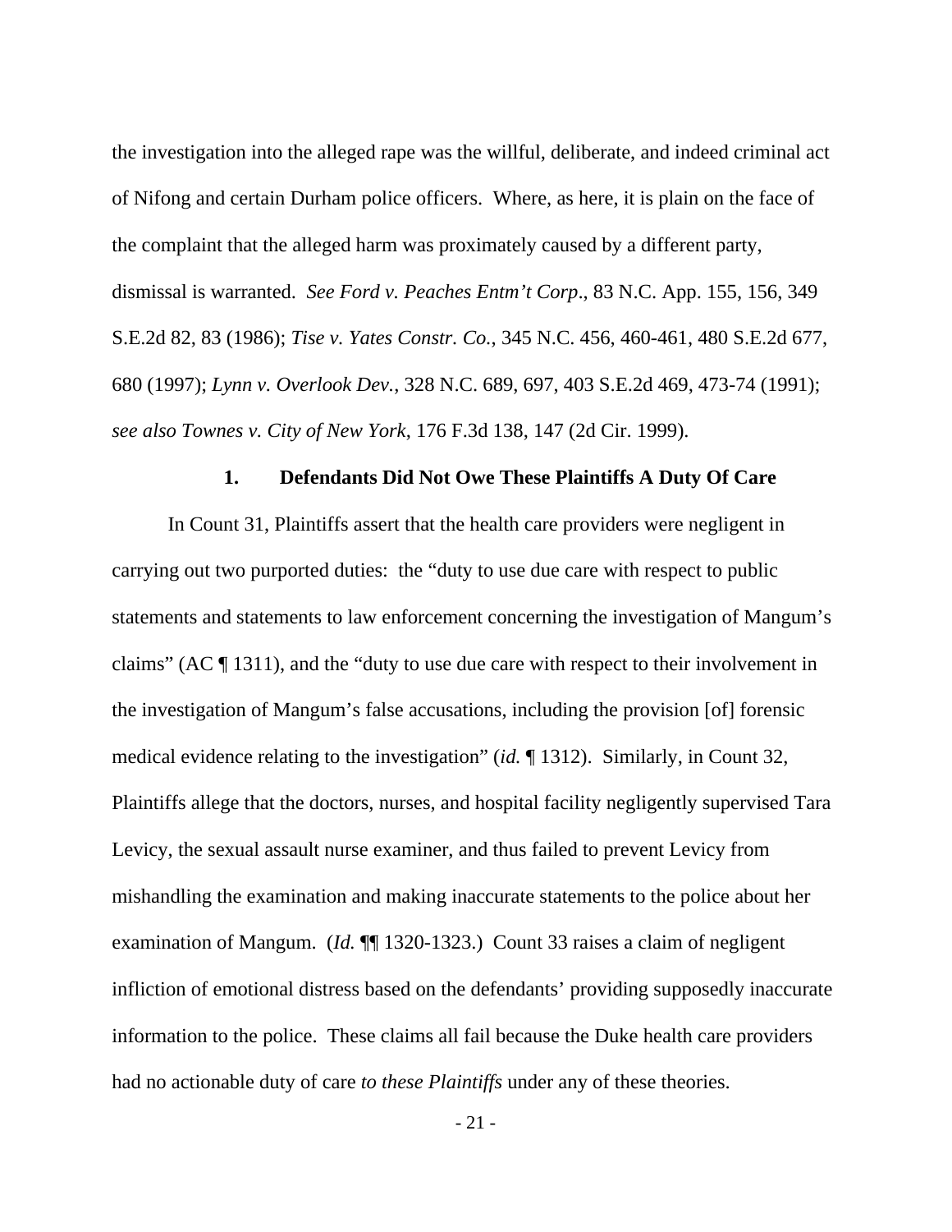the investigation into the alleged rape was the willful, deliberate, and indeed criminal act of Nifong and certain Durham police officers. Where, as here, it is plain on the face of the complaint that the alleged harm was proximately caused by a different party, dismissal is warranted. *See Ford v. Peaches Entm't Corp*., 83 N.C. App. 155, 156, 349 S.E.2d 82, 83 (1986); *Tise v. Yates Constr. Co.*, 345 N.C. 456, 460-461, 480 S.E.2d 677, 680 (1997); *Lynn v. Overlook Dev.*, 328 N.C. 689, 697, 403 S.E.2d 469, 473-74 (1991); *see also Townes v. City of New York*, 176 F.3d 138, 147 (2d Cir. 1999).

### 1. Defendants Did Not Owe These Plaintiffs A Duty Of Care

In Count 31, Plaintiffs assert that the health care providers were negligent in carrying out two purported duties: the "duty to use due care with respect to public statements and statements to law enforcement concerning the investigation of Mangum's claims" (AC ¶ 1311), and the "duty to use due care with respect to their involvement in the investigation of Mangum's false accusations, including the provision [of] forensic medical evidence relating to the investigation" (*id.* ¶ 1312). Similarly, in Count 32, Plaintiffs allege that the doctors, nurses, and hospital facility negligently supervised Tara Levicy, the sexual assault nurse examiner, and thus failed to prevent Levicy from mishandling the examination and making inaccurate statements to the police about her examination of Mangum. (*Id.* ¶¶ 1320-1323.) Count 33 raises a claim of negligent infliction of emotional distress based on the defendants' providing supposedly inaccurate information to the police. These claims all fail because the Duke health care providers had no actionable duty of care *to these Plaintiffs* under any of these theories.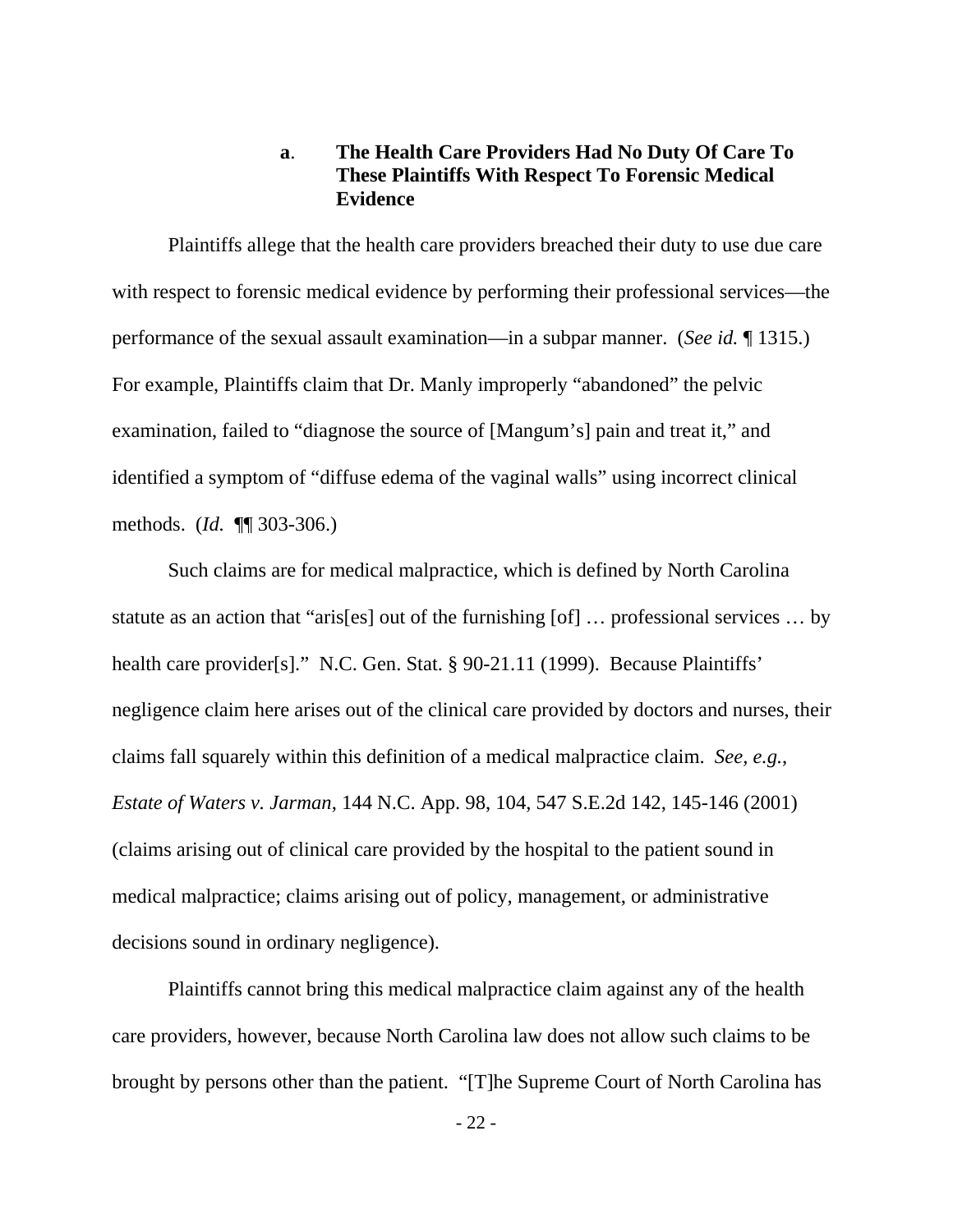#### **a**. **The Health Care Providers Had No Duty Of Care To These Plaintiffs With Respect To Forensic Medical Evidence**

Plaintiffs allege that the health care providers breached their duty to use due care with respect to forensic medical evidence by performing their professional services—the performance of the sexual assault examination—in a subpar manner. (*See id.* ¶ 1315.) For example, Plaintiffs claim that Dr. Manly improperly "abandoned" the pelvic examination, failed to "diagnose the source of [Mangum's] pain and treat it," and identified a symptom of "diffuse edema of the vaginal walls" using incorrect clinical methods. (*Id.* ¶¶ 303-306.)

Such claims are for medical malpractice, which is defined by North Carolina statute as an action that "aris[es] out of the furnishing [of] … professional services … by health care provider[s]." N.C. Gen. Stat. § 90-21.11 (1999). Because Plaintiffs' negligence claim here arises out of the clinical care provided by doctors and nurses, their claims fall squarely within this definition of a medical malpractice claim. *See, e.g.*, *Estate of Waters v. Jarman*, 144 N.C. App. 98, 104, 547 S.E.2d 142, 145-146 (2001) (claims arising out of clinical care provided by the hospital to the patient sound in medical malpractice; claims arising out of policy, management, or administrative decisions sound in ordinary negligence).

Plaintiffs cannot bring this medical malpractice claim against any of the health care providers, however, because North Carolina law does not allow such claims to be brought by persons other than the patient. "[T]he Supreme Court of North Carolina has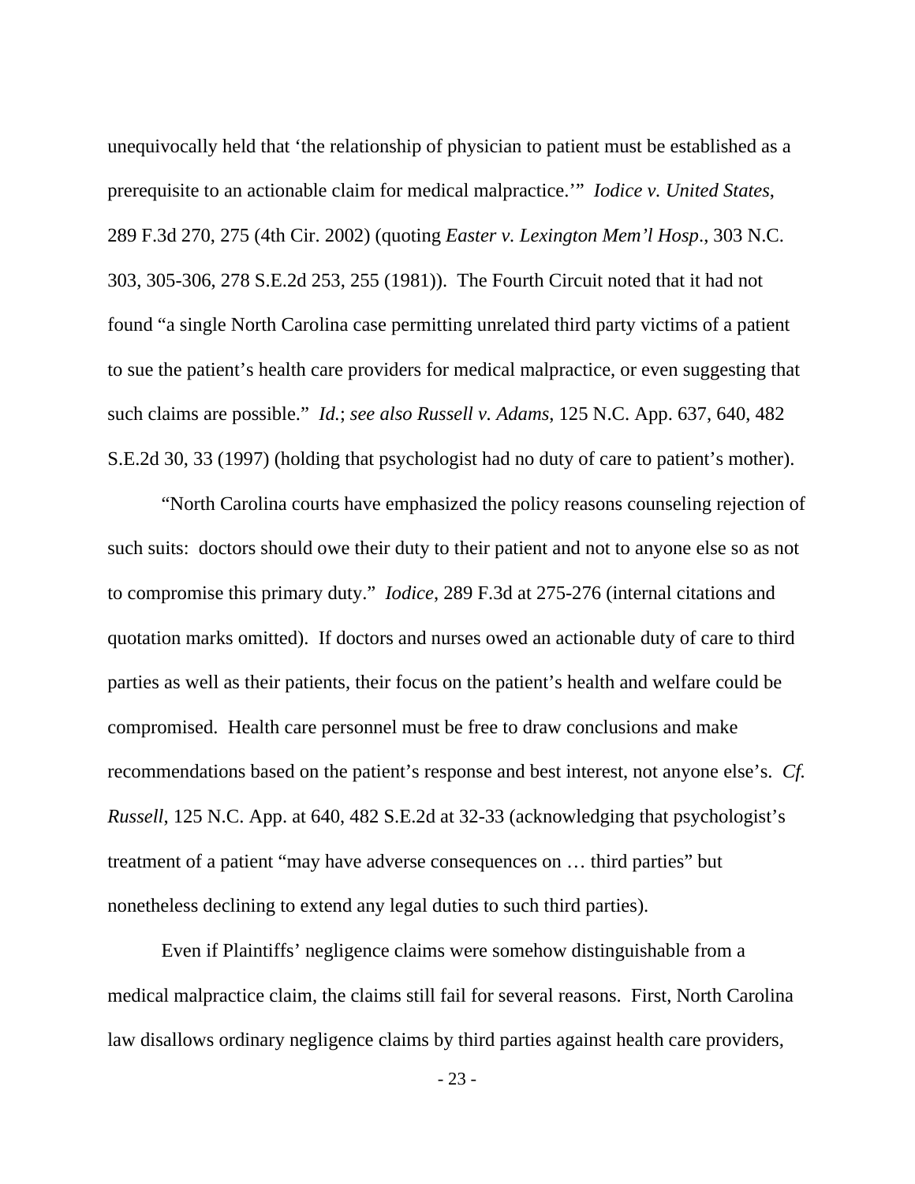unequivocally held that 'the relationship of physician to patient must be established as a prerequisite to an actionable claim for medical malpractice.'" *Iodice v. United States*, 289 F.3d 270, 275 (4th Cir. 2002) (quoting *Easter v. Lexington Mem'l Hosp.*, 303 N.C. 303, 305-306, 278 S.E.2d 253, 255 (1981)). The Fourth Circuit noted that it had not found "a single North Carolina case permitting unrelated third party victims of a patient to sue the patient's health care providers for medical malpractice, or even suggesting that such claims are possible." *Id.*; *see also Russell v. Adams*, 125 N.C. App. 637, 640, 482 S.E.2d 30, 33 (1997) (holding that psychologist had no duty of care to patient's mother).

"North Carolina courts have emphasized the policy reasons counseling rejection of such suits: doctors should owe their duty to their patient and not to anyone else so as not to compromise this primary duty." *Iodice*, 289 F.3d at 275-276 (internal citations and quotation marks omitted). If doctors and nurses owed an actionable duty of care to third parties as well as their patients, their focus on the patient's health and welfare could be compromised. Health care personnel must be free to draw conclusions and make recommendations based on the patient's response and best interest, not anyone else's. *Cf. Russell*, 125 N.C. App. at 640, 482 S.E.2d at 32-33 (acknowledging that psychologist's treatment of a patient "may have adverse consequences on … third parties" but nonetheless declining to extend any legal duties to such third parties).

Even if Plaintiffs' negligence claims were somehow distinguishable from a medical malpractice claim, the claims still fail for several reasons. First, North Carolina law disallows ordinary negligence claims by third parties against health care providers,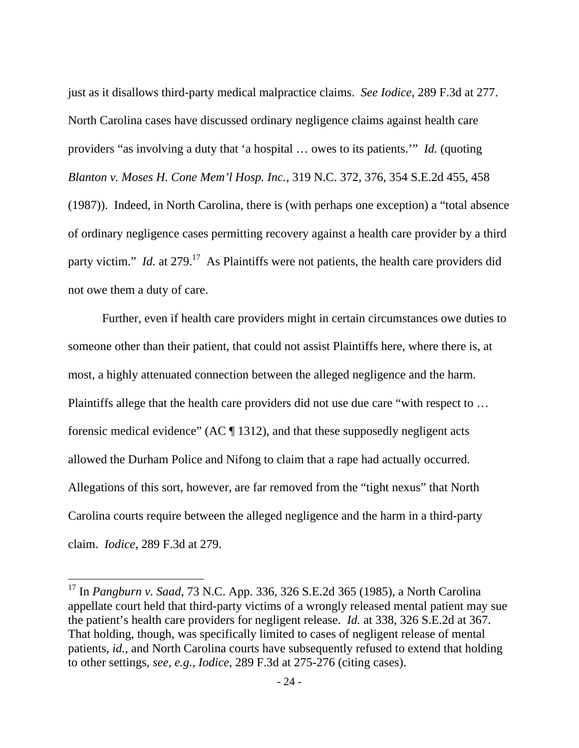just as it disallows third-party medical malpractice claims. *See Iodice*, 289 F.3d at 277. North Carolina cases have discussed ordinary negligence claims against health care providers "as involving a duty that 'a hospital … owes to its patients.'" *Id.* (quoting *Blanton v. Moses H. Cone Mem'l Hosp. Inc.*, 319 N.C. 372, 376, 354 S.E.2d 455, 458 (1987)). Indeed, in North Carolina, there is (with perhaps one exception) a "total absence of ordinary negligence cases permitting recovery against a health care provider by a third party victim." *Id.* at 279.[17] As Plaintiffs were not patients, the health care providers did not owe them a duty of care.

Further, even if health care providers might in certain circumstances owe duties to someone other than their patient, that could not assist Plaintiffs here, where there is, at most, a highly attenuated connection between the alleged negligence and the harm. Plaintiffs allege that the health care providers did not use due care "with respect to … forensic medical evidence" (AC ¶ 1312), and that these supposedly negligent acts allowed the Durham Police and Nifong to claim that a rape had actually occurred. Allegations of this sort, however, are far removed from the "tight nexus" that North Carolina courts require between the alleged negligence and the harm in a third-party claim. *Iodice*, 289 F.3d at 279.

---

[17] In *Pangburn v. Saad*, 73 N.C. App. 336, 326 S.E.2d 365 (1985), a North Carolina appellate court held that third-party victims of a wrongly released mental patient may sue the patient's health care providers for negligent release. *Id.* at 338, 326 S.E.2d at 367. That holding, though, was specifically limited to cases of negligent release of mental patients, *id.*, and North Carolina courts have subsequently refused to extend that holding to other settings, *see, e.g.*, *Iodice*, 289 F.3d at 275-276 (citing cases).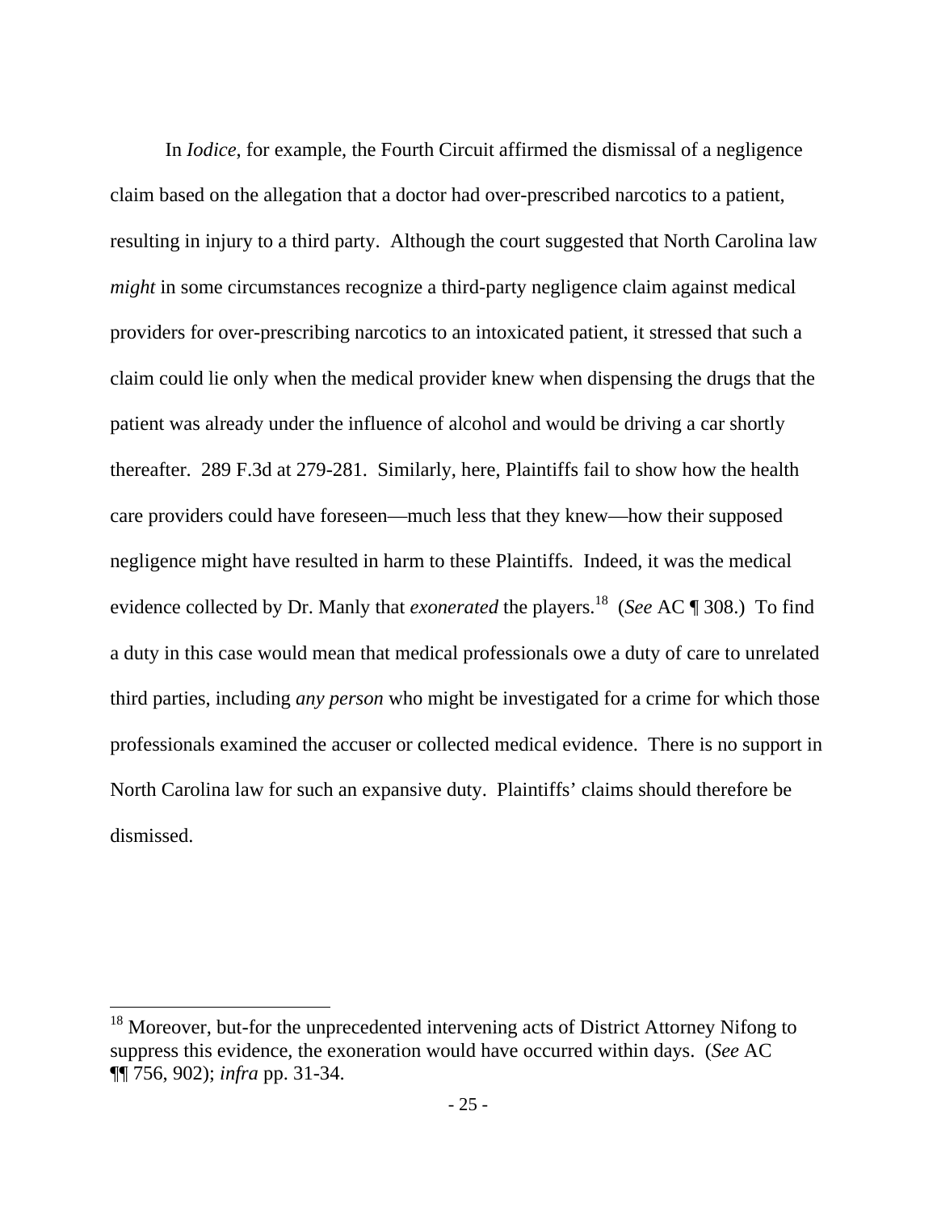In *Iodice*, for example, the Fourth Circuit affirmed the dismissal of a negligence claim based on the allegation that a doctor had over-prescribed narcotics to a patient, resulting in injury to a third party. Although the court suggested that North Carolina law *might* in some circumstances recognize a third-party negligence claim against medical providers for over-prescribing narcotics to an intoxicated patient, it stressed that such a claim could lie only when the medical provider knew when dispensing the drugs that the patient was already under the influence of alcohol and would be driving a car shortly thereafter. 289 F.3d at 279-281. Similarly, here, Plaintiffs fail to show how the health care providers could have foreseen—much less that they knew—how their supposed negligence might have resulted in harm to these Plaintiffs. Indeed, it was the medical evidence collected by Dr. Manly that *exonerated* the players.[18] (*See* AC ¶ 308.) To find a duty in this case would mean that medical professionals owe a duty of care to unrelated third parties, including *any person* who might be investigated for a crime for which those professionals examined the accuser or collected medical evidence. There is no support in North Carolina law for such an expansive duty. Plaintiffs' claims should therefore be dismissed.

[18] Moreover, but-for the unprecedented intervening acts of District Attorney Nifong to suppress this evidence, the exoneration would have occurred within days. (*See* AC ¶¶ 756, 902); *infra* pp. 31-34.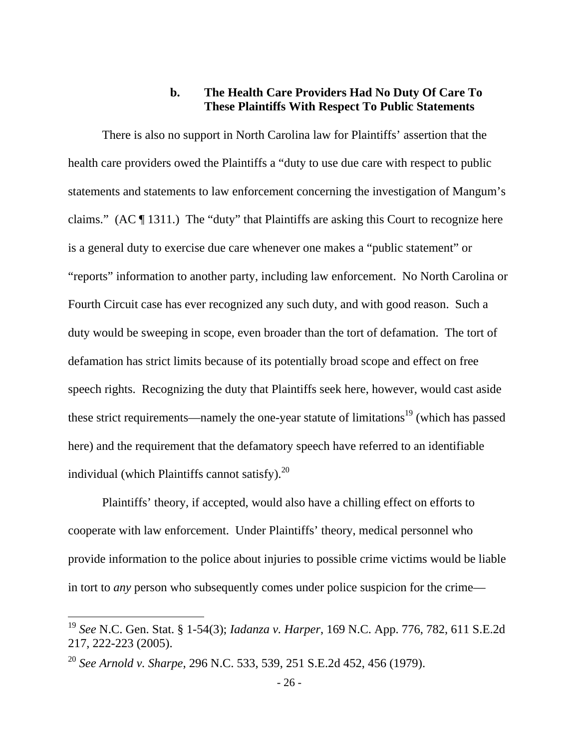### b. The Health Care Providers Had No Duty Of Care To These Plaintiffs With Respect To Public Statements

There is also no support in North Carolina law for Plaintiffs' assertion that the health care providers owed the Plaintiffs a "duty to use due care with respect to public statements and statements to law enforcement concerning the investigation of Mangum's claims." (AC ¶ 1311.) The "duty" that Plaintiffs are asking this Court to recognize here is a general duty to exercise due care whenever one makes a "public statement" or "reports" information to another party, including law enforcement. No North Carolina or Fourth Circuit case has ever recognized any such duty, and with good reason. Such a duty would be sweeping in scope, even broader than the tort of defamation. The tort of defamation has strict limits because of its potentially broad scope and effect on free speech rights. Recognizing the duty that Plaintiffs seek here, however, would cast aside these strict requirements—namely the one-year statute of limitations[19] (which has passed here) and the requirement that the defamatory speech have referred to an identifiable individual (which Plaintiffs cannot satisfy).[20]

Plaintiffs' theory, if accepted, would also have a chilling effect on efforts to cooperate with law enforcement. Under Plaintiffs' theory, medical personnel who provide information to the police about injuries to possible crime victims would be liable in tort to *any* person who subsequently comes under police suspicion for the crime—

---

[19] *See* N.C. Gen. Stat. § 1-54(3); *Iadanza v. Harper*, 169 N.C. App. 776, 782, 611 S.E.2d 217, 222-223 (2005).

[20] *See Arnold v. Sharpe*, 296 N.C. 533, 539, 251 S.E.2d 452, 456 (1979).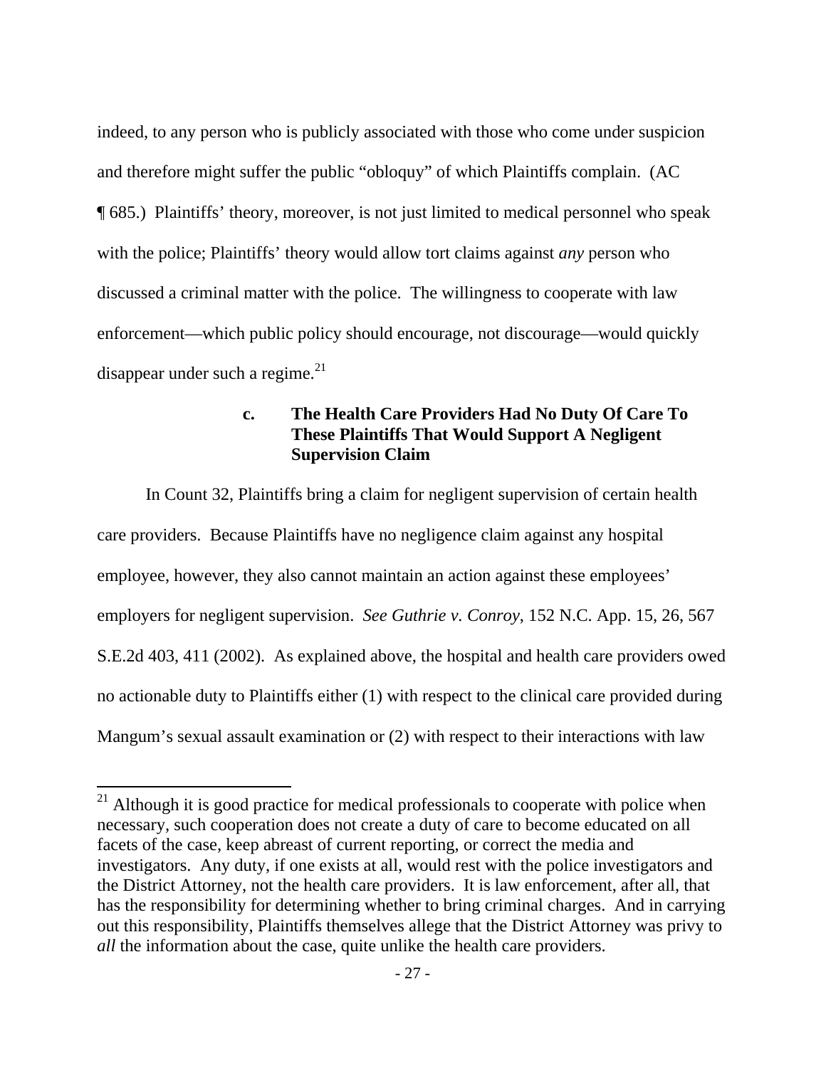indeed, to any person who is publicly associated with those who come under suspicion and therefore might suffer the public "obloquy" of which Plaintiffs complain. (AC ¶ 685.) Plaintiffs' theory, moreover, is not just limited to medical personnel who speak with the police; Plaintiffs' theory would allow tort claims against *any* person who discussed a criminal matter with the police. The willingness to cooperate with law enforcement—which public policy should encourage, not discourage—would quickly disappear under such a regime.[21]

#### c. The Health Care Providers Had No Duty Of Care To These Plaintiffs That Would Support A Negligent Supervision Claim

In Count 32, Plaintiffs bring a claim for negligent supervision of certain health care providers. Because Plaintiffs have no negligence claim against any hospital employee, however, they also cannot maintain an action against these employees' employers for negligent supervision. *See Guthrie v. Conroy*, 152 N.C. App. 15, 26, 567 S.E.2d 403, 411 (2002). As explained above, the hospital and health care providers owed no actionable duty to Plaintiffs either (1) with respect to the clinical care provided during Mangum's sexual assault examination or (2) with respect to their interactions with law

---

[21] Although it is good practice for medical professionals to cooperate with police when necessary, such cooperation does not create a duty of care to become educated on all facets of the case, keep abreast of current reporting, or correct the media and investigators. Any duty, if one exists at all, would rest with the police investigators and the District Attorney, not the health care providers. It is law enforcement, after all, that has the responsibility for determining whether to bring criminal charges. And in carrying out this responsibility, Plaintiffs themselves allege that the District Attorney was privy to *all* the information about the case, quite unlike the health care providers.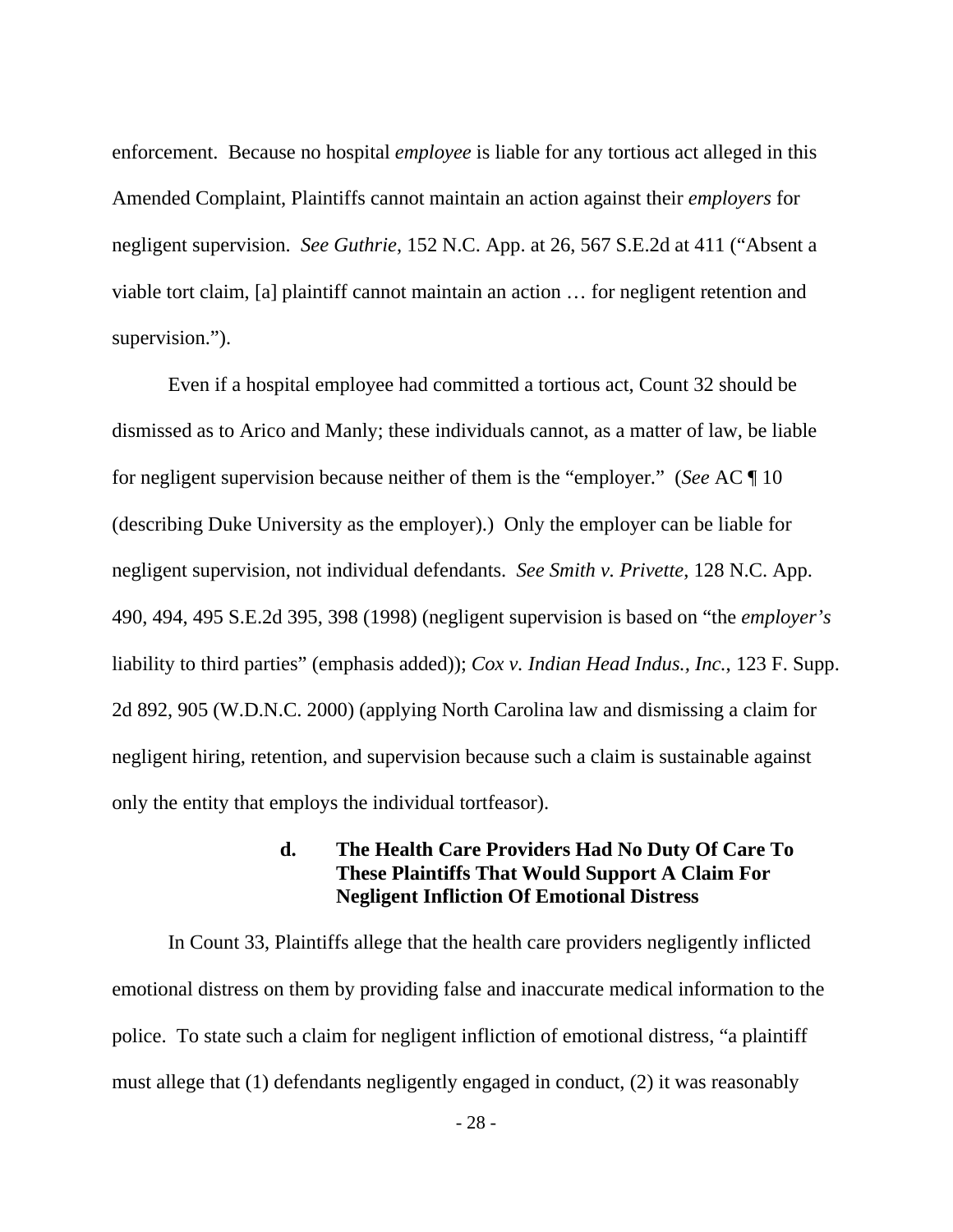enforcement. Because no hospital *employee* is liable for any tortious act alleged in this Amended Complaint, Plaintiffs cannot maintain an action against their *employers* for negligent supervision. *See Guthrie*, 152 N.C. App. at 26, 567 S.E.2d at 411 ("Absent a viable tort claim, [a] plaintiff cannot maintain an action … for negligent retention and supervision.").

Even if a hospital employee had committed a tortious act, Count 32 should be dismissed as to Arico and Manly; these individuals cannot, as a matter of law, be liable for negligent supervision because neither of them is the "employer." (*See* AC ¶ 10 (describing Duke University as the employer).) Only the employer can be liable for negligent supervision, not individual defendants. *See Smith v. Privette*, 128 N.C. App. 490, 494, 495 S.E.2d 395, 398 (1998) (negligent supervision is based on "the *employer's* liability to third parties" (emphasis added)); *Cox v. Indian Head Indus., Inc.*, 123 F. Supp. 2d 892, 905 (W.D.N.C. 2000) (applying North Carolina law and dismissing a claim for negligent hiring, retention, and supervision because such a claim is sustainable against only the entity that employs the individual tortfeasor).

### d. The Health Care Providers Had No Duty Of Care To These Plaintiffs That Would Support A Claim For Negligent Infliction Of Emotional Distress

In Count 33, Plaintiffs allege that the health care providers negligently inflicted emotional distress on them by providing false and inaccurate medical information to the police. To state such a claim for negligent infliction of emotional distress, "a plaintiff must allege that (1) defendants negligently engaged in conduct, (2) it was reasonably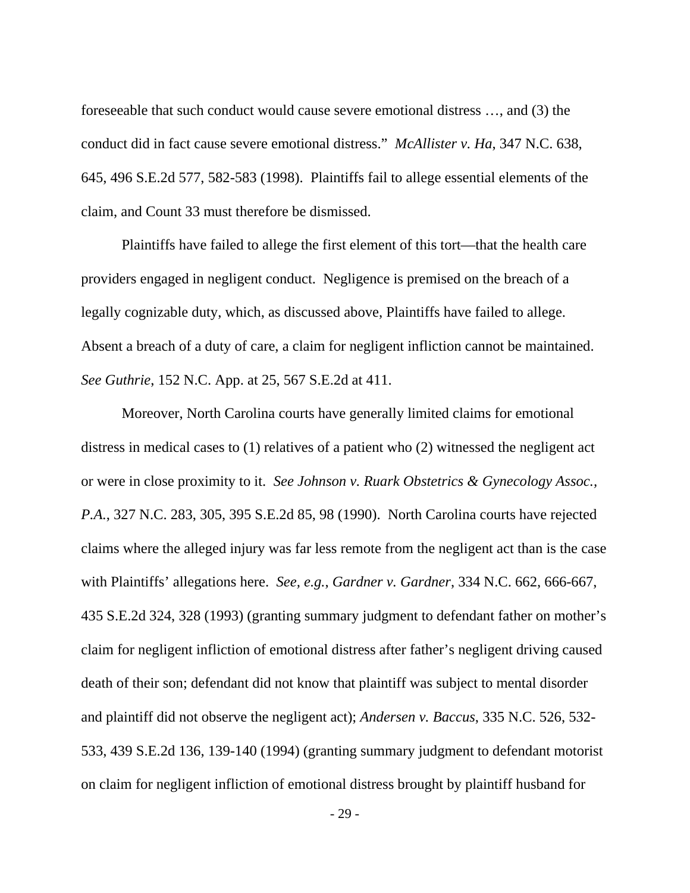foreseeable that such conduct would cause severe emotional distress …, and (3) the conduct did in fact cause severe emotional distress." *McAllister v. Ha*, 347 N.C. 638, 645, 496 S.E.2d 577, 582-583 (1998). Plaintiffs fail to allege essential elements of the claim, and Count 33 must therefore be dismissed.

Plaintiffs have failed to allege the first element of this tort—that the health care providers engaged in negligent conduct. Negligence is premised on the breach of a legally cognizable duty, which, as discussed above, Plaintiffs have failed to allege. Absent a breach of a duty of care, a claim for negligent infliction cannot be maintained. *See Guthrie*, 152 N.C. App. at 25, 567 S.E.2d at 411.

Moreover, North Carolina courts have generally limited claims for emotional distress in medical cases to (1) relatives of a patient who (2) witnessed the negligent act or were in close proximity to it. *See Johnson v. Ruark Obstetrics & Gynecology Assoc., P.A.*, 327 N.C. 283, 305, 395 S.E.2d 85, 98 (1990). North Carolina courts have rejected claims where the alleged injury was far less remote from the negligent act than is the case with Plaintiffs' allegations here. *See, e.g.*, *Gardner v. Gardner*, 334 N.C. 662, 666-667, 435 S.E.2d 324, 328 (1993) (granting summary judgment to defendant father on mother's claim for negligent infliction of emotional distress after father's negligent driving caused death of their son; defendant did not know that plaintiff was subject to mental disorder and plaintiff did not observe the negligent act); *Andersen v. Baccus*, 335 N.C. 526, 532-533, 439 S.E.2d 136, 139-140 (1994) (granting summary judgment to defendant motorist on claim for negligent infliction of emotional distress brought by plaintiff husband for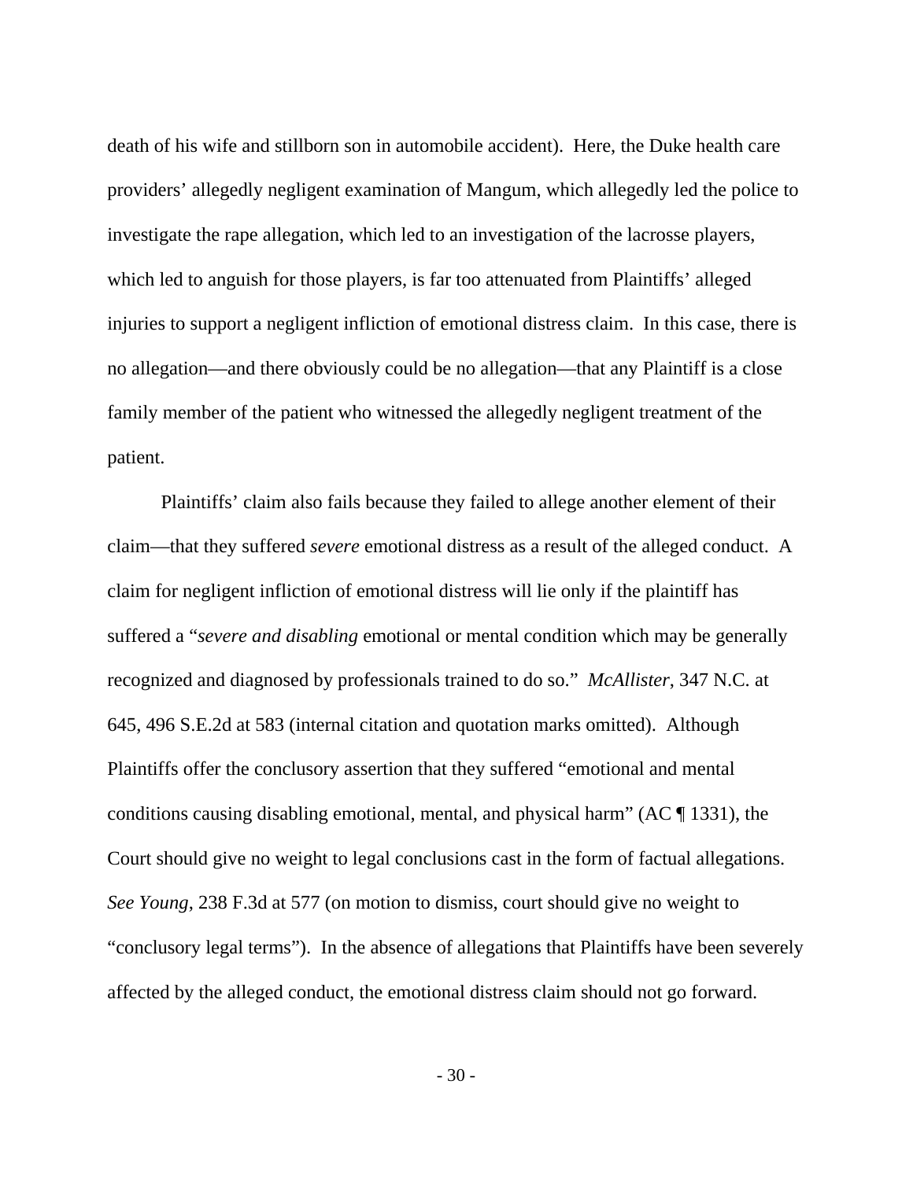death of his wife and stillborn son in automobile accident). Here, the Duke health care providers' allegedly negligent examination of Mangum, which allegedly led the police to investigate the rape allegation, which led to an investigation of the lacrosse players, which led to anguish for those players, is far too attenuated from Plaintiffs' alleged injuries to support a negligent infliction of emotional distress claim. In this case, there is no allegation—and there obviously could be no allegation—that any Plaintiff is a close family member of the patient who witnessed the allegedly negligent treatment of the patient.

Plaintiffs' claim also fails because they failed to allege another element of their claim—that they suffered *severe* emotional distress as a result of the alleged conduct. A claim for negligent infliction of emotional distress will lie only if the plaintiff has suffered a "*severe and disabling* emotional or mental condition which may be generally recognized and diagnosed by professionals trained to do so." *McAllister*, 347 N.C. at 645, 496 S.E.2d at 583 (internal citation and quotation marks omitted). Although Plaintiffs offer the conclusory assertion that they suffered "emotional and mental conditions causing disabling emotional, mental, and physical harm" (AC ¶ 1331), the Court should give no weight to legal conclusions cast in the form of factual allegations. *See Young*, 238 F.3d at 577 (on motion to dismiss, court should give no weight to "conclusory legal terms"). In the absence of allegations that Plaintiffs have been severely affected by the alleged conduct, the emotional distress claim should not go forward.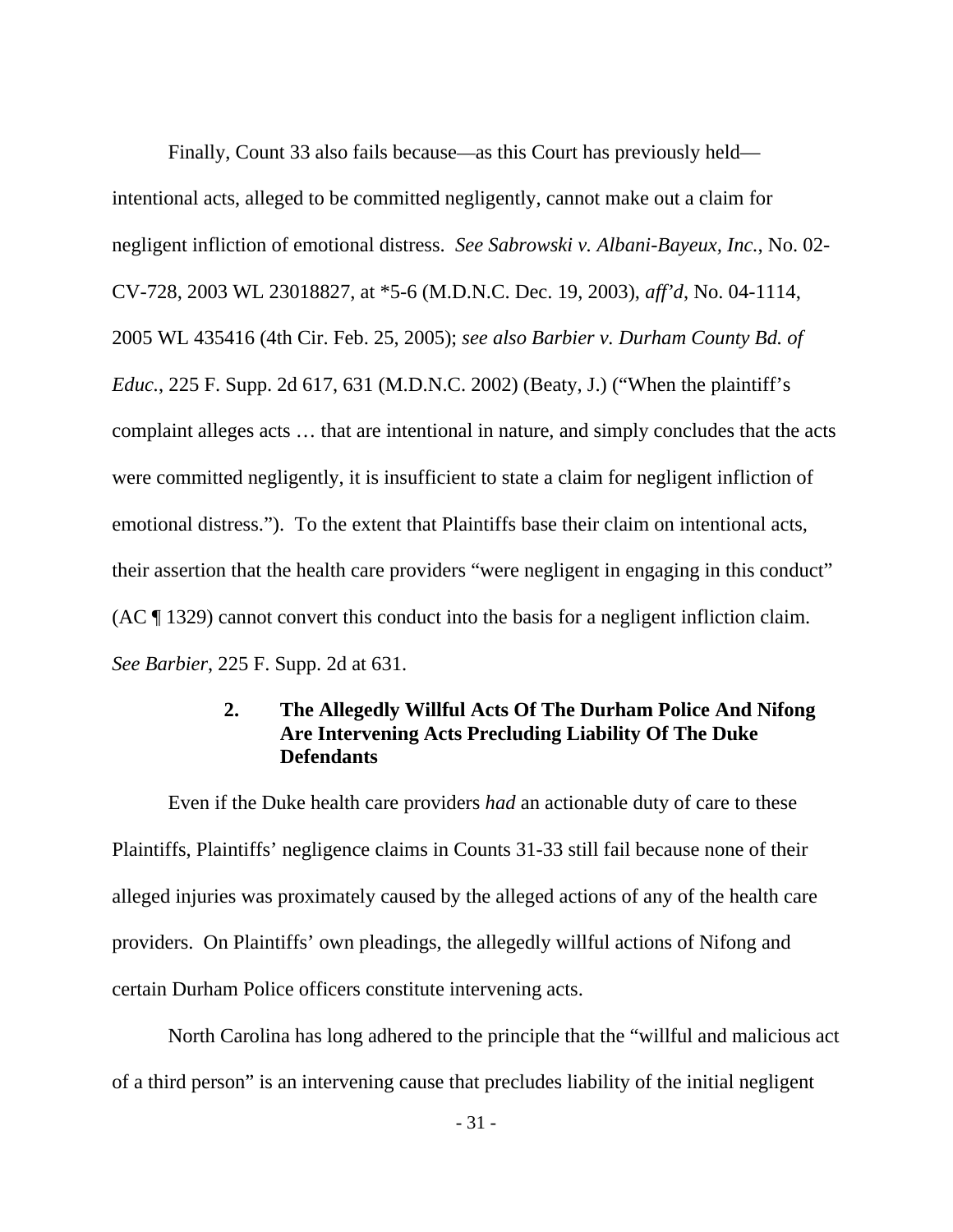Finally, Count 33 also fails because—as this Court has previously held—intentional acts, alleged to be committed negligently, cannot make out a claim for negligent infliction of emotional distress. *See Sabrowski v. Albani-Bayeux, Inc.*, No. 02-CV-728, 2003 WL 23018827, at *5-6 (M.D.N.C. Dec. 19, 2003), *aff'd*, No. 04-1114, 2005 WL 435416 (4th Cir. Feb. 25, 2005); *see also Barbier v. Durham County Bd. of Educ.*, 225 F. Supp. 2d 617, 631 (M.D.N.C. 2002) (Beaty, J.) ("When the plaintiff's complaint alleges acts … that are intentional in nature, and simply concludes that the acts were committed negligently, it is insufficient to state a claim for negligent infliction of emotional distress."). To the extent that Plaintiffs base their claim on intentional acts, their assertion that the health care providers "were negligent in engaging in this conduct" (AC ¶ 1329) cannot convert this conduct into the basis for a negligent infliction claim. *See Barbier*, 225 F. Supp. 2d at 631.

### 2. The Allegedly Willful Acts Of The Durham Police And Nifong Are Intervening Acts Precluding Liability Of The Duke Defendants

Even if the Duke health care providers *had* an actionable duty of care to these Plaintiffs, Plaintiffs' negligence claims in Counts 31-33 still fail because none of their alleged injuries was proximately caused by the alleged actions of any of the health care providers. On Plaintiffs' own pleadings, the allegedly willful actions of Nifong and certain Durham Police officers constitute intervening acts.

North Carolina has long adhered to the principle that the "willful and malicious act of a third person" is an intervening cause that precludes liability of the initial negligent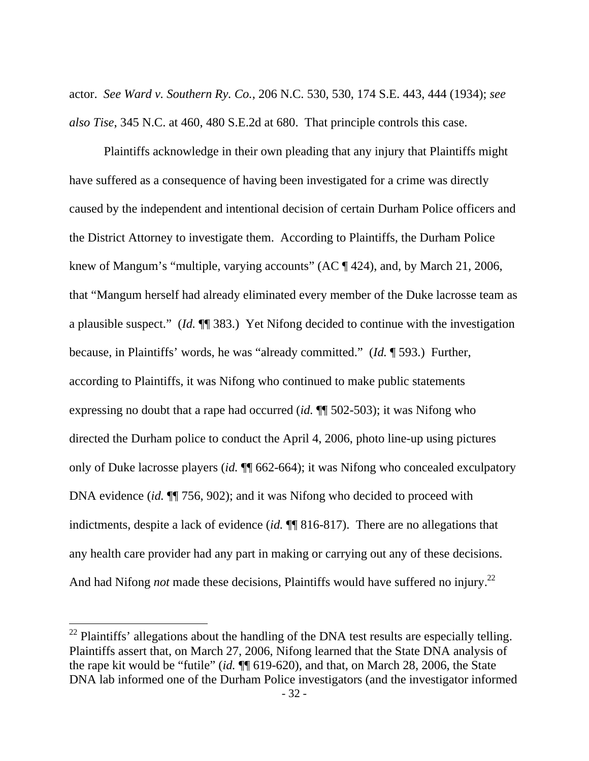actor. *See Ward v. Southern Ry. Co.*, 206 N.C. 530, 530, 174 S.E. 443, 444 (1934); *see also Tise*, 345 N.C. at 460, 480 S.E.2d at 680. That principle controls this case.

Plaintiffs acknowledge in their own pleading that any injury that Plaintiffs might have suffered as a consequence of having been investigated for a crime was directly caused by the independent and intentional decision of certain Durham Police officers and the District Attorney to investigate them. According to Plaintiffs, the Durham Police knew of Mangum's "multiple, varying accounts" (AC ¶ 424), and, by March 21, 2006, that "Mangum herself had already eliminated every member of the Duke lacrosse team as a plausible suspect." (*Id.* ¶¶ 383.) Yet Nifong decided to continue with the investigation because, in Plaintiffs' words, he was "already committed." (*Id.* ¶ 593.) Further, according to Plaintiffs, it was Nifong who continued to make public statements expressing no doubt that a rape had occurred (*id.* ¶¶ 502-503); it was Nifong who directed the Durham police to conduct the April 4, 2006, photo line-up using pictures only of Duke lacrosse players (*id.* ¶¶ 662-664); it was Nifong who concealed exculpatory DNA evidence (*id.* ¶¶ 756, 902); and it was Nifong who decided to proceed with indictments, despite a lack of evidence (*id.* ¶¶ 816-817). There are no allegations that any health care provider had any part in making or carrying out any of these decisions. And had Nifong *not* made these decisions, Plaintiffs would have suffered no injury.[22]

[22] Plaintiffs' allegations about the handling of the DNA test results are especially telling. Plaintiffs assert that, on March 27, 2006, Nifong learned that the State DNA analysis of the rape kit would be "futile" (*id.* ¶¶ 619-620), and that, on March 28, 2006, the State DNA lab informed one of the Durham Police investigators (and the investigator informed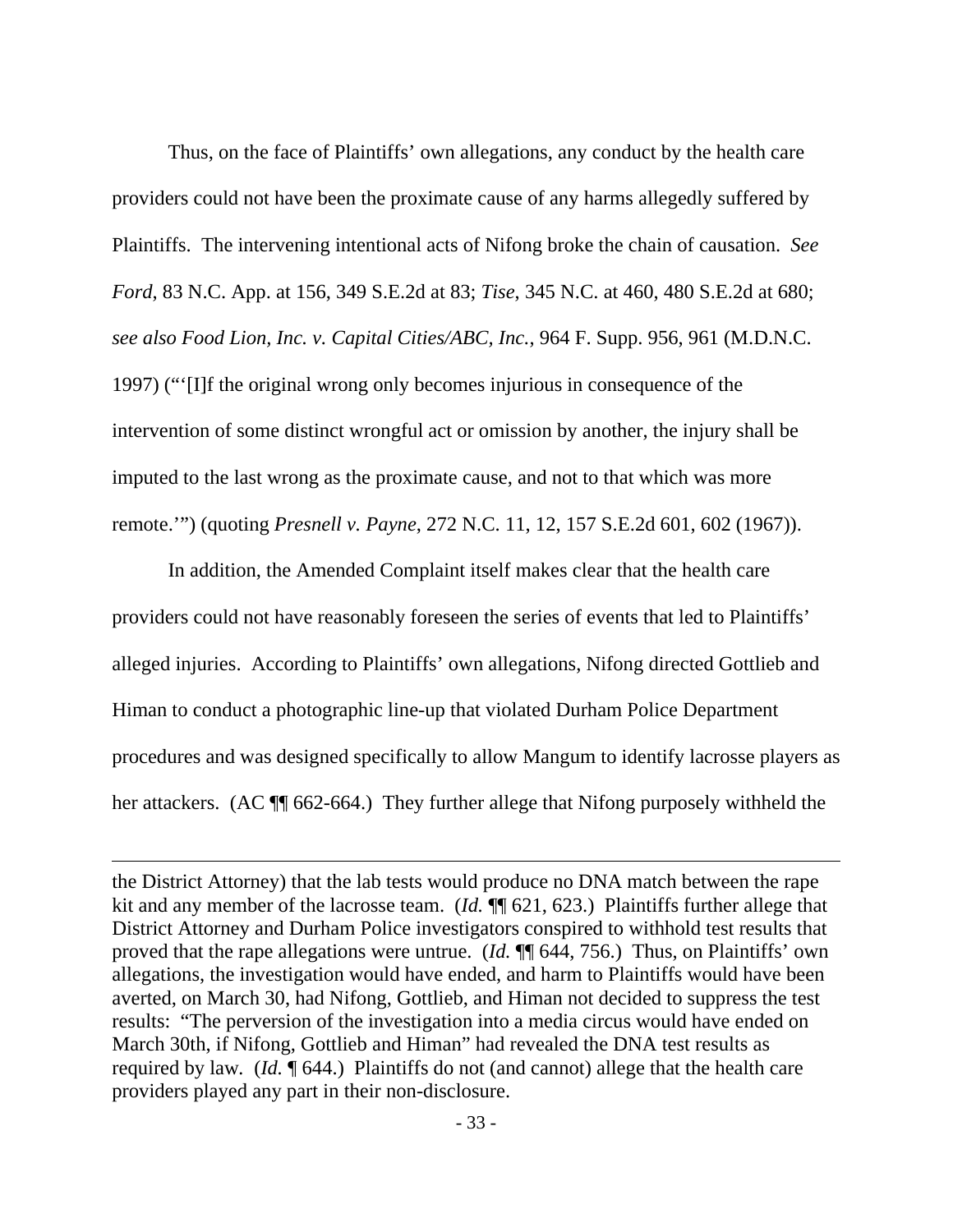Thus, on the face of Plaintiffs' own allegations, any conduct by the health care providers could not have been the proximate cause of any harms allegedly suffered by Plaintiffs. The intervening intentional acts of Nifong broke the chain of causation. *See Ford*, 83 N.C. App. at 156, 349 S.E.2d at 83; *Tise*, 345 N.C. at 460, 480 S.E.2d at 680; *see also Food Lion, Inc. v. Capital Cities/ABC, Inc.*, 964 F. Supp. 956, 961 (M.D.N.C. 1997) ("'[I]f the original wrong only becomes injurious in consequence of the intervention of some distinct wrongful act or omission by another, the injury shall be imputed to the last wrong as the proximate cause, and not to that which was more remote.'") (quoting *Presnell v. Payne*, 272 N.C. 11, 12, 157 S.E.2d 601, 602 (1967)).

In addition, the Amended Complaint itself makes clear that the health care providers could not have reasonably foreseen the series of events that led to Plaintiffs' alleged injuries. According to Plaintiffs' own allegations, Nifong directed Gottlieb and Himan to conduct a photographic line-up that violated Durham Police Department procedures and was designed specifically to allow Mangum to identify lacrosse players as her attackers. (AC ¶¶ 662-664.) They further allege that Nifong purposely withheld the

---

the District Attorney) that the lab tests would produce no DNA match between the rape kit and any member of the lacrosse team. (*Id.* ¶¶ 621, 623.) Plaintiffs further allege that District Attorney and Durham Police investigators conspired to withhold test results that proved that the rape allegations were untrue. (*Id.* ¶¶ 644, 756.) Thus, on Plaintiffs' own allegations, the investigation would have ended, and harm to Plaintiffs would have been averted, on March 30, had Nifong, Gottlieb, and Himan not decided to suppress the test results: "The perversion of the investigation into a media circus would have ended on March 30th, if Nifong, Gottlieb and Himan" had revealed the DNA test results as required by law. (*Id.* ¶ 644.) Plaintiffs do not (and cannot) allege that the health care providers played any part in their non-disclosure.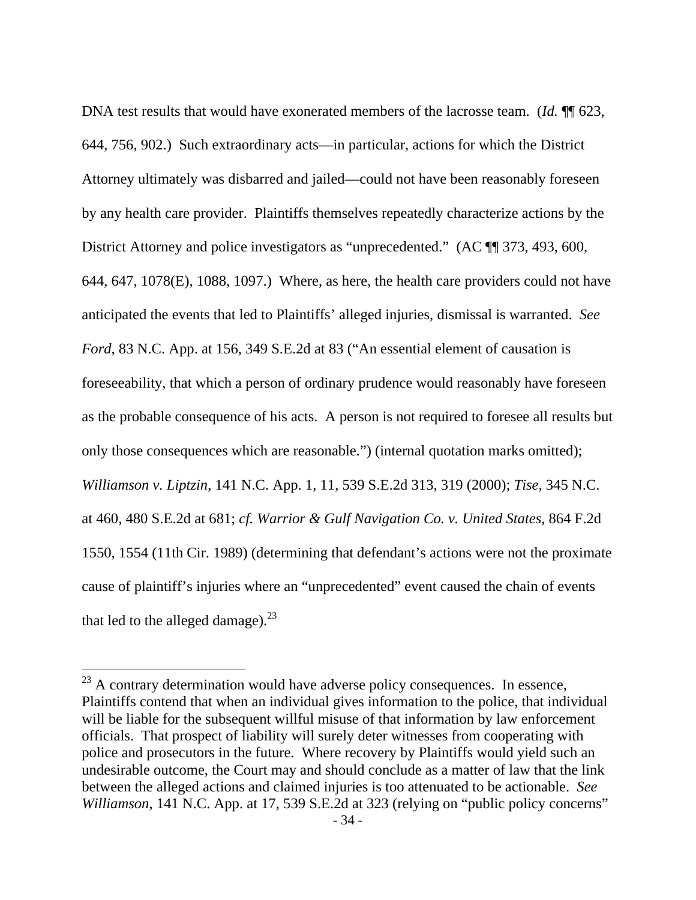DNA test results that would have exonerated members of the lacrosse team. (*Id.* ¶¶ 623, 644, 756, 902.) Such extraordinary acts—in particular, actions for which the District Attorney ultimately was disbarred and jailed—could not have been reasonably foreseen by any health care provider. Plaintiffs themselves repeatedly characterize actions by the District Attorney and police investigators as "unprecedented." (AC ¶¶ 373, 493, 600, 644, 647, 1078(E), 1088, 1097.) Where, as here, the health care providers could not have anticipated the events that led to Plaintiffs' alleged injuries, dismissal is warranted. *See Ford*, 83 N.C. App. at 156, 349 S.E.2d at 83 ("An essential element of causation is foreseeability, that which a person of ordinary prudence would reasonably have foreseen as the probable consequence of his acts. A person is not required to foresee all results but only those consequences which are reasonable.") (internal quotation marks omitted); *Williamson v. Liptzin*, 141 N.C. App. 1, 11, 539 S.E.2d 313, 319 (2000); *Tise*, 345 N.C. at 460, 480 S.E.2d at 681; *cf. Warrior & Gulf Navigation Co. v. United States*, 864 F.2d 1550, 1554 (11th Cir. 1989) (determining that defendant's actions were not the proximate cause of plaintiff's injuries where an "unprecedented" event caused the chain of events that led to the alleged damage).[23]

---

[23] A contrary determination would have adverse policy consequences. In essence, Plaintiffs contend that when an individual gives information to the police, that individual will be liable for the subsequent willful misuse of that information by law enforcement officials. That prospect of liability will surely deter witnesses from cooperating with police and prosecutors in the future. Where recovery by Plaintiffs would yield such an undesirable outcome, the Court may and should conclude as a matter of law that the link between the alleged actions and claimed injuries is too attenuated to be actionable. *See Williamson*, 141 N.C. App. at 17, 539 S.E.2d at 323 (relying on "public policy concerns"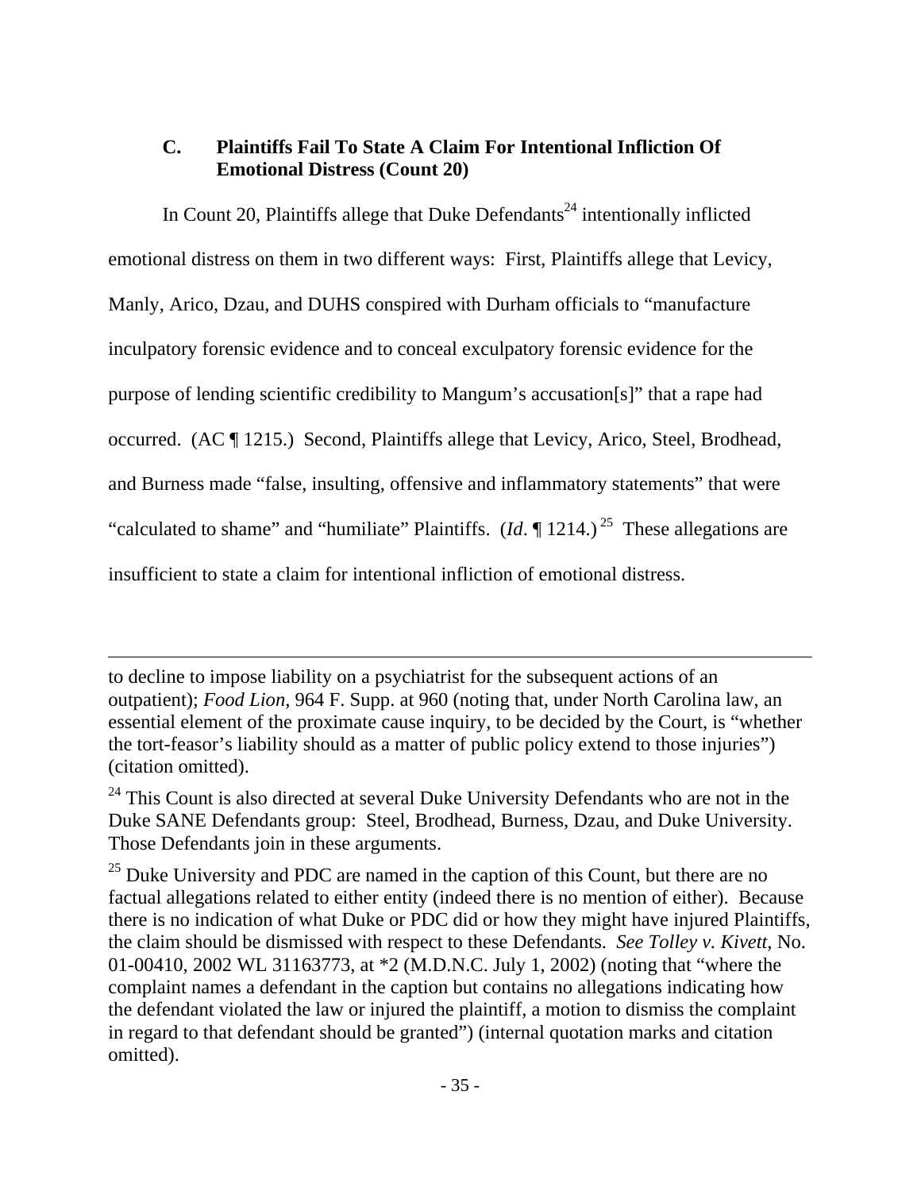### C. Plaintiffs Fail To State A Claim For Intentional Infliction Of Emotional Distress (Count 20)

In Count 20, Plaintiffs allege that Duke Defendants[24] intentionally inflicted emotional distress on them in two different ways: First, Plaintiffs allege that Levicy, Manly, Arico, Dzau, and DUHS conspired with Durham officials to "manufacture inculpatory forensic evidence and to conceal exculpatory forensic evidence for the purpose of lending scientific credibility to Mangum's accusation[s]" that a rape had occurred. (AC ¶ 1215.) Second, Plaintiffs allege that Levicy, Arico, Steel, Brodhead, and Burness made "false, insulting, offensive and inflammatory statements" that were "calculated to shame" and "humiliate" Plaintiffs. (*Id*. ¶ 1214.)[25] These allegations are insufficient to state a claim for intentional infliction of emotional distress.

---

to decline to impose liability on a psychiatrist for the subsequent actions of an outpatient); *Food Lion*, 964 F. Supp. at 960 (noting that, under North Carolina law, an essential element of the proximate cause inquiry, to be decided by the Court, is "whether the tort-feasor's liability should as a matter of public policy extend to those injuries") (citation omitted).

[24] This Count is also directed at several Duke University Defendants who are not in the Duke SANE Defendants group: Steel, Brodhead, Burness, Dzau, and Duke University. Those Defendants join in these arguments.

[25] Duke University and PDC are named in the caption of this Count, but there are no factual allegations related to either entity (indeed there is no mention of either). Because there is no indication of what Duke or PDC did or how they might have injured Plaintiffs, the claim should be dismissed with respect to these Defendants. *See Tolley v. Kivett*, No. 01-00410, 2002 WL 31163773, at *2 (M.D.N.C. July 1, 2002) (noting that "where the complaint names a defendant in the caption but contains no allegations indicating how the defendant violated the law or injured the plaintiff, a motion to dismiss the complaint in regard to that defendant should be granted") (internal quotation marks and citation omitted).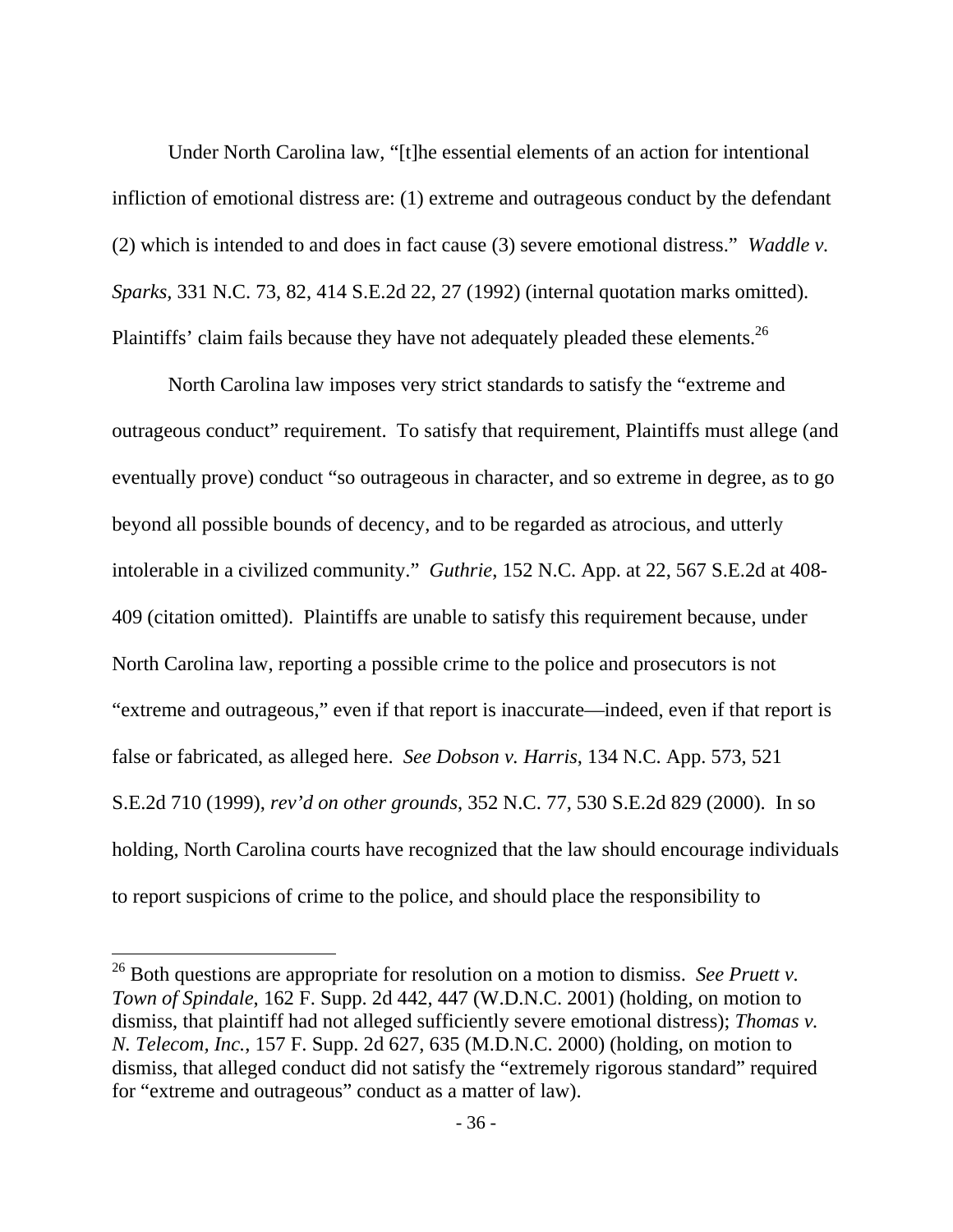Under North Carolina law, "[t]he essential elements of an action for intentional infliction of emotional distress are: (1) extreme and outrageous conduct by the defendant (2) which is intended to and does in fact cause (3) severe emotional distress." *Waddle v. Sparks*, 331 N.C. 73, 82, 414 S.E.2d 22, 27 (1992) (internal quotation marks omitted). Plaintiffs' claim fails because they have not adequately pleaded these elements.[26]

North Carolina law imposes very strict standards to satisfy the "extreme and outrageous conduct" requirement. To satisfy that requirement, Plaintiffs must allege (and eventually prove) conduct "so outrageous in character, and so extreme in degree, as to go beyond all possible bounds of decency, and to be regarded as atrocious, and utterly intolerable in a civilized community." *Guthrie*, 152 N.C. App. at 22, 567 S.E.2d at 408-409 (citation omitted). Plaintiffs are unable to satisfy this requirement because, under North Carolina law, reporting a possible crime to the police and prosecutors is not "extreme and outrageous," even if that report is inaccurate—indeed, even if that report is false or fabricated, as alleged here. *See Dobson v. Harris*, 134 N.C. App. 573, 521 S.E.2d 710 (1999), *rev'd on other grounds*, 352 N.C. 77, 530 S.E.2d 829 (2000). In so holding, North Carolina courts have recognized that the law should encourage individuals to report suspicions of crime to the police, and should place the responsibility to

---

[26] Both questions are appropriate for resolution on a motion to dismiss. *See Pruett v. Town of Spindale*, 162 F. Supp. 2d 442, 447 (W.D.N.C. 2001) (holding, on motion to dismiss, that plaintiff had not alleged sufficiently severe emotional distress); *Thomas v. N. Telecom, Inc.*, 157 F. Supp. 2d 627, 635 (M.D.N.C. 2000) (holding, on motion to dismiss, that alleged conduct did not satisfy the "extremely rigorous standard" required for "extreme and outrageous" conduct as a matter of law).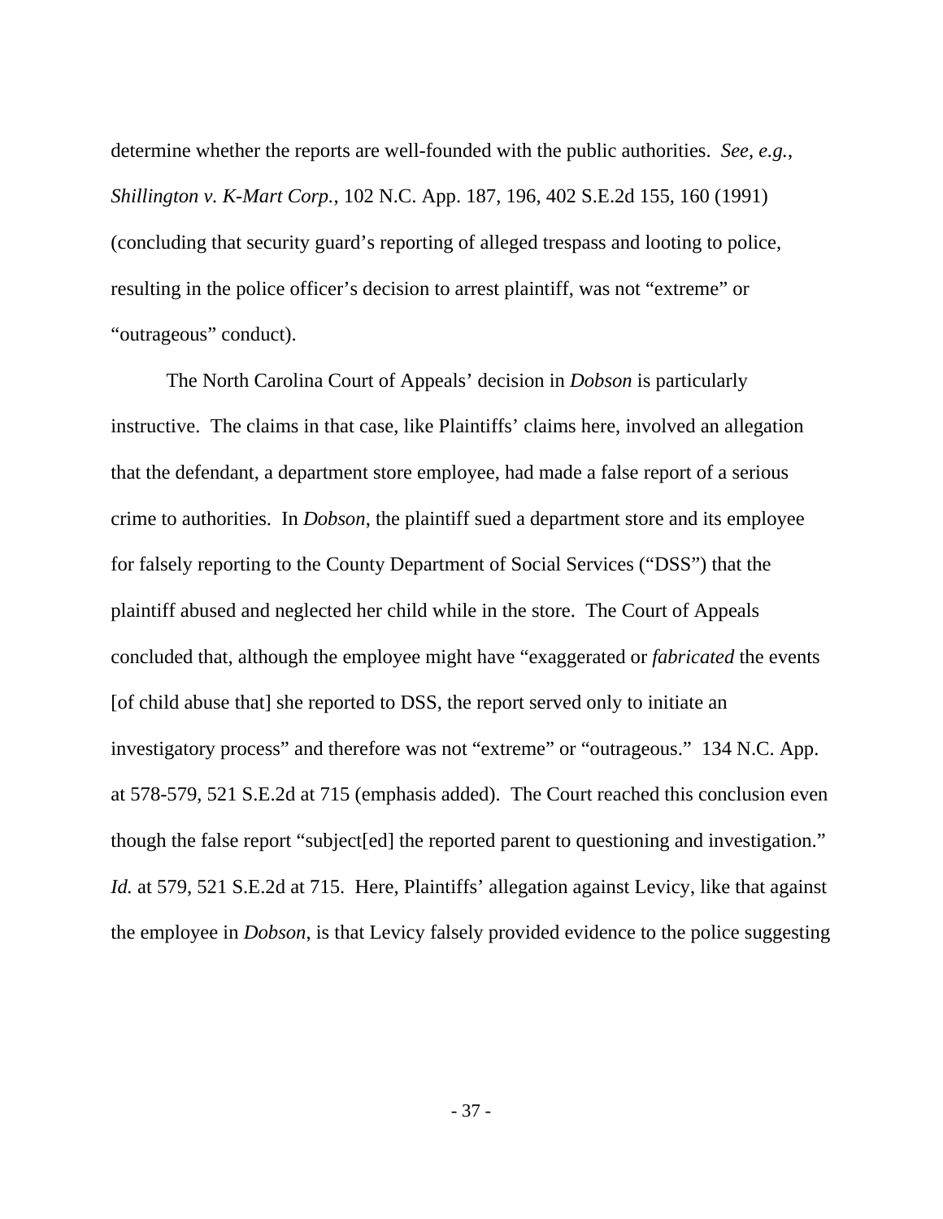determine whether the reports are well-founded with the public authorities. *See, e.g.*, *Shillington v. K-Mart Corp.*, 102 N.C. App. 187, 196, 402 S.E.2d 155, 160 (1991) (concluding that security guard's reporting of alleged trespass and looting to police, resulting in the police officer's decision to arrest plaintiff, was not "extreme" or "outrageous" conduct).

The North Carolina Court of Appeals' decision in *Dobson* is particularly instructive. The claims in that case, like Plaintiffs' claims here, involved an allegation that the defendant, a department store employee, had made a false report of a serious crime to authorities. In *Dobson*, the plaintiff sued a department store and its employee for falsely reporting to the County Department of Social Services ("DSS") that the plaintiff abused and neglected her child while in the store. The Court of Appeals concluded that, although the employee might have "exaggerated or *fabricated* the events [of child abuse that] she reported to DSS, the report served only to initiate an investigatory process" and therefore was not "extreme" or "outrageous." 134 N.C. App. at 578-579, 521 S.E.2d at 715 (emphasis added). The Court reached this conclusion even though the false report "subject[ed] the reported parent to questioning and investigation." *Id.* at 579, 521 S.E.2d at 715. Here, Plaintiffs' allegation against Levicy, like that against the employee in *Dobson*, is that Levicy falsely provided evidence to the police suggesting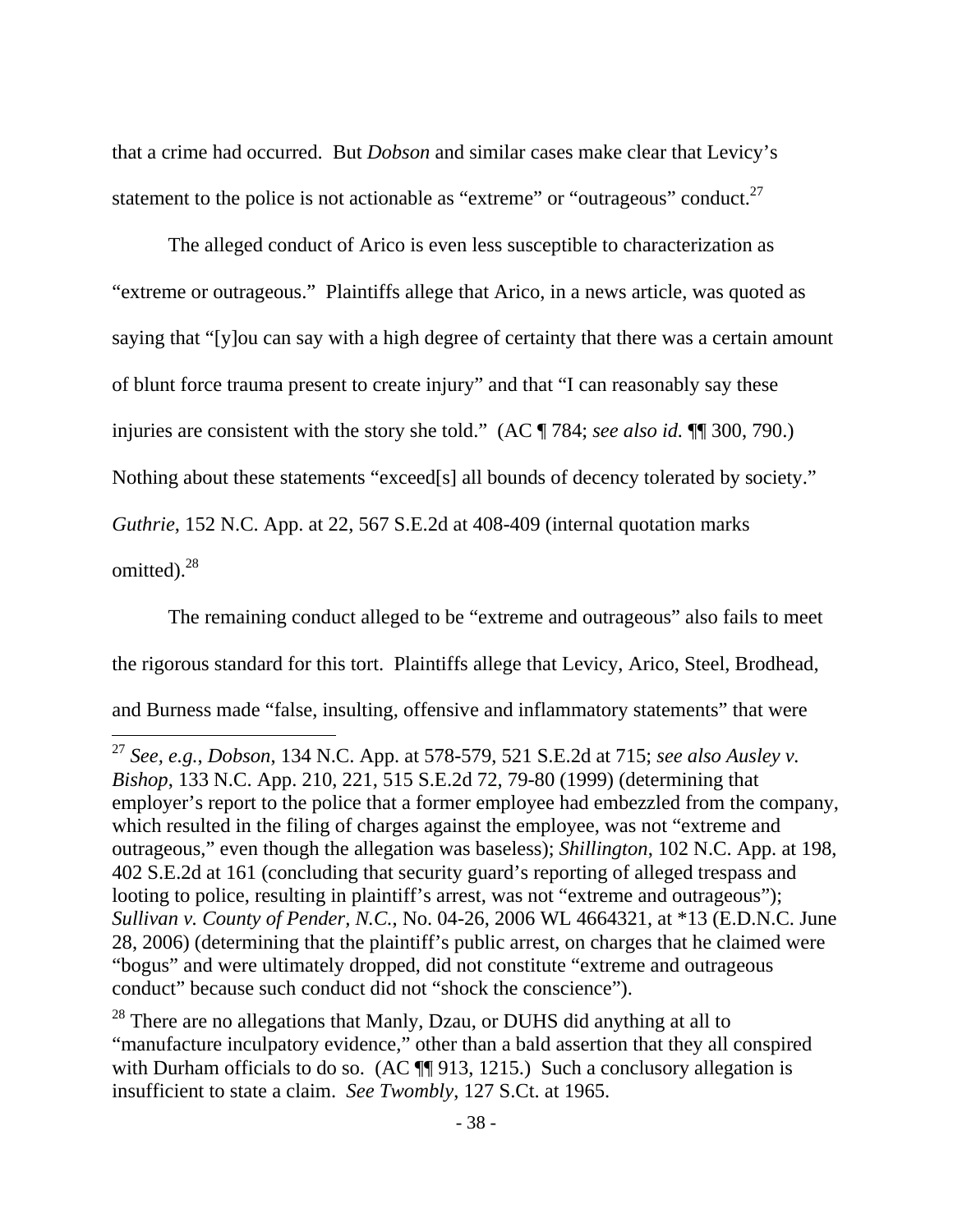that a crime had occurred. But *Dobson* and similar cases make clear that Levicy's statement to the police is not actionable as "extreme" or "outrageous" conduct.[27]

The alleged conduct of Arico is even less susceptible to characterization as "extreme or outrageous." Plaintiffs allege that Arico, in a news article, was quoted as saying that "[y]ou can say with a high degree of certainty that there was a certain amount of blunt force trauma present to create injury" and that "I can reasonably say these injuries are consistent with the story she told." (AC ¶ 784; *see also id.* ¶¶ 300, 790.) Nothing about these statements "exceed[s] all bounds of decency tolerated by society." *Guthrie*, 152 N.C. App. at 22, 567 S.E.2d at 408-409 (internal quotation marks omitted).[28]

The remaining conduct alleged to be "extreme and outrageous" also fails to meet the rigorous standard for this tort. Plaintiffs allege that Levicy, Arico, Steel, Brodhead, and Burness made "false, insulting, offensive and inflammatory statements" that were

---

[27] *See, e.g.*, *Dobson*, 134 N.C. App. at 578-579, 521 S.E.2d at 715; *see also Ausley v. Bishop*, 133 N.C. App. 210, 221, 515 S.E.2d 72, 79-80 (1999) (determining that employer's report to the police that a former employee had embezzled from the company, which resulted in the filing of charges against the employee, was not "extreme and outrageous," even though the allegation was baseless); *Shillington*, 102 N.C. App. at 198, 402 S.E.2d at 161 (concluding that security guard's reporting of alleged trespass and looting to police, resulting in plaintiff's arrest, was not "extreme and outrageous"); *Sullivan v. County of Pender, N.C.*, No. 04-26, 2006 WL 4664321, at *13 (E.D.N.C. June 28, 2006) (determining that the plaintiff's public arrest, on charges that he claimed were "bogus" and were ultimately dropped, did not constitute "extreme and outrageous conduct" because such conduct did not "shock the conscience").

[28] There are no allegations that Manly, Dzau, or DUHS did anything at all to "manufacture inculpatory evidence," other than a bald assertion that they all conspired with Durham officials to do so. (AC ¶¶ 913, 1215.) Such a conclusory allegation is insufficient to state a claim. *See Twombly*, 127 S.Ct. at 1965.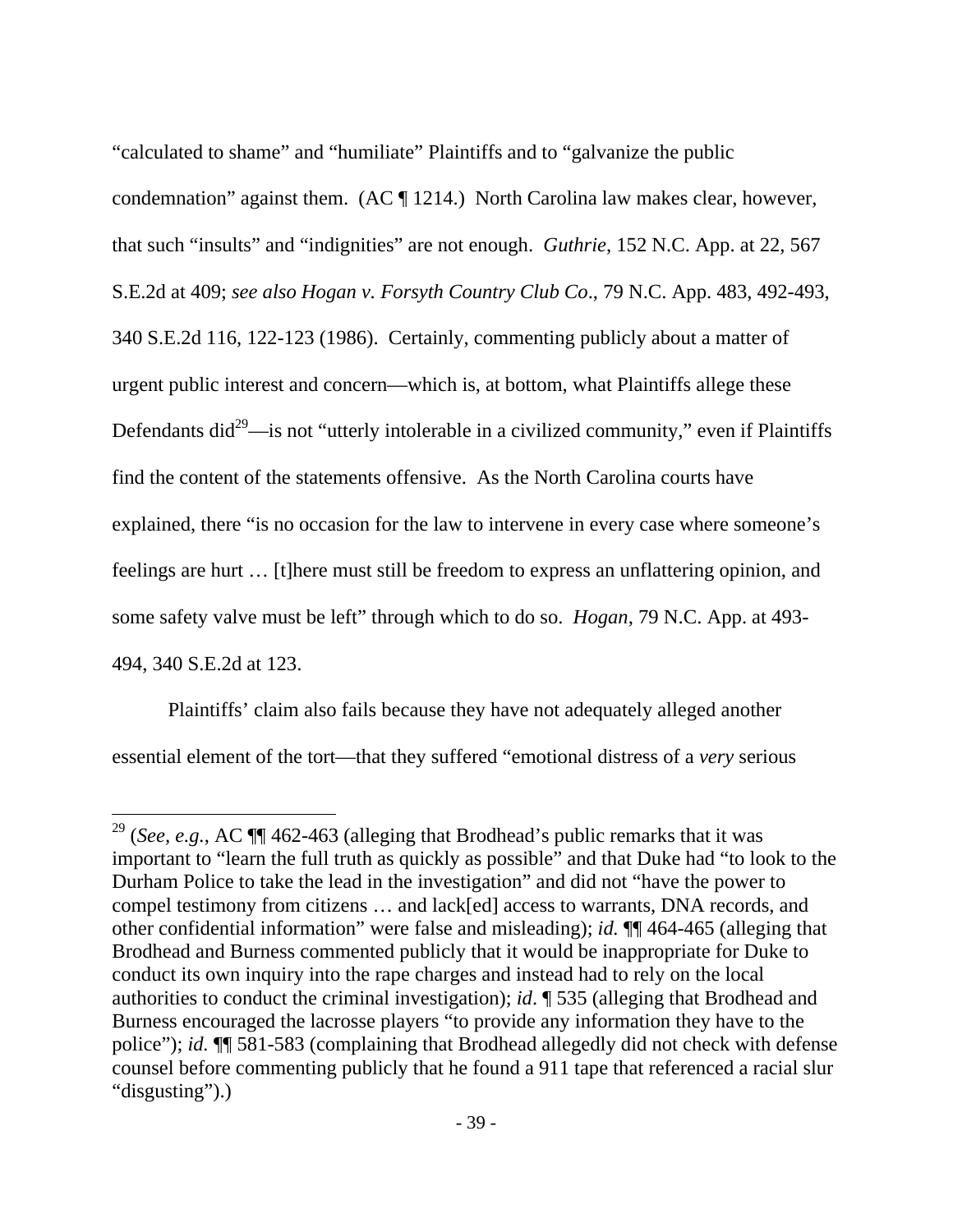"calculated to shame" and "humiliate" Plaintiffs and to "galvanize the public condemnation" against them. (AC ¶ 1214.) North Carolina law makes clear, however, that such "insults" and "indignities" are not enough. *Guthrie*, 152 N.C. App. at 22, 567 S.E.2d at 409; *see also Hogan v. Forsyth Country Club Co.*, 79 N.C. App. 483, 492-493, 340 S.E.2d 116, 122-123 (1986). Certainly, commenting publicly about a matter of urgent public interest and concern—which is, at bottom, what Plaintiffs allege these Defendants did[29]—is not "utterly intolerable in a civilized community," even if Plaintiffs find the content of the statements offensive. As the North Carolina courts have explained, there "is no occasion for the law to intervene in every case where someone's feelings are hurt … [t]here must still be freedom to express an unflattering opinion, and some safety valve must be left" through which to do so. *Hogan*, 79 N.C. App. at 493-494, 340 S.E.2d at 123.

Plaintiffs' claim also fails because they have not adequately alleged another essential element of the tort—that they suffered "emotional distress of a *very* serious

---

[29] (*See, e.g.*, AC ¶¶ 462-463 (alleging that Brodhead's public remarks that it was important to "learn the full truth as quickly as possible" and that Duke had "to look to the Durham Police to take the lead in the investigation" and did not "have the power to compel testimony from citizens … and lack[ed] access to warrants, DNA records, and other confidential information" were false and misleading); *id.* ¶¶ 464-465 (alleging that Brodhead and Burness commented publicly that it would be inappropriate for Duke to conduct its own inquiry into the rape charges and instead had to rely on the local authorities to conduct the criminal investigation); *id*. ¶ 535 (alleging that Brodhead and Burness encouraged the lacrosse players "to provide any information they have to the police"); *id.* ¶¶ 581-583 (complaining that Brodhead allegedly did not check with defense counsel before commenting publicly that he found a 911 tape that referenced a racial slur "disgusting").)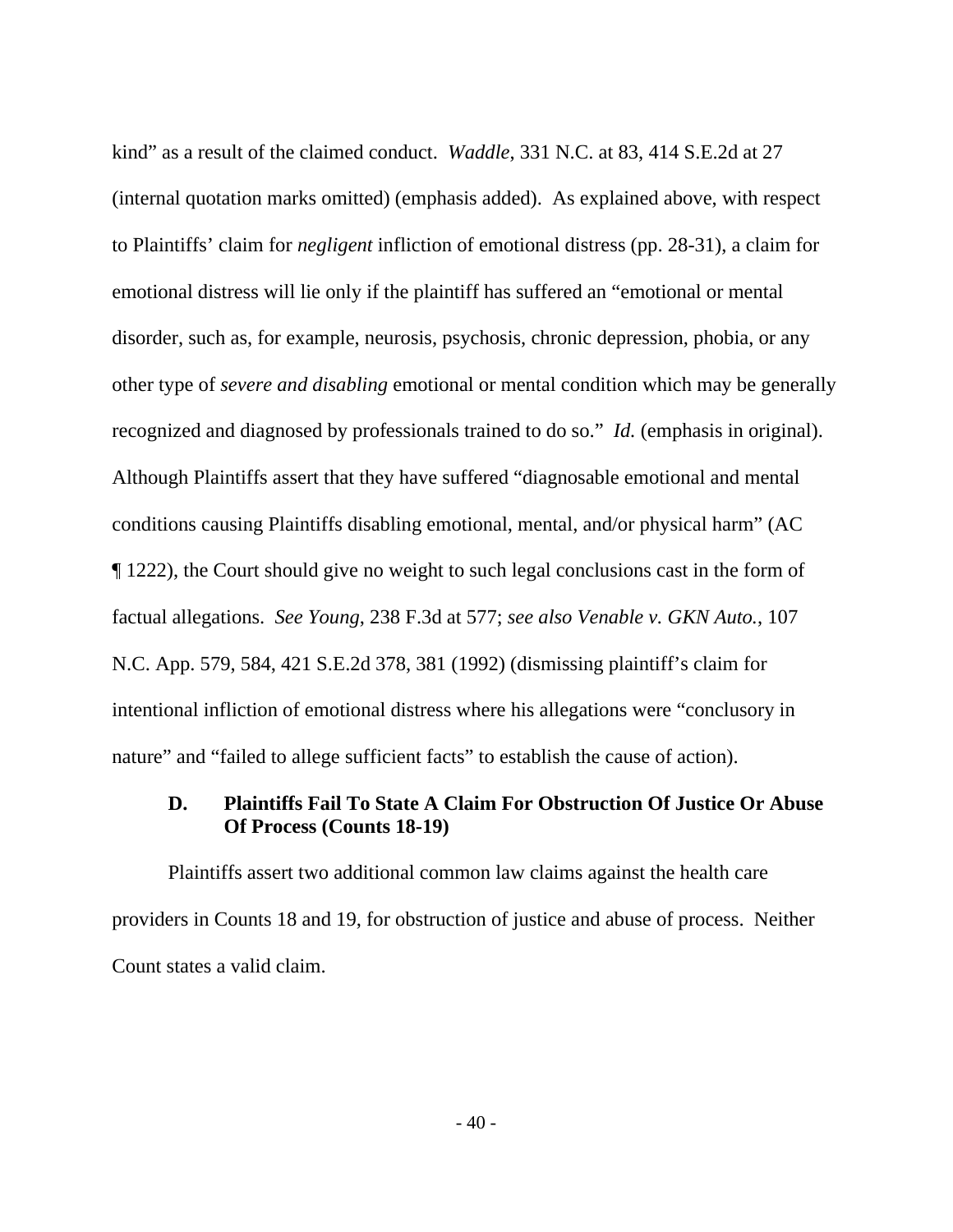kind" as a result of the claimed conduct. *Waddle*, 331 N.C. at 83, 414 S.E.2d at 27 (internal quotation marks omitted) (emphasis added). As explained above, with respect to Plaintiffs' claim for *negligent* infliction of emotional distress (pp. 28-31), a claim for emotional distress will lie only if the plaintiff has suffered an "emotional or mental disorder, such as, for example, neurosis, psychosis, chronic depression, phobia, or any other type of *severe and disabling* emotional or mental condition which may be generally recognized and diagnosed by professionals trained to do so." *Id.* (emphasis in original). Although Plaintiffs assert that they have suffered "diagnosable emotional and mental conditions causing Plaintiffs disabling emotional, mental, and/or physical harm" (AC ¶ 1222), the Court should give no weight to such legal conclusions cast in the form of factual allegations. *See Young*, 238 F.3d at 577; *see also Venable v. GKN Auto.*, 107 N.C. App. 579, 584, 421 S.E.2d 378, 381 (1992) (dismissing plaintiff's claim for intentional infliction of emotional distress where his allegations were "conclusory in nature" and "failed to allege sufficient facts" to establish the cause of action).

### D. Plaintiffs Fail To State A Claim For Obstruction Of Justice Or Abuse Of Process (Counts 18-19)

Plaintiffs assert two additional common law claims against the health care providers in Counts 18 and 19, for obstruction of justice and abuse of process. Neither Count states a valid claim.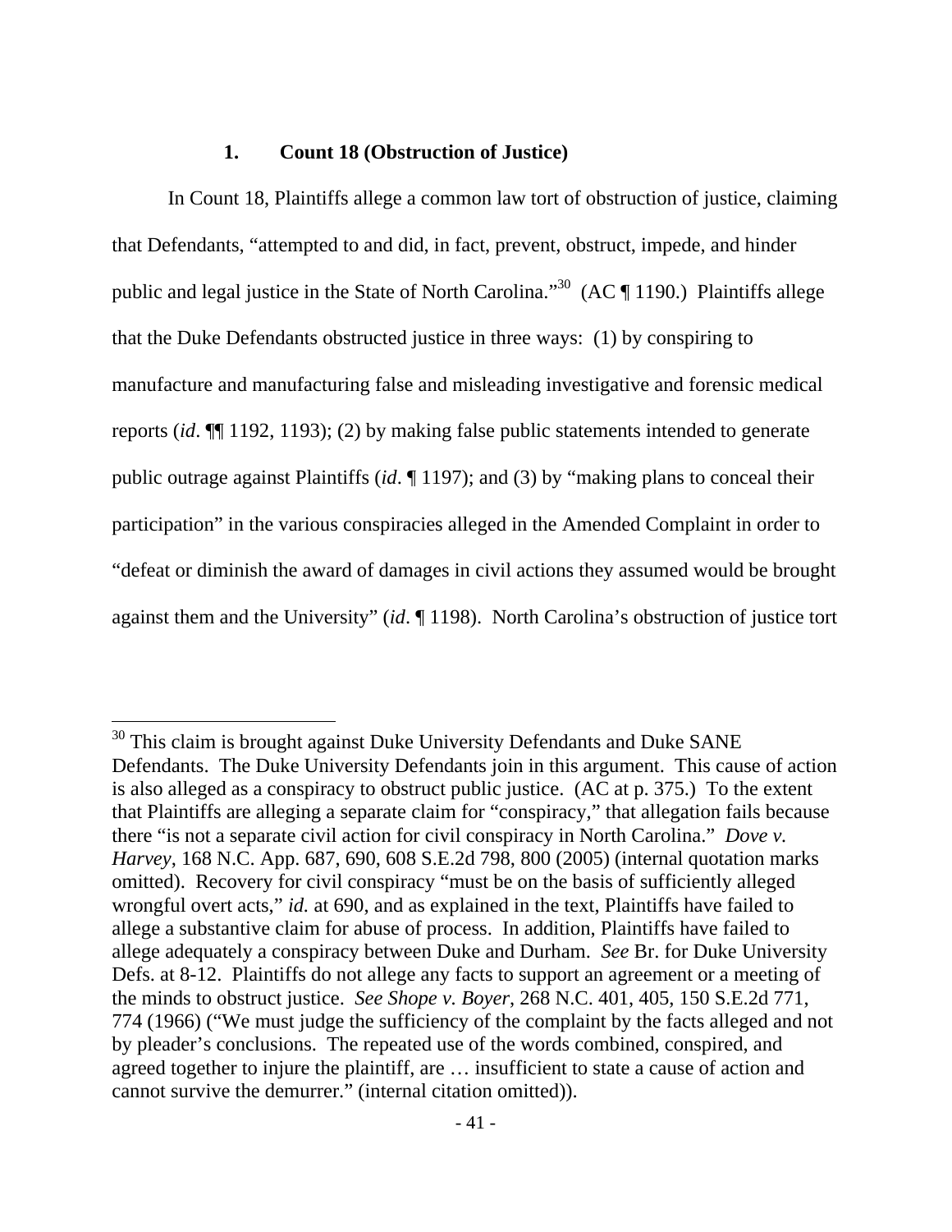### 1. Count 18 (Obstruction of Justice)

In Count 18, Plaintiffs allege a common law tort of obstruction of justice, claiming that Defendants, "attempted to and did, in fact, prevent, obstruct, impede, and hinder public and legal justice in the State of North Carolina."[30] (AC ¶ 1190.) Plaintiffs allege that the Duke Defendants obstructed justice in three ways: (1) by conspiring to manufacture and manufacturing false and misleading investigative and forensic medical reports (*id*. ¶¶ 1192, 1193); (2) by making false public statements intended to generate public outrage against Plaintiffs (*id*. ¶ 1197); and (3) by "making plans to conceal their participation" in the various conspiracies alleged in the Amended Complaint in order to "defeat or diminish the award of damages in civil actions they assumed would be brought against them and the University" (*id*. ¶ 1198). North Carolina's obstruction of justice tort

[30] This claim is brought against Duke University Defendants and Duke SANE Defendants. The Duke University Defendants join in this argument. This cause of action is also alleged as a conspiracy to obstruct public justice. (AC at p. 375.) To the extent that Plaintiffs are alleging a separate claim for "conspiracy," that allegation fails because there "is not a separate civil action for civil conspiracy in North Carolina." *Dove v. Harvey*, 168 N.C. App. 687, 690, 608 S.E.2d 798, 800 (2005) (internal quotation marks omitted). Recovery for civil conspiracy "must be on the basis of sufficiently alleged wrongful overt acts," *id.* at 690, and as explained in the text, Plaintiffs have failed to allege a substantive claim for abuse of process. In addition, Plaintiffs have failed to allege adequately a conspiracy between Duke and Durham. *See* Br. for Duke University Defs. at 8-12. Plaintiffs do not allege any facts to support an agreement or a meeting of the minds to obstruct justice. *See Shope v. Boyer*, 268 N.C. 401, 405, 150 S.E.2d 771, 774 (1966) ("We must judge the sufficiency of the complaint by the facts alleged and not by pleader's conclusions. The repeated use of the words combined, conspired, and agreed together to injure the plaintiff, are … insufficient to state a cause of action and cannot survive the demurrer." (internal citation omitted)).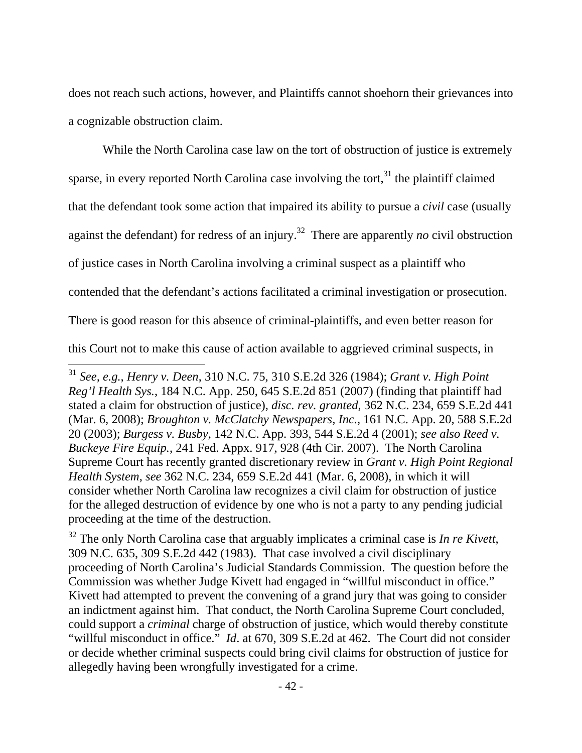does not reach such actions, however, and Plaintiffs cannot shoehorn their grievances into a cognizable obstruction claim.

While the North Carolina case law on the tort of obstruction of justice is extremely sparse, in every reported North Carolina case involving the tort,[31] the plaintiff claimed that the defendant took some action that impaired its ability to pursue a *civil* case (usually against the defendant) for redress of an injury.[32] There are apparently *no* civil obstruction of justice cases in North Carolina involving a criminal suspect as a plaintiff who contended that the defendant's actions facilitated a criminal investigation or prosecution. There is good reason for this absence of criminal-plaintiffs, and even better reason for this Court not to make this cause of action available to aggrieved criminal suspects, in

---

[31] *See, e.g.*, *Henry v. Deen*, 310 N.C. 75, 310 S.E.2d 326 (1984); *Grant v. High Point Reg'l Health Sys.*, 184 N.C. App. 250, 645 S.E.2d 851 (2007) (finding that plaintiff had stated a claim for obstruction of justice), *disc. rev. granted*, 362 N.C. 234, 659 S.E.2d 441 (Mar. 6, 2008); *Broughton v. McClatchy Newspapers, Inc.*, 161 N.C. App. 20, 588 S.E.2d 20 (2003); *Burgess v. Busby*, 142 N.C. App. 393, 544 S.E.2d 4 (2001); *see also Reed v. Buckeye Fire Equip.*, 241 Fed. Appx. 917, 928 (4th Cir. 2007). The North Carolina Supreme Court has recently granted discretionary review in *Grant v. High Point Regional Health System*, *see* 362 N.C. 234, 659 S.E.2d 441 (Mar. 6, 2008), in which it will consider whether North Carolina law recognizes a civil claim for obstruction of justice for the alleged destruction of evidence by one who is not a party to any pending judicial proceeding at the time of the destruction.

[32] The only North Carolina case that arguably implicates a criminal case is *In re Kivett*, 309 N.C. 635, 309 S.E.2d 442 (1983). That case involved a civil disciplinary proceeding of North Carolina's Judicial Standards Commission. The question before the Commission was whether Judge Kivett had engaged in "willful misconduct in office." Kivett had attempted to prevent the convening of a grand jury that was going to consider an indictment against him. That conduct, the North Carolina Supreme Court concluded, could support a *criminal* charge of obstruction of justice, which would thereby constitute "willful misconduct in office." *Id*. at 670, 309 S.E.2d at 462. The Court did not consider or decide whether criminal suspects could bring civil claims for obstruction of justice for allegedly having been wrongfully investigated for a crime.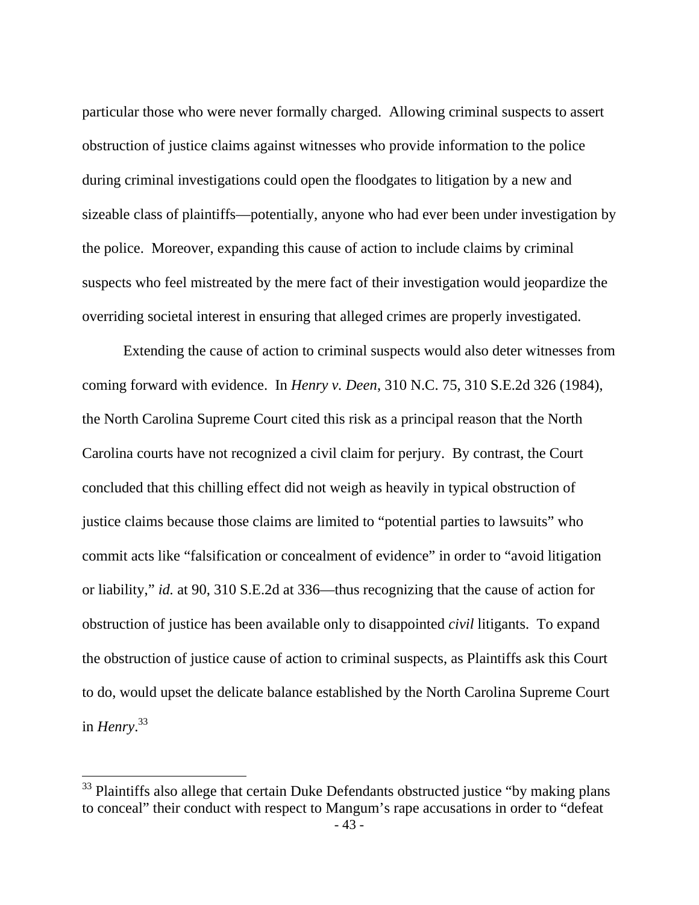particular those who were never formally charged. Allowing criminal suspects to assert obstruction of justice claims against witnesses who provide information to the police during criminal investigations could open the floodgates to litigation by a new and sizeable class of plaintiffs—potentially, anyone who had ever been under investigation by the police. Moreover, expanding this cause of action to include claims by criminal suspects who feel mistreated by the mere fact of their investigation would jeopardize the overriding societal interest in ensuring that alleged crimes are properly investigated.

Extending the cause of action to criminal suspects would also deter witnesses from coming forward with evidence. In *Henry v. Deen*, 310 N.C. 75, 310 S.E.2d 326 (1984), the North Carolina Supreme Court cited this risk as a principal reason that the North Carolina courts have not recognized a civil claim for perjury. By contrast, the Court concluded that this chilling effect did not weigh as heavily in typical obstruction of justice claims because those claims are limited to "potential parties to lawsuits" who commit acts like "falsification or concealment of evidence" in order to "avoid litigation or liability," *id.* at 90, 310 S.E.2d at 336—thus recognizing that the cause of action for obstruction of justice has been available only to disappointed *civil* litigants. To expand the obstruction of justice cause of action to criminal suspects, as Plaintiffs ask this Court to do, would upset the delicate balance established by the North Carolina Supreme Court in *Henry*.[33]

---

[33] Plaintiffs also allege that certain Duke Defendants obstructed justice "by making plans to conceal" their conduct with respect to Mangum's rape accusations in order to "defeat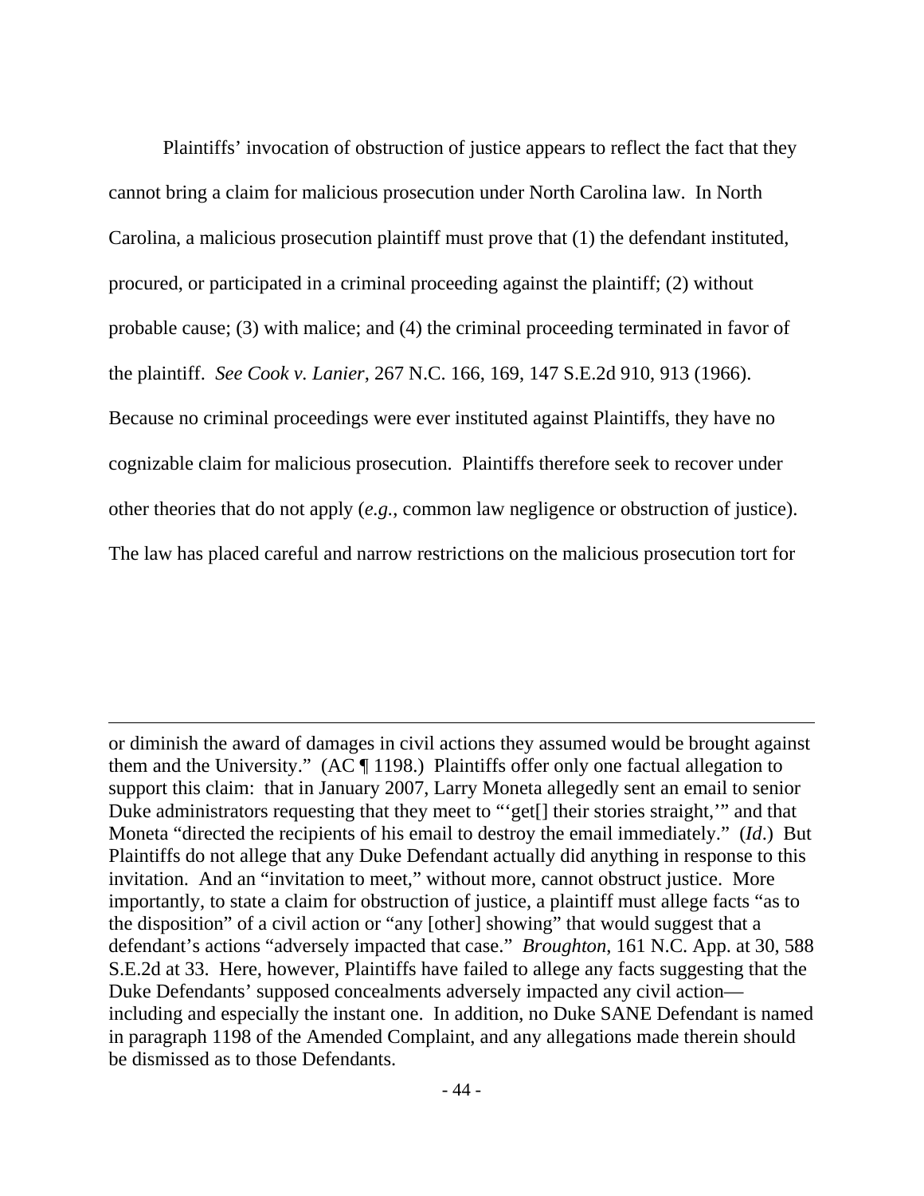Plaintiffs' invocation of obstruction of justice appears to reflect the fact that they cannot bring a claim for malicious prosecution under North Carolina law. In North Carolina, a malicious prosecution plaintiff must prove that (1) the defendant instituted, procured, or participated in a criminal proceeding against the plaintiff; (2) without probable cause; (3) with malice; and (4) the criminal proceeding terminated in favor of the plaintiff. *See Cook v. Lanier*, 267 N.C. 166, 169, 147 S.E.2d 910, 913 (1966). Because no criminal proceedings were ever instituted against Plaintiffs, they have no cognizable claim for malicious prosecution. Plaintiffs therefore seek to recover under other theories that do not apply (*e.g.*, common law negligence or obstruction of justice). The law has placed careful and narrow restrictions on the malicious prosecution tort for

---

or diminish the award of damages in civil actions they assumed would be brought against them and the University." (AC ¶ 1198.) Plaintiffs offer only one factual allegation to support this claim: that in January 2007, Larry Moneta allegedly sent an email to senior Duke administrators requesting that they meet to "'get[] their stories straight,'" and that Moneta "directed the recipients of his email to destroy the email immediately." (*Id*.) But Plaintiffs do not allege that any Duke Defendant actually did anything in response to this invitation. And an "invitation to meet," without more, cannot obstruct justice. More importantly, to state a claim for obstruction of justice, a plaintiff must allege facts "as to the disposition" of a civil action or "any [other] showing" that would suggest that a defendant's actions "adversely impacted that case." *Broughton*, 161 N.C. App. at 30, 588 S.E.2d at 33. Here, however, Plaintiffs have failed to allege any facts suggesting that the Duke Defendants' supposed concealments adversely impacted any civil action—including and especially the instant one. In addition, no Duke SANE Defendant is named in paragraph 1198 of the Amended Complaint, and any allegations made therein should be dismissed as to those Defendants.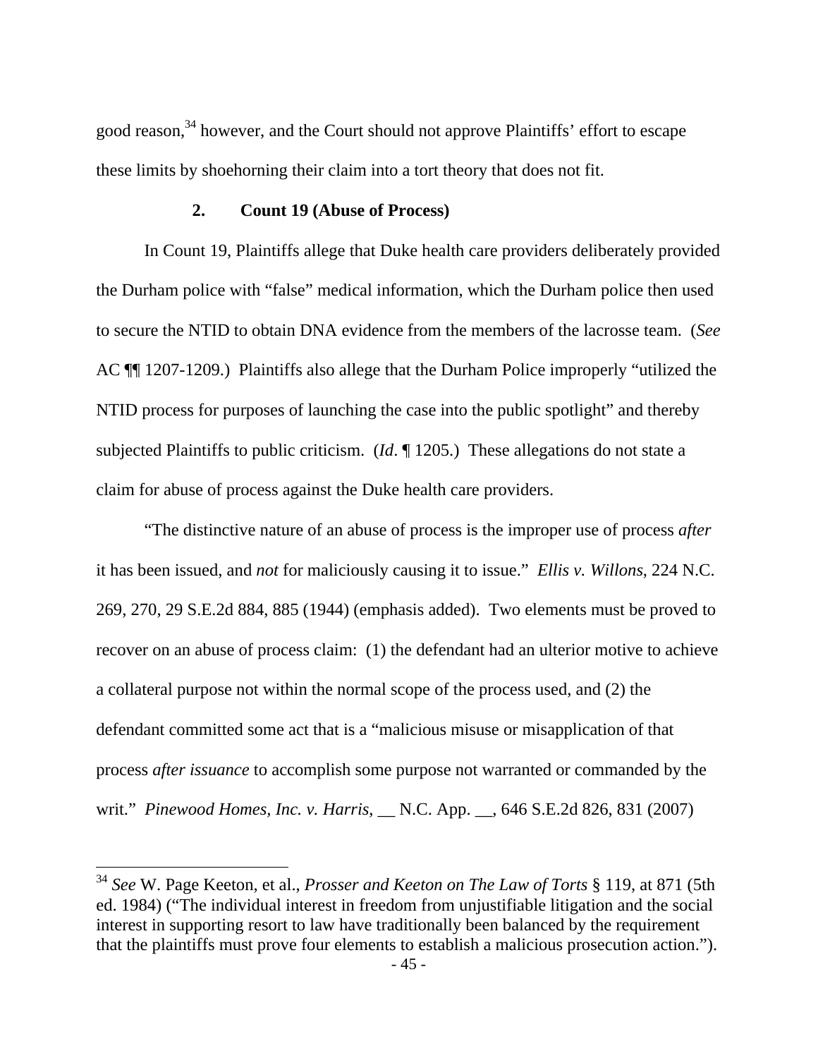good reason,[34] however, and the Court should not approve Plaintiffs' effort to escape these limits by shoehorning their claim into a tort theory that does not fit.

### 2. Count 19 (Abuse of Process)

In Count 19, Plaintiffs allege that Duke health care providers deliberately provided the Durham police with "false" medical information, which the Durham police then used to secure the NTID to obtain DNA evidence from the members of the lacrosse team. (*See* AC ¶¶ 1207-1209.) Plaintiffs also allege that the Durham Police improperly "utilized the NTID process for purposes of launching the case into the public spotlight" and thereby subjected Plaintiffs to public criticism. (*Id*. ¶ 1205.) These allegations do not state a claim for abuse of process against the Duke health care providers.

"The distinctive nature of an abuse of process is the improper use of process *after* it has been issued, and *not* for maliciously causing it to issue." *Ellis v. Willons*, 224 N.C. 269, 270, 29 S.E.2d 884, 885 (1944) (emphasis added). Two elements must be proved to recover on an abuse of process claim: (1) the defendant had an ulterior motive to achieve a collateral purpose not within the normal scope of the process used, and (2) the defendant committed some act that is a "malicious misuse or misapplication of that process *after issuance* to accomplish some purpose not warranted or commanded by the writ." *Pinewood Homes, Inc. v. Harris*, __ N.C. App. __, 646 S.E.2d 826, 831 (2007)

---

[34] *See* W. Page Keeton, et al., *Prosser and Keeton on The Law of Torts* § 119, at 871 (5th ed. 1984) ("The individual interest in freedom from unjustifiable litigation and the social interest in supporting resort to law have traditionally been balanced by the requirement that the plaintiffs must prove four elements to establish a malicious prosecution action.").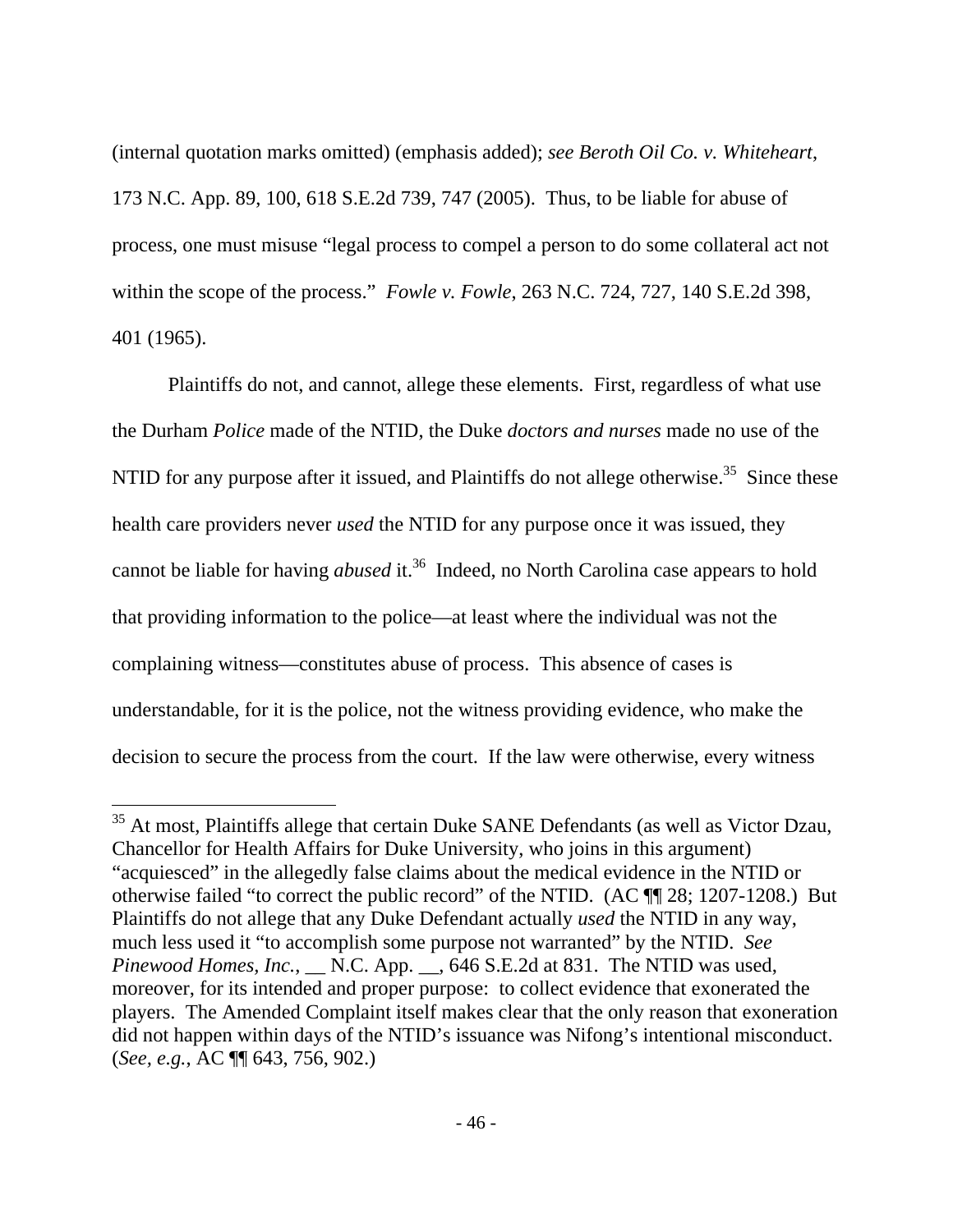(internal quotation marks omitted) (emphasis added); *see Beroth Oil Co. v. Whiteheart*, 173 N.C. App. 89, 100, 618 S.E.2d 739, 747 (2005). Thus, to be liable for abuse of process, one must misuse "legal process to compel a person to do some collateral act not within the scope of the process." *Fowle v. Fowle*, 263 N.C. 724, 727, 140 S.E.2d 398, 401 (1965).

Plaintiffs do not, and cannot, allege these elements. First, regardless of what use the Durham *Police* made of the NTID, the Duke *doctors and nurses* made no use of the NTID for any purpose after it issued, and Plaintiffs do not allege otherwise.[35] Since these health care providers never *used* the NTID for any purpose once it was issued, they cannot be liable for having *abused* it.[36] Indeed, no North Carolina case appears to hold that providing information to the police—at least where the individual was not the complaining witness—constitutes abuse of process. This absence of cases is understandable, for it is the police, not the witness providing evidence, who make the decision to secure the process from the court. If the law were otherwise, every witness

---

[35] At most, Plaintiffs allege that certain Duke SANE Defendants (as well as Victor Dzau, Chancellor for Health Affairs for Duke University, who joins in this argument) "acquiesced" in the allegedly false claims about the medical evidence in the NTID or otherwise failed "to correct the public record" of the NTID. (AC ¶¶ 28; 1207-1208.) But Plaintiffs do not allege that any Duke Defendant actually *used* the NTID in any way, much less used it "to accomplish some purpose not warranted" by the NTID. *See Pinewood Homes, Inc.*, __ N.C. App. __, 646 S.E.2d at 831. The NTID was used, moreover, for its intended and proper purpose: to collect evidence that exonerated the players. The Amended Complaint itself makes clear that the only reason that exoneration did not happen within days of the NTID's issuance was Nifong's intentional misconduct. (*See, e.g.*, AC ¶¶ 643, 756, 902.)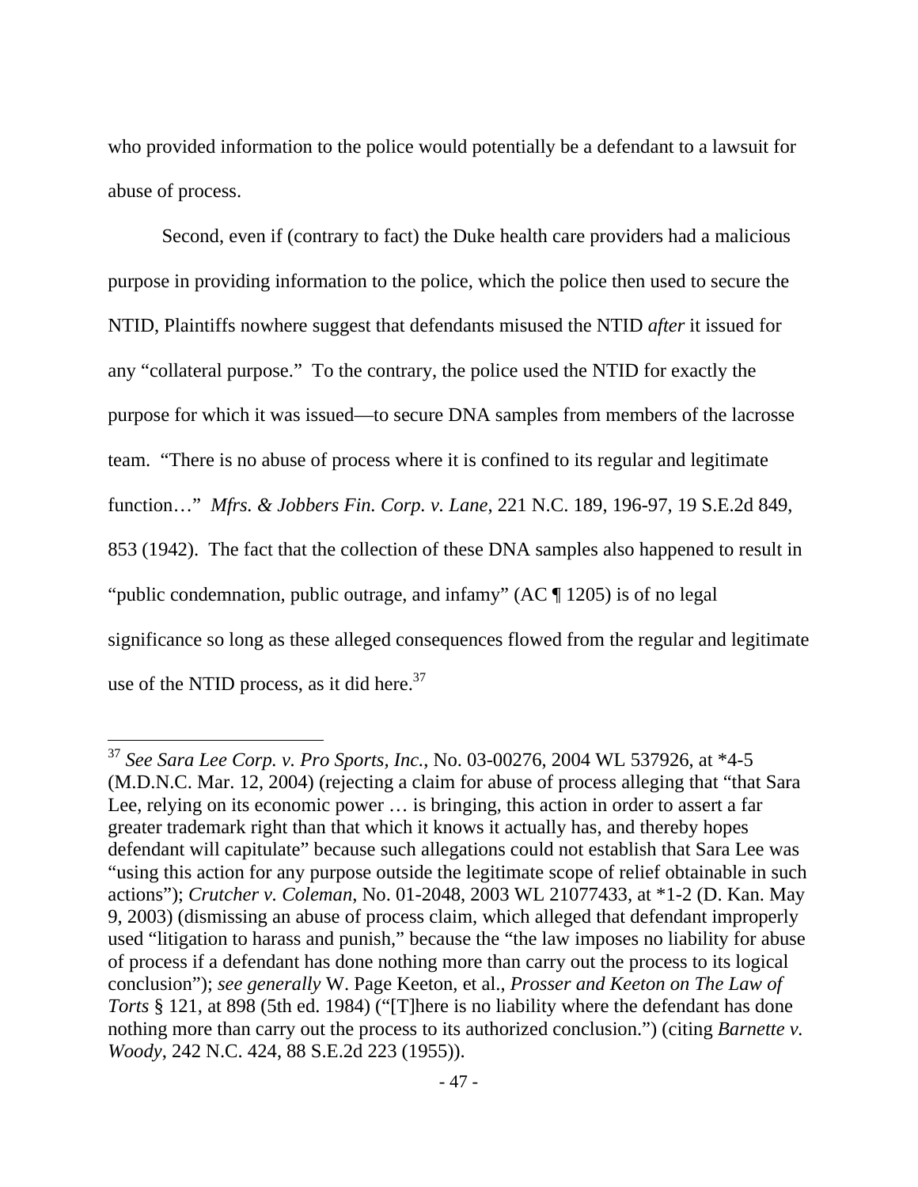who provided information to the police would potentially be a defendant to a lawsuit for abuse of process.

Second, even if (contrary to fact) the Duke health care providers had a malicious purpose in providing information to the police, which the police then used to secure the NTID, Plaintiffs nowhere suggest that defendants misused the NTID *after* it issued for any "collateral purpose." To the contrary, the police used the NTID for exactly the purpose for which it was issued—to secure DNA samples from members of the lacrosse team. "There is no abuse of process where it is confined to its regular and legitimate function…" *Mfrs. & Jobbers Fin. Corp. v. Lane*, 221 N.C. 189, 196-97, 19 S.E.2d 849, 853 (1942). The fact that the collection of these DNA samples also happened to result in "public condemnation, public outrage, and infamy" (AC ¶ 1205) is of no legal significance so long as these alleged consequences flowed from the regular and legitimate use of the NTID process, as it did here.[37]

---

[37] *See Sara Lee Corp. v. Pro Sports, Inc.*, No. 03-00276, 2004 WL 537926, at *4-5 (M.D.N.C. Mar. 12, 2004) (rejecting a claim for abuse of process alleging that "that Sara Lee, relying on its economic power … is bringing, this action in order to assert a far greater trademark right than that which it knows it actually has, and thereby hopes defendant will capitulate" because such allegations could not establish that Sara Lee was "using this action for any purpose outside the legitimate scope of relief obtainable in such actions"); *Crutcher v. Coleman*, No. 01-2048, 2003 WL 21077433, at *1-2 (D. Kan. May 9, 2003) (dismissing an abuse of process claim, which alleged that defendant improperly used "litigation to harass and punish," because the "the law imposes no liability for abuse of process if a defendant has done nothing more than carry out the process to its logical conclusion"); *see generally* W. Page Keeton, et al., *Prosser and Keeton on The Law of Torts* § 121, at 898 (5th ed. 1984) ("[T]here is no liability where the defendant has done nothing more than carry out the process to its authorized conclusion.") (citing *Barnette v. Woody*, 242 N.C. 424, 88 S.E.2d 223 (1955)).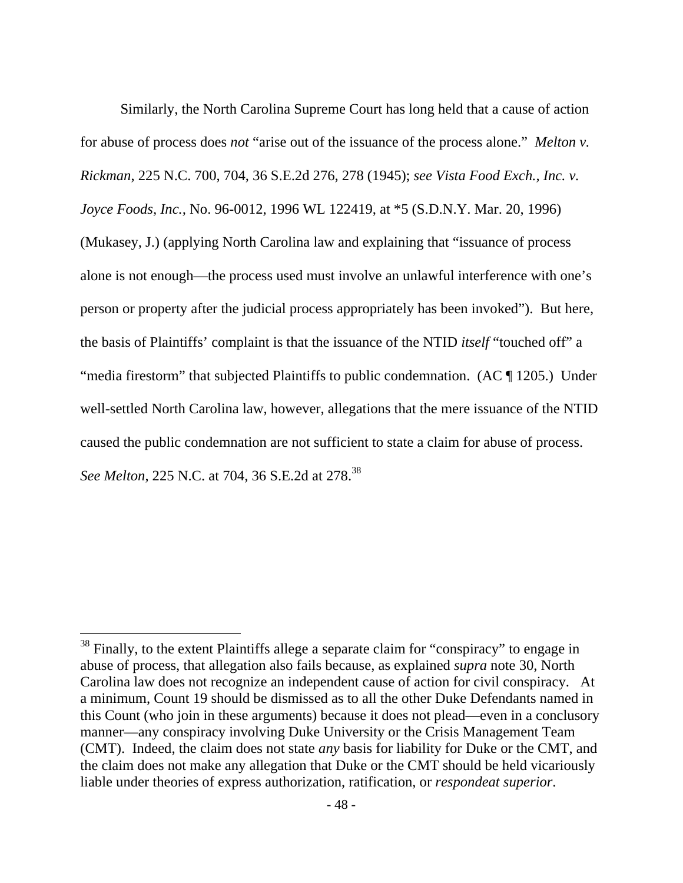Similarly, the North Carolina Supreme Court has long held that a cause of action for abuse of process does *not* "arise out of the issuance of the process alone." *Melton v. Rickman*, 225 N.C. 700, 704, 36 S.E.2d 276, 278 (1945); *see Vista Food Exch., Inc. v. Joyce Foods, Inc.*, No. 96-0012, 1996 WL 122419, at *5 (S.D.N.Y. Mar. 20, 1996) (Mukasey, J.) (applying North Carolina law and explaining that "issuance of process alone is not enough—the process used must involve an unlawful interference with one's person or property after the judicial process appropriately has been invoked"). But here, the basis of Plaintiffs' complaint is that the issuance of the NTID *itself* "touched off" a "media firestorm" that subjected Plaintiffs to public condemnation. (AC ¶ 1205.) Under well-settled North Carolina law, however, allegations that the mere issuance of the NTID caused the public condemnation are not sufficient to state a claim for abuse of process. *See Melton*, 225 N.C. at 704, 36 S.E.2d at 278.[38]

---

[38] Finally, to the extent Plaintiffs allege a separate claim for "conspiracy" to engage in abuse of process, that allegation also fails because, as explained *supra* note 30, North Carolina law does not recognize an independent cause of action for civil conspiracy. At a minimum, Count 19 should be dismissed as to all the other Duke Defendants named in this Count (who join in these arguments) because it does not plead—even in a conclusory manner—any conspiracy involving Duke University or the Crisis Management Team (CMT). Indeed, the claim does not state *any* basis for liability for Duke or the CMT, and the claim does not make any allegation that Duke or the CMT should be held vicariously liable under theories of express authorization, ratification, or *respondeat superior*.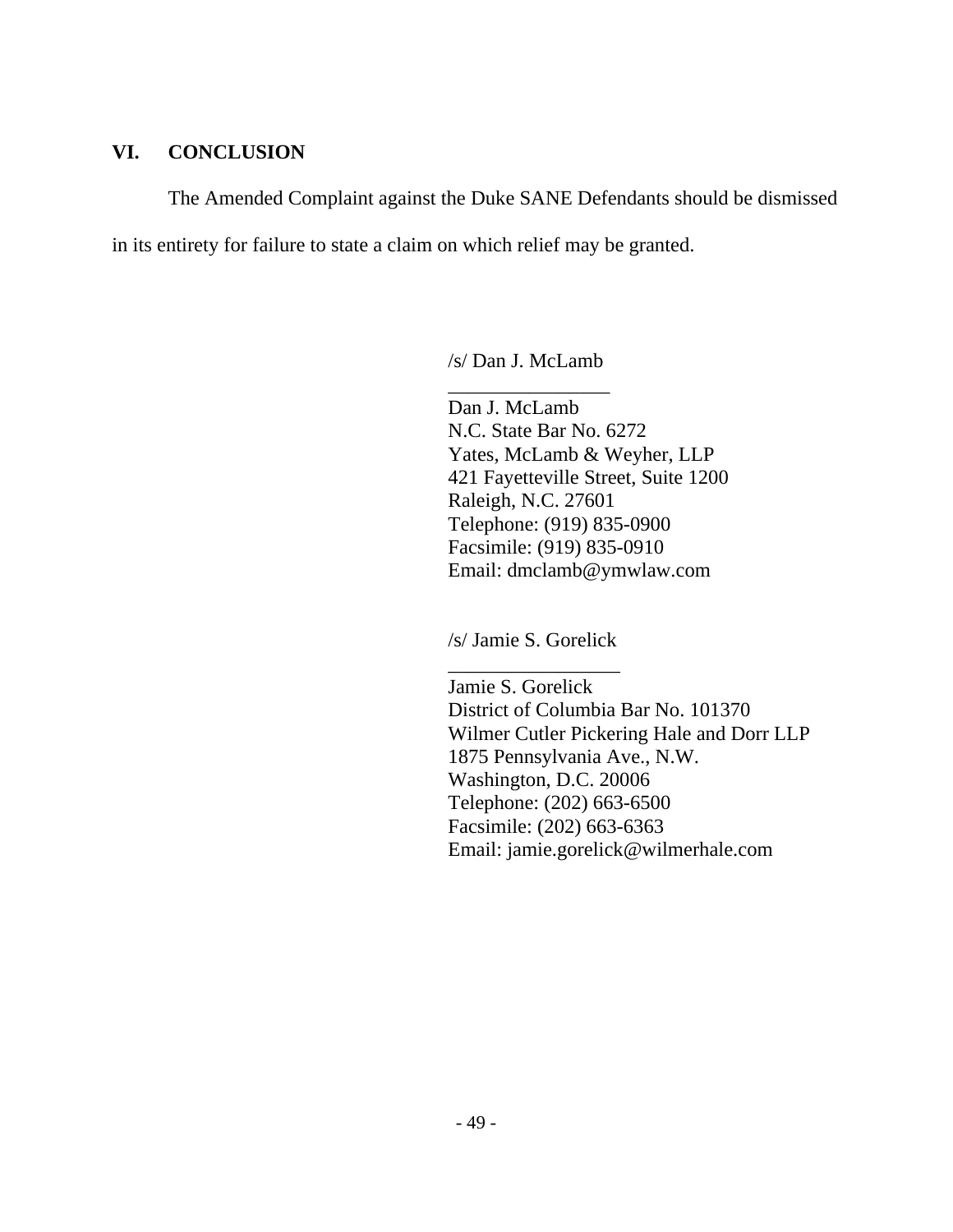## VI. CONCLUSION

The Amended Complaint against the Duke SANE Defendants should be dismissed in its entirety for failure to state a claim on which relief may be granted.

/s/ Dan J. McLamb
\_\_\_\_\_\_\_\_\_\_\_\_\_\_\_\_
Dan J. McLamb
N.C. State Bar No. 6272
Yates, McLamb & Weyher, LLP
421 Fayetteville Street, Suite 1200
Raleigh, N.C. 27601
Telephone: (919) 835-0900
Facsimile: (919) 835-0910
Email: dmclamb@ymwlaw.com

/s/ Jamie S. Gorelick
\_\_\_\_\_\_\_\_\_\_\_\_\_\_\_\_
Jamie S. Gorelick
District of Columbia Bar No. 101370
Wilmer Cutler Pickering Hale and Dorr LLP
1875 Pennsylvania Ave., N.W.
Washington, D.C. 20006
Telephone: (202) 663-6500
Facsimile: (202) 663-6363
Email: jamie.gorelick@wilmerhale.com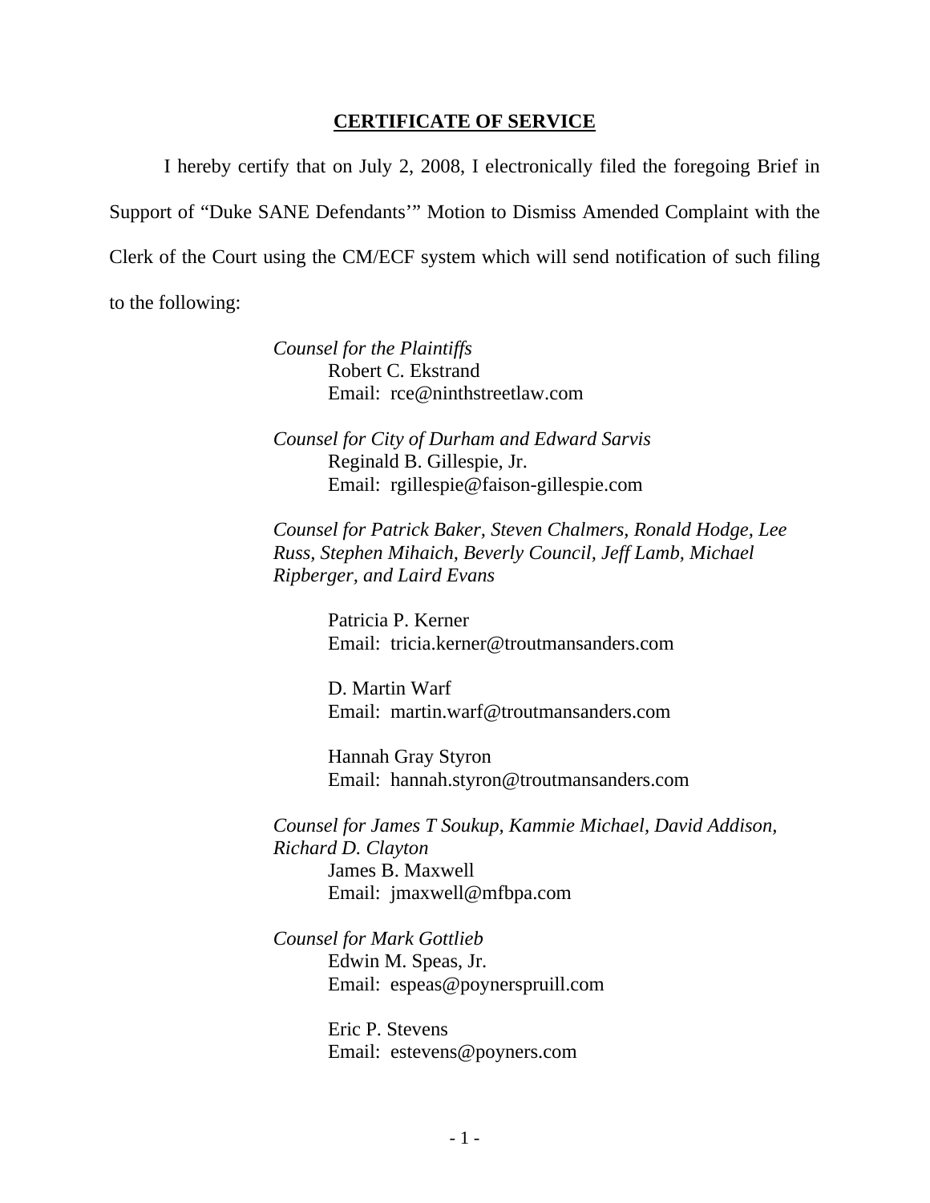**CERTIFICATE OF SERVICE**

I hereby certify that on July 2, 2008, I electronically filed the foregoing Brief in Support of "Duke SANE Defendants'" Motion to Dismiss Amended Complaint with the Clerk of the Court using the CM/ECF system which will send notification of such filing to the following:

*Counsel for the Plaintiffs*
Robert C. Ekstrand
Email: rce@ninthstreetlaw.com

*Counsel for City of Durham and Edward Sarvis*
Reginald B. Gillespie, Jr.
Email: rgillespie@faison-gillespie.com

*Counsel for Patrick Baker, Steven Chalmers, Ronald Hodge, Lee Russ, Stephen Mihaich, Beverly Council, Jeff Lamb, Michael Ripberger, and Laird Evans*

Patricia P. Kerner
Email: tricia.kerner@troutmansanders.com

D. Martin Warf
Email: martin.warf@troutmansanders.com

Hannah Gray Styron
Email: hannah.styron@troutmansanders.com

*Counsel for James T Soukup, Kammie Michael, David Addison, Richard D. Clayton*
James B. Maxwell
Email: jmaxwell@mfbpa.com

*Counsel for Mark Gottlieb*
Edwin M. Speas, Jr.
Email: espeas@poynerspruill.com

Eric P. Stevens
Email: estevens@poyners.com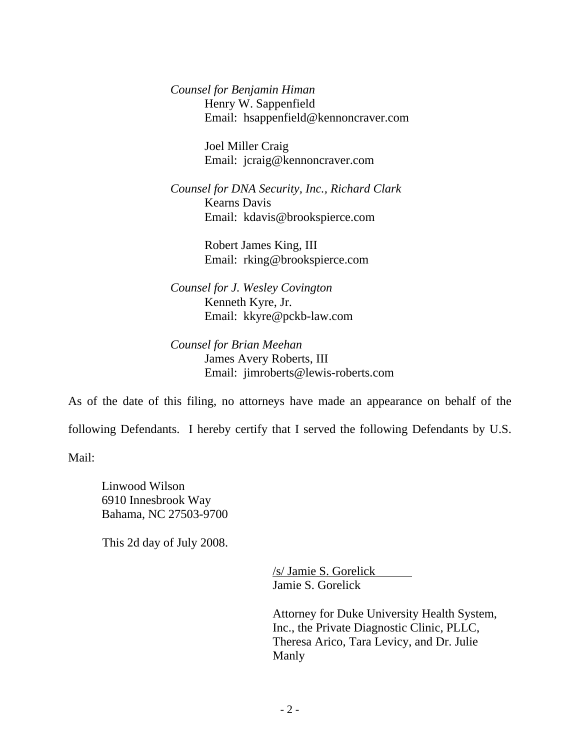*Counsel for Benjamin Himan*
Henry W. Sappenfield
Email: hsappenfield@kennoncraver.com

Joel Miller Craig
Email: jcraig@kennoncraver.com

*Counsel for DNA Security, Inc., Richard Clark*
Kearns Davis
Email: kdavis@brookspierce.com

Robert James King, III
Email: rking@brookspierce.com

*Counsel for J. Wesley Covington*
Kenneth Kyre, Jr.
Email: kkyre@pckb-law.com

*Counsel for Brian Meehan*
James Avery Roberts, III
Email: jimroberts@lewis-roberts.com

As of the date of this filing, no attorneys have made an appearance on behalf of the following Defendants. I hereby certify that I served the following Defendants by U.S. Mail:

Linwood Wilson
6910 Innesbrook Way
Bahama, NC 27503-9700

This 2d day of July 2008.

/s/ Jamie S. Gorelick
Jamie S. Gorelick

Attorney for Duke University Health System, Inc., the Private Diagnostic Clinic, PLLC, Theresa Arico, Tara Levicy, and Dr. Julie Manly